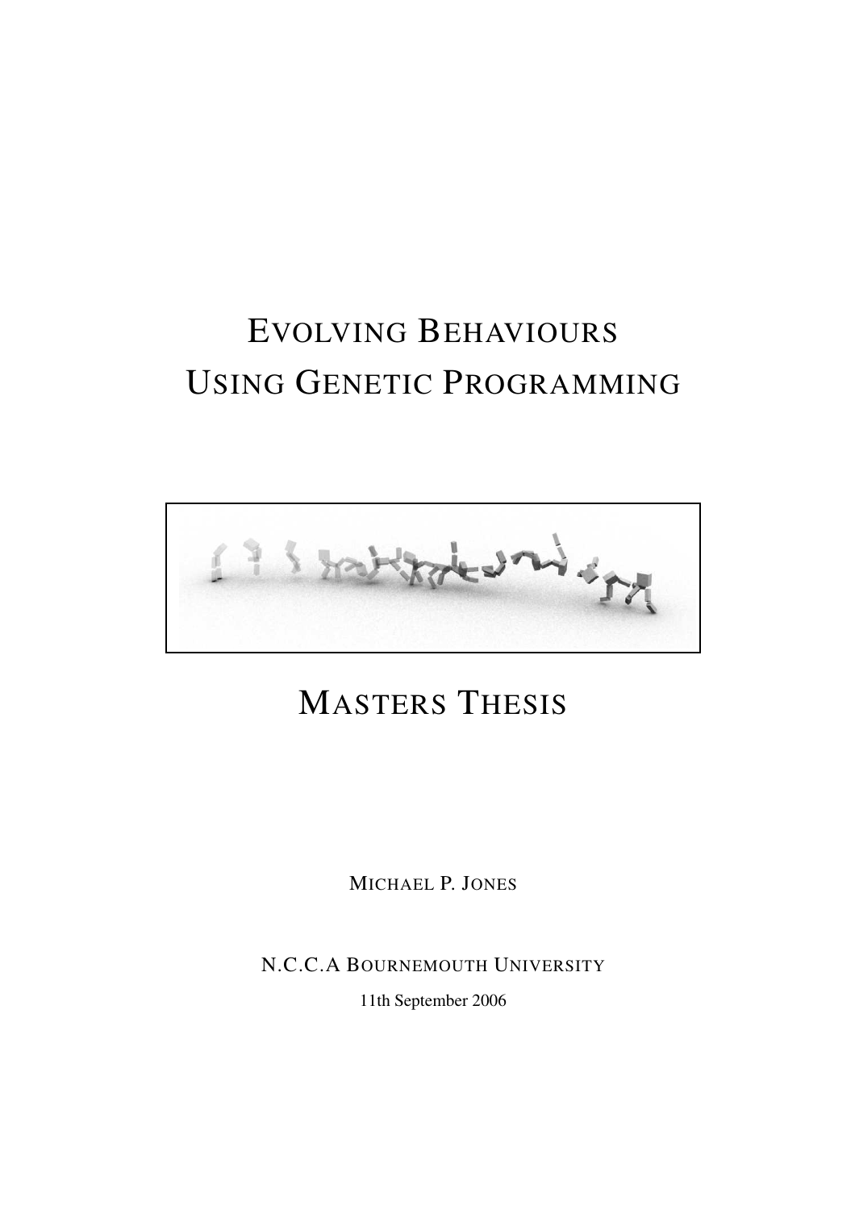# EVOLVING BEHAVIOURS USING GENETIC PROGRAMMING

## MASTERS THESIS

MICHAEL P. JONES

N.C.C.A BOURNEMOUTH UNIVERSITY

11th September 2006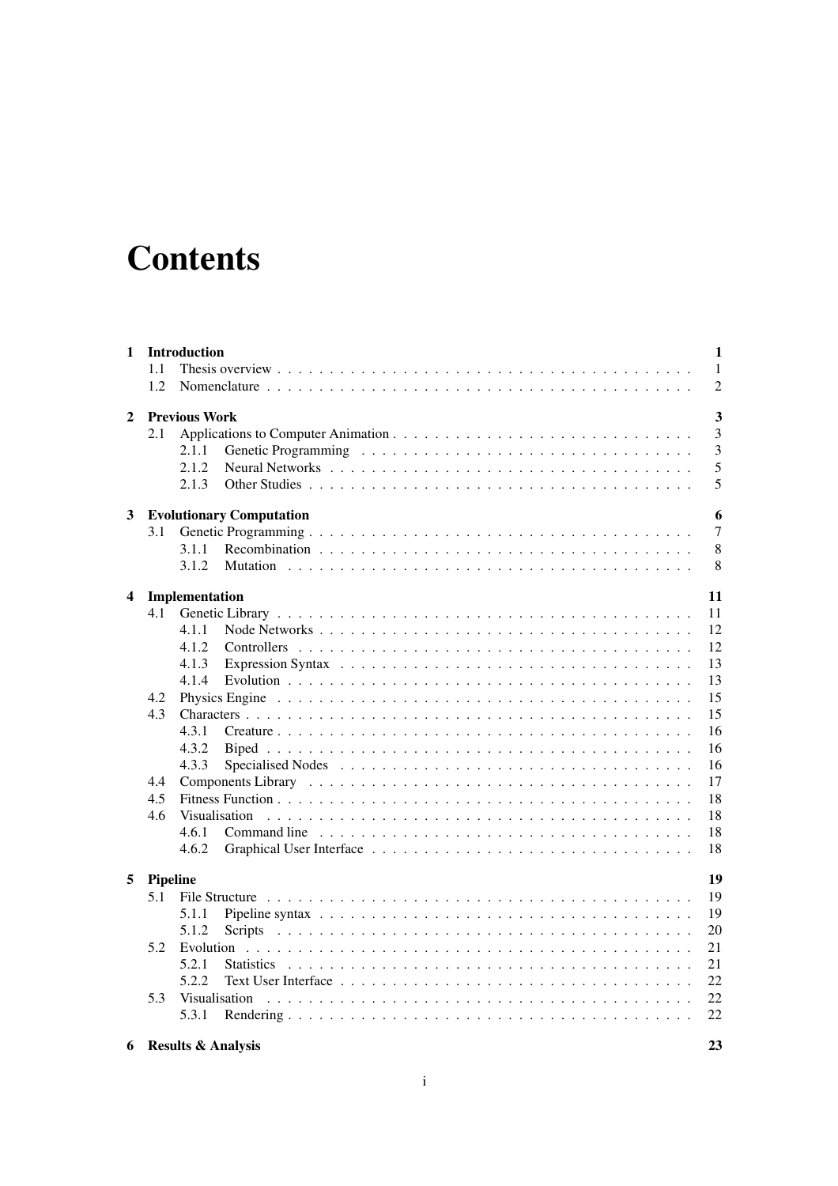# Contents

**1 Introduction** **1**
- 1.1 Thesis overview . . . . . 1
- 1.2 Nomenclature . . . . . 2

**2 Previous Work** **3**
- 2.1 Applications to Computer Animation . . . . . 3
  - 2.1.1 Genetic Programming . . . . . 3
  - 2.1.2 Neural Networks . . . . . 5
  - 2.1.3 Other Studies . . . . . 5

**3 Evolutionary Computation** **6**
- 3.1 Genetic Programming . . . . . 7
  - 3.1.1 Recombination . . . . . 8
  - 3.1.2 Mutation . . . . . 8

**4 Implementation** **11**
- 4.1 Genetic Library . . . . . 11
  - 4.1.1 Node Networks . . . . . 12
  - 4.1.2 Controllers . . . . . 12
  - 4.1.3 Expression Syntax . . . . . 13
  - 4.1.4 Evolution . . . . . 13
- 4.2 Physics Engine . . . . . 15
- 4.3 Characters . . . . . 15
  - 4.3.1 Creature . . . . . 16
  - 4.3.2 Biped . . . . . 16
  - 4.3.3 Specialised Nodes . . . . . 16
- 4.4 Components Library . . . . . 17
- 4.5 Fitness Function . . . . . 18
- 4.6 Visualisation . . . . . 18
  - 4.6.1 Command line . . . . . 18
  - 4.6.2 Graphical User Interface . . . . . 18

**5 Pipeline** **19**
- 5.1 File Structure . . . . . 19
  - 5.1.1 Pipeline syntax . . . . . 19
  - 5.1.2 Scripts . . . . . 20
- 5.2 Evolution . . . . . 21
  - 5.2.1 Statistics . . . . . 21
  - 5.2.2 Text User Interface . . . . . 22
- 5.3 Visualisation . . . . . 22
  - 5.3.1 Rendering . . . . . 22

**6 Results & Analysis** **23**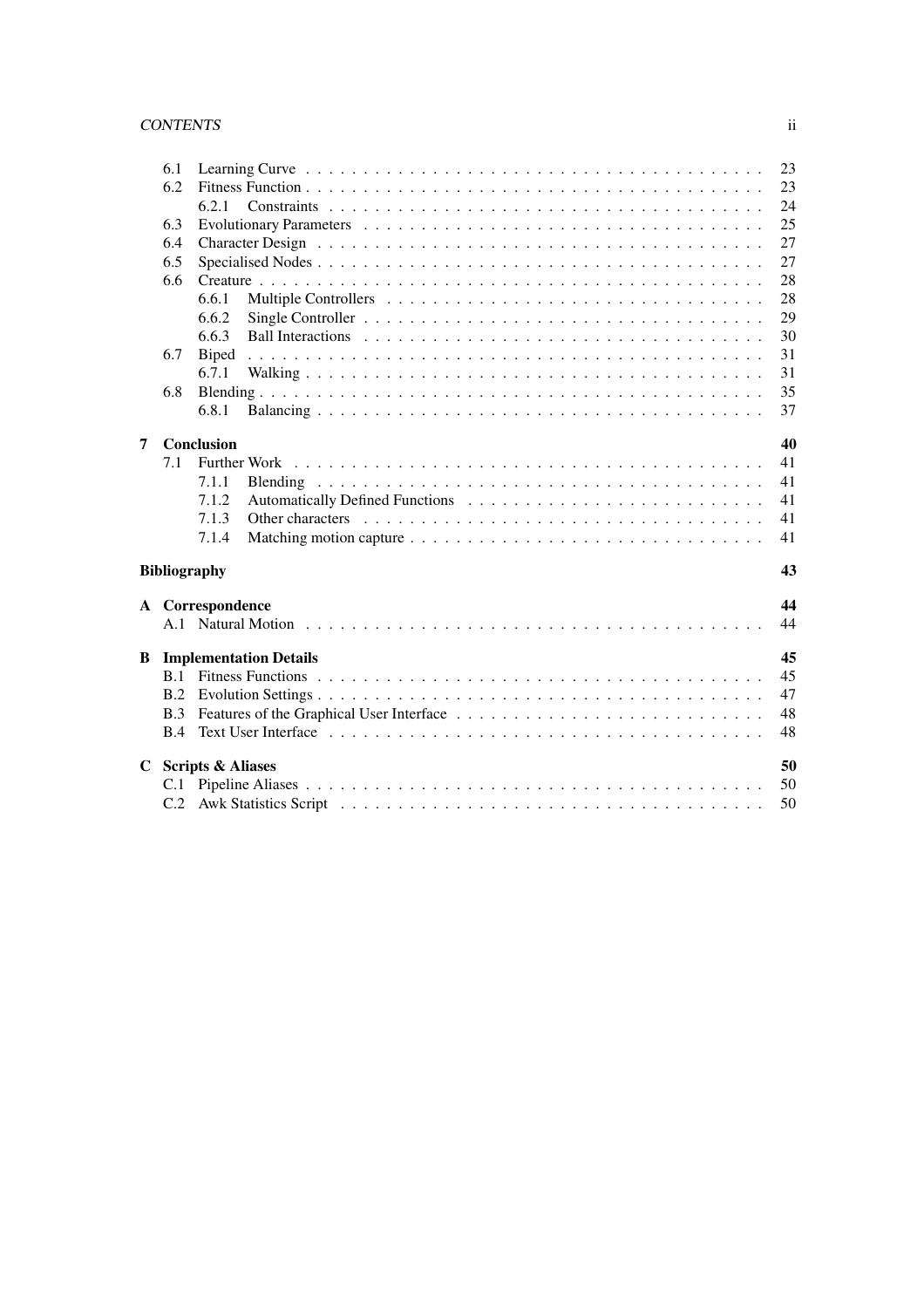6.1 Learning Curve . . . . . . . . . . . . . . . . . . . . . . . . . . . . . . . . . . . . . . . . . 23
6.2 Fitness Function . . . . . . . . . . . . . . . . . . . . . . . . . . . . . . . . . . . . . . . . . 23
    6.2.1 Constraints . . . . . . . . . . . . . . . . . . . . . . . . . . . . . . . . . . . . . . 24
6.3 Evolutionary Parameters . . . . . . . . . . . . . . . . . . . . . . . . . . . . . . . . . . . 25
6.4 Character Design . . . . . . . . . . . . . . . . . . . . . . . . . . . . . . . . . . . . . . . 27
6.5 Specialised Nodes . . . . . . . . . . . . . . . . . . . . . . . . . . . . . . . . . . . . . . . 27
6.6 Creature . . . . . . . . . . . . . . . . . . . . . . . . . . . . . . . . . . . . . . . . . . . . . 28
    6.6.1 Multiple Controllers . . . . . . . . . . . . . . . . . . . . . . . . . . . . . . . . . 28
    6.6.2 Single Controller . . . . . . . . . . . . . . . . . . . . . . . . . . . . . . . . . . . 29
    6.6.3 Ball Interactions . . . . . . . . . . . . . . . . . . . . . . . . . . . . . . . . . . . 30
6.7 Biped . . . . . . . . . . . . . . . . . . . . . . . . . . . . . . . . . . . . . . . . . . . . . . . 31
    6.7.1 Walking . . . . . . . . . . . . . . . . . . . . . . . . . . . . . . . . . . . . . . . . 31
6.8 Blending . . . . . . . . . . . . . . . . . . . . . . . . . . . . . . . . . . . . . . . . . . . . . 35
    6.8.1 Balancing . . . . . . . . . . . . . . . . . . . . . . . . . . . . . . . . . . . . . . . 37

**7 Conclusion** **40**

7.1 Further Work . . . . . . . . . . . . . . . . . . . . . . . . . . . . . . . . . . . . . . . . . . 41
    7.1.1 Blending . . . . . . . . . . . . . . . . . . . . . . . . . . . . . . . . . . . . . . . . 41
    7.1.2 Automatically Defined Functions . . . . . . . . . . . . . . . . . . . . . . . . . . 41
    7.1.3 Other characters . . . . . . . . . . . . . . . . . . . . . . . . . . . . . . . . . . . 41
    7.1.4 Matching motion capture . . . . . . . . . . . . . . . . . . . . . . . . . . . . . . . 41

**Bibliography** **43**

**A Correspondence** **44**

A.1 Natural Motion . . . . . . . . . . . . . . . . . . . . . . . . . . . . . . . . . . . . . . . . . 44

**B Implementation Details** **45**

B.1 Fitness Functions . . . . . . . . . . . . . . . . . . . . . . . . . . . . . . . . . . . . . . . 45
B.2 Evolution Settings . . . . . . . . . . . . . . . . . . . . . . . . . . . . . . . . . . . . . . . 47
B.3 Features of the Graphical User Interface . . . . . . . . . . . . . . . . . . . . . . . . . . . 48
B.4 Text User Interface . . . . . . . . . . . . . . . . . . . . . . . . . . . . . . . . . . . . . . . 48

**C Scripts & Aliases** **50**

C.1 Pipeline Aliases . . . . . . . . . . . . . . . . . . . . . . . . . . . . . . . . . . . . . . . . . 50
C.2 Awk Statistics Script . . . . . . . . . . . . . . . . . . . . . . . . . . . . . . . . . . . . . 50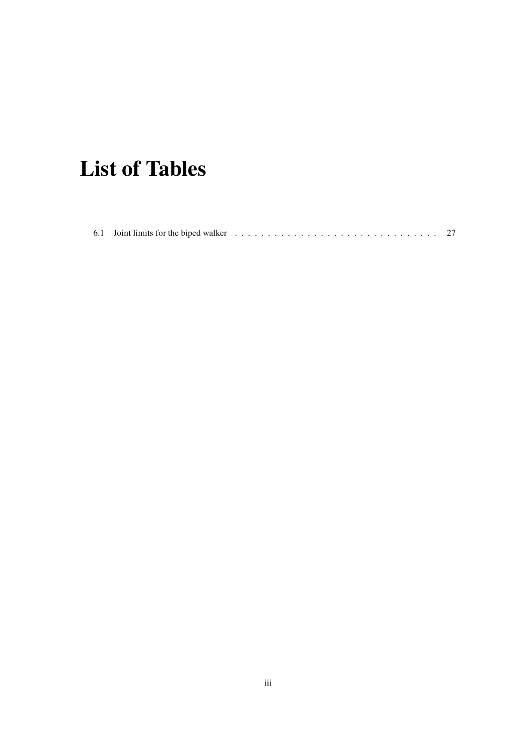# List of Tables

6.1 Joint limits for the biped walker . . . . . . . . . . . . . . . . . . . . . . . . . . . . . . . . 27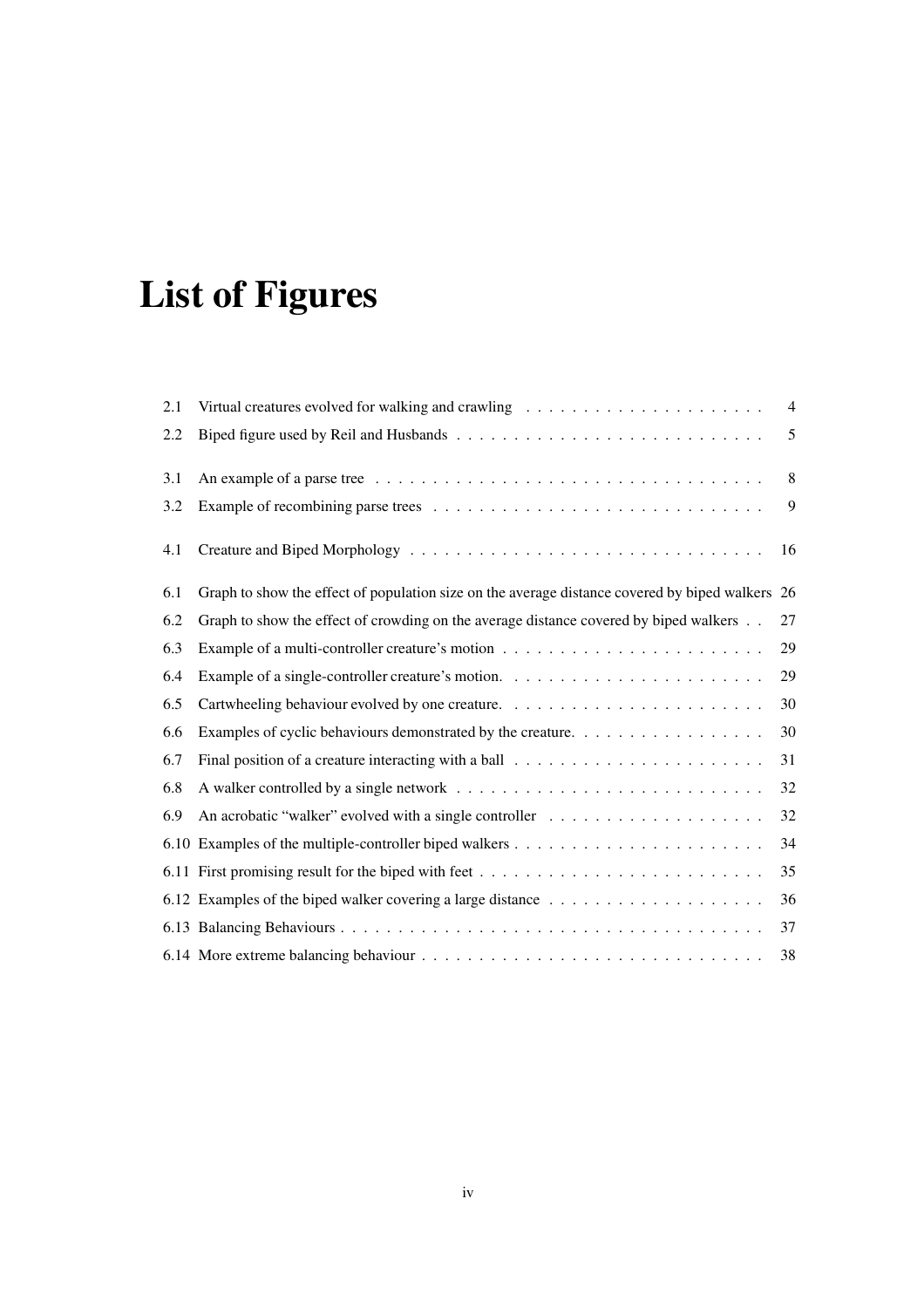# List of Figures

2.1 Virtual creatures evolved for walking and crawling . . . . . . . . . . . . . . . . . . . . . 4
2.2 Biped figure used by Reil and Husbands . . . . . . . . . . . . . . . . . . . . . . . . . . . 5

3.1 An example of a parse tree . . . . . . . . . . . . . . . . . . . . . . . . . . . . . . . . . . 8
3.2 Example of recombining parse trees . . . . . . . . . . . . . . . . . . . . . . . . . . . . . 9

4.1 Creature and Biped Morphology . . . . . . . . . . . . . . . . . . . . . . . . . . . . . . . 16

6.1 Graph to show the effect of population size on the average distance covered by biped walkers 26
6.2 Graph to show the effect of crowding on the average distance covered by biped walkers . . 27
6.3 Example of a multi-controller creature's motion . . . . . . . . . . . . . . . . . . . . . . . 29
6.4 Example of a single-controller creature's motion. . . . . . . . . . . . . . . . . . . . . . . 29
6.5 Cartwheeling behaviour evolved by one creature. . . . . . . . . . . . . . . . . . . . . . . 30
6.6 Examples of cyclic behaviours demonstrated by the creature. . . . . . . . . . . . . . . . . 30
6.7 Final position of a creature interacting with a ball . . . . . . . . . . . . . . . . . . . . . . 31
6.8 A walker controlled by a single network . . . . . . . . . . . . . . . . . . . . . . . . . . . 32
6.9 An acrobatic "walker" evolved with a single controller . . . . . . . . . . . . . . . . . . . 32
6.10 Examples of the multiple-controller biped walkers . . . . . . . . . . . . . . . . . . . . . . 34
6.11 First promising result for the biped with feet . . . . . . . . . . . . . . . . . . . . . . . . . 35
6.12 Examples of the biped walker covering a large distance . . . . . . . . . . . . . . . . . . . 36
6.13 Balancing Behaviours . . . . . . . . . . . . . . . . . . . . . . . . . . . . . . . . . . . . . 37
6.14 More extreme balancing behaviour . . . . . . . . . . . . . . . . . . . . . . . . . . . . . . 38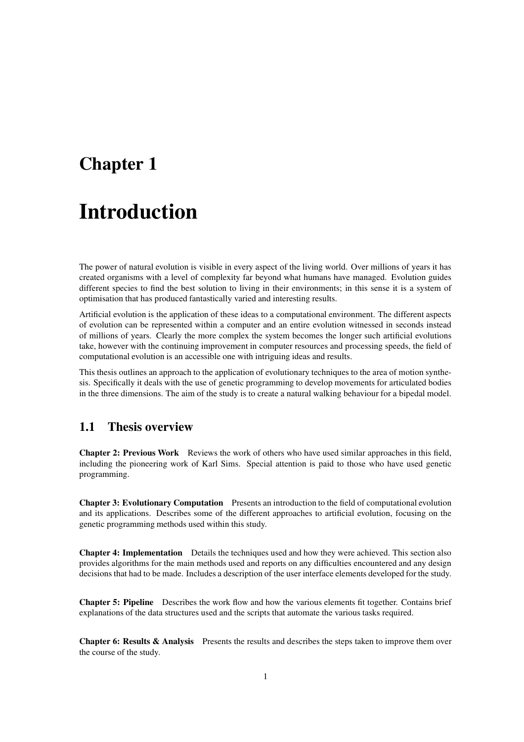# Chapter 1

# Introduction

The power of natural evolution is visible in every aspect of the living world. Over millions of years it has created organisms with a level of complexity far beyond what humans have managed. Evolution guides different species to find the best solution to living in their environments; in this sense it is a system of optimisation that has produced fantastically varied and interesting results.

Artificial evolution is the application of these ideas to a computational environment. The different aspects of evolution can be represented within a computer and an entire evolution witnessed in seconds instead of millions of years. Clearly the more complex the system becomes the longer such artificial evolutions take, however with the continuing improvement in computer resources and processing speeds, the field of computational evolution is an accessible one with intriguing ideas and results.

This thesis outlines an approach to the application of evolutionary techniques to the area of motion synthesis. Specifically it deals with the use of genetic programming to develop movements for articulated bodies in the three dimensions. The aim of the study is to create a natural walking behaviour for a bipedal model.

## 1.1 Thesis overview

**Chapter 2: Previous Work** Reviews the work of others who have used similar approaches in this field, including the pioneering work of Karl Sims. Special attention is paid to those who have used genetic programming.

**Chapter 3: Evolutionary Computation** Presents an introduction to the field of computational evolution and its applications. Describes some of the different approaches to artificial evolution, focusing on the genetic programming methods used within this study.

**Chapter 4: Implementation** Details the techniques used and how they were achieved. This section also provides algorithms for the main methods used and reports on any difficulties encountered and any design decisions that had to be made. Includes a description of the user interface elements developed for the study.

**Chapter 5: Pipeline** Describes the work flow and how the various elements fit together. Contains brief explanations of the data structures used and the scripts that automate the various tasks required.

**Chapter 6: Results & Analysis** Presents the results and describes the steps taken to improve them over the course of the study.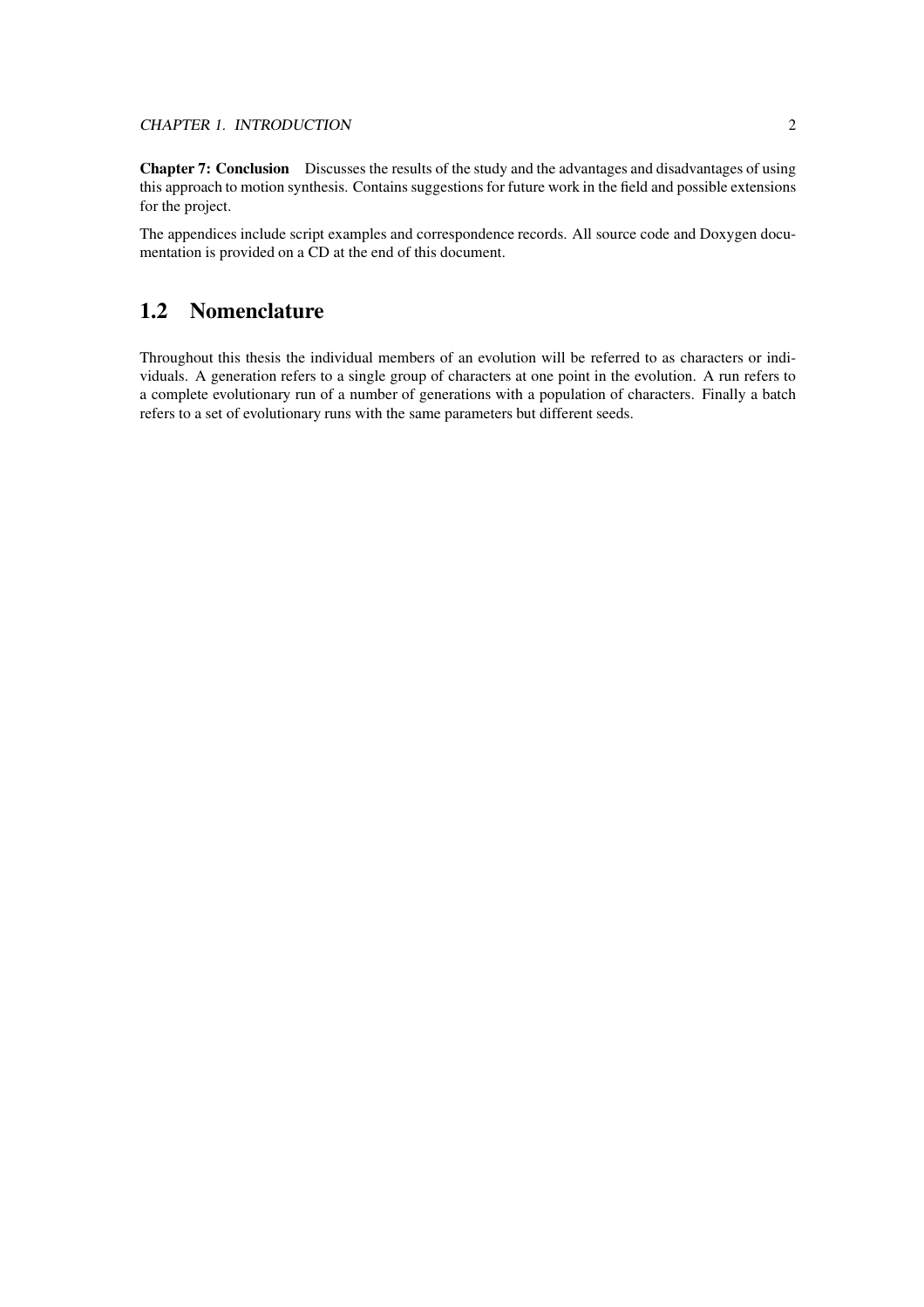**Chapter 7: Conclusion** Discusses the results of the study and the advantages and disadvantages of using this approach to motion synthesis. Contains suggestions for future work in the field and possible extensions for the project.

The appendices include script examples and correspondence records. All source code and Doxygen documentation is provided on a CD at the end of this document.

## 1.2 Nomenclature

Throughout this thesis the individual members of an evolution will be referred to as characters or individuals. A generation refers to a single group of characters at one point in the evolution. A run refers to a complete evolutionary run of a number of generations with a population of characters. Finally a batch refers to a set of evolutionary runs with the same parameters but different seeds.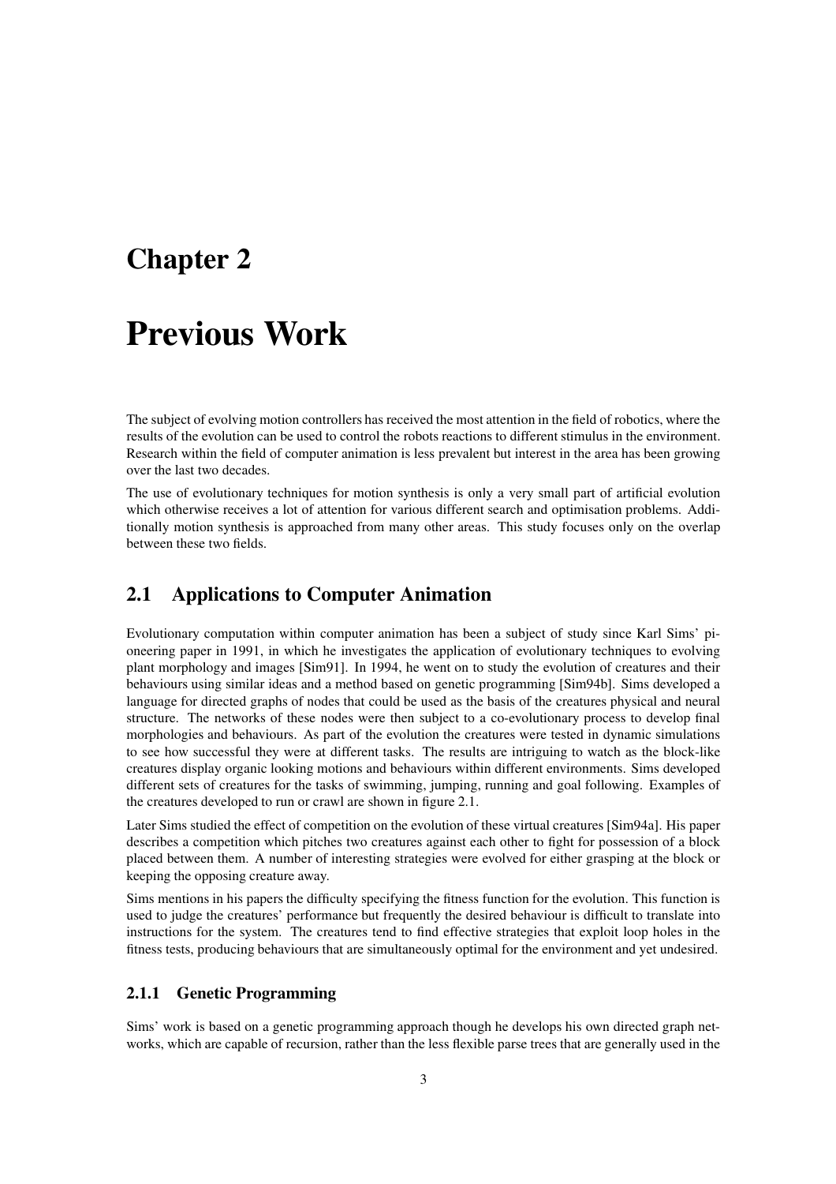# Chapter 2

# Previous Work

The subject of evolving motion controllers has received the most attention in the field of robotics, where the results of the evolution can be used to control the robots reactions to different stimulus in the environment. Research within the field of computer animation is less prevalent but interest in the area has been growing over the last two decades.

The use of evolutionary techniques for motion synthesis is only a very small part of artificial evolution which otherwise receives a lot of attention for various different search and optimisation problems. Additionally motion synthesis is approached from many other areas. This study focuses only on the overlap between these two fields.

## 2.1 Applications to Computer Animation

Evolutionary computation within computer animation has been a subject of study since Karl Sims' pioneering paper in 1991, in which he investigates the application of evolutionary techniques to evolving plant morphology and images [Sim91]. In 1994, he went on to study the evolution of creatures and their behaviours using similar ideas and a method based on genetic programming [Sim94b]. Sims developed a language for directed graphs of nodes that could be used as the basis of the creatures physical and neural structure. The networks of these nodes were then subject to a co-evolutionary process to develop final morphologies and behaviours. As part of the evolution the creatures were tested in dynamic simulations to see how successful they were at different tasks. The results are intriguing to watch as the block-like creatures display organic looking motions and behaviours within different environments. Sims developed different sets of creatures for the tasks of swimming, jumping, running and goal following. Examples of the creatures developed to run or crawl are shown in figure 2.1.

Later Sims studied the effect of competition on the evolution of these virtual creatures [Sim94a]. His paper describes a competition which pitches two creatures against each other to fight for possession of a block placed between them. A number of interesting strategies were evolved for either grasping at the block or keeping the opposing creature away.

Sims mentions in his papers the difficulty specifying the fitness function for the evolution. This function is used to judge the creatures' performance but frequently the desired behaviour is difficult to translate into instructions for the system. The creatures tend to find effective strategies that exploit loop holes in the fitness tests, producing behaviours that are simultaneously optimal for the environment and yet undesired.

### 2.1.1 Genetic Programming

Sims' work is based on a genetic programming approach though he develops his own directed graph networks, which are capable of recursion, rather than the less flexible parse trees that are generally used in the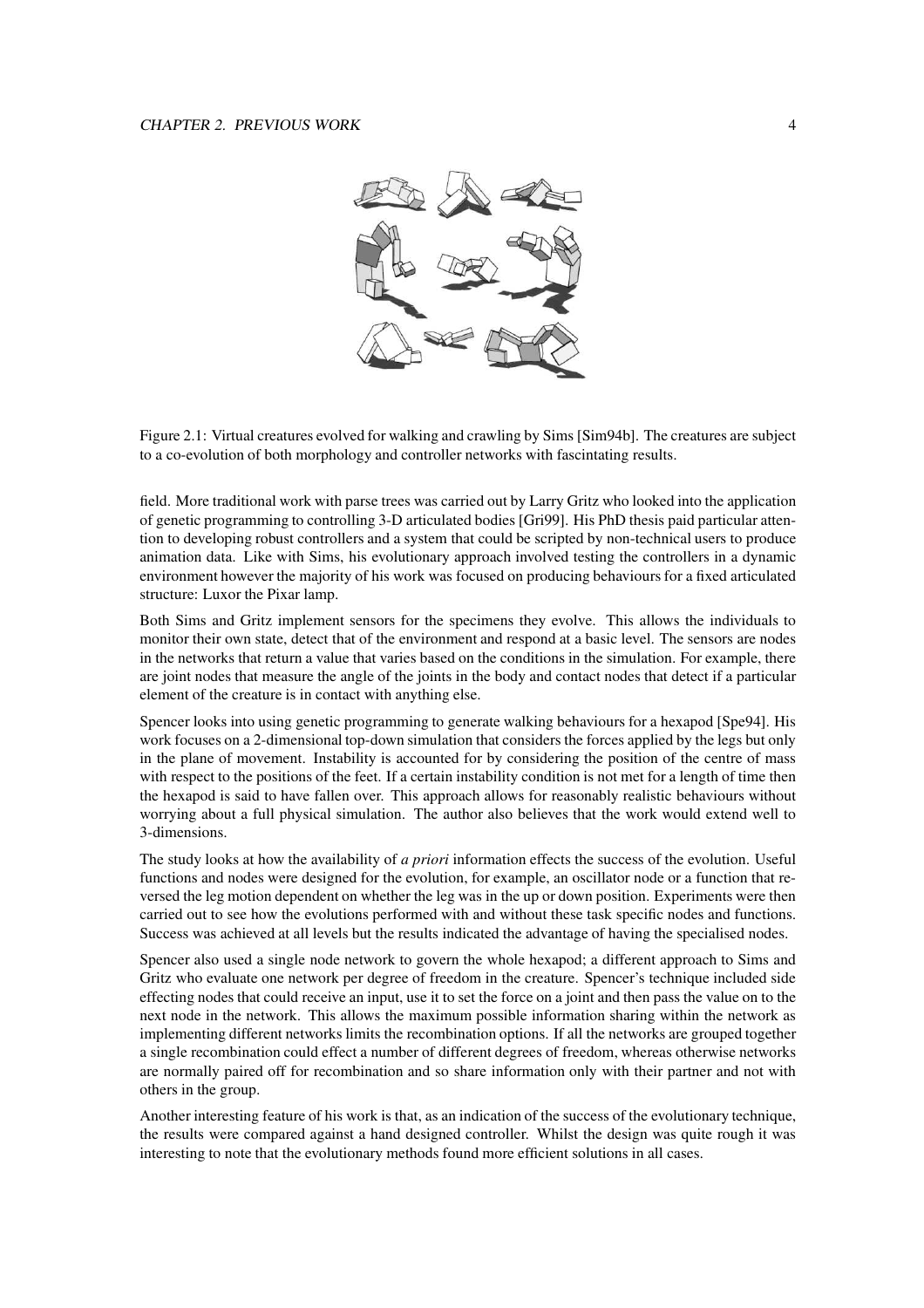Figure 2.1: Virtual creatures evolved for walking and crawling by Sims [Sim94b]. The creatures are subject to a co-evolution of both morphology and controller networks with fascintating results.

field. More traditional work with parse trees was carried out by Larry Gritz who looked into the application of genetic programming to controlling 3-D articulated bodies [Gri99]. His PhD thesis paid particular attention to developing robust controllers and a system that could be scripted by non-technical users to produce animation data. Like with Sims, his evolutionary approach involved testing the controllers in a dynamic environment however the majority of his work was focused on producing behaviours for a fixed articulated structure: Luxor the Pixar lamp.

Both Sims and Gritz implement sensors for the specimens they evolve. This allows the individuals to monitor their own state, detect that of the environment and respond at a basic level. The sensors are nodes in the networks that return a value that varies based on the conditions in the simulation. For example, there are joint nodes that measure the angle of the joints in the body and contact nodes that detect if a particular element of the creature is in contact with anything else.

Spencer looks into using genetic programming to generate walking behaviours for a hexapod [Spe94]. His work focuses on a 2-dimensional top-down simulation that considers the forces applied by the legs but only in the plane of movement. Instability is accounted for by considering the position of the centre of mass with respect to the positions of the feet. If a certain instability condition is not met for a length of time then the hexapod is said to have fallen over. This approach allows for reasonably realistic behaviours without worrying about a full physical simulation. The author also believes that the work would extend well to 3-dimensions.

The study looks at how the availability of *a priori* information effects the success of the evolution. Useful functions and nodes were designed for the evolution, for example, an oscillator node or a function that reversed the leg motion dependent on whether the leg was in the up or down position. Experiments were then carried out to see how the evolutions performed with and without these task specific nodes and functions. Success was achieved at all levels but the results indicated the advantage of having the specialised nodes.

Spencer also used a single node network to govern the whole hexapod; a different approach to Sims and Gritz who evaluate one network per degree of freedom in the creature. Spencer's technique included side effecting nodes that could receive an input, use it to set the force on a joint and then pass the value on to the next node in the network. This allows the maximum possible information sharing within the network as implementing different networks limits the recombination options. If all the networks are grouped together a single recombination could effect a number of different degrees of freedom, whereas otherwise networks are normally paired off for recombination and so share information only with their partner and not with others in the group.

Another interesting feature of his work is that, as an indication of the success of the evolutionary technique, the results were compared against a hand designed controller. Whilst the design was quite rough it was interesting to note that the evolutionary methods found more efficient solutions in all cases.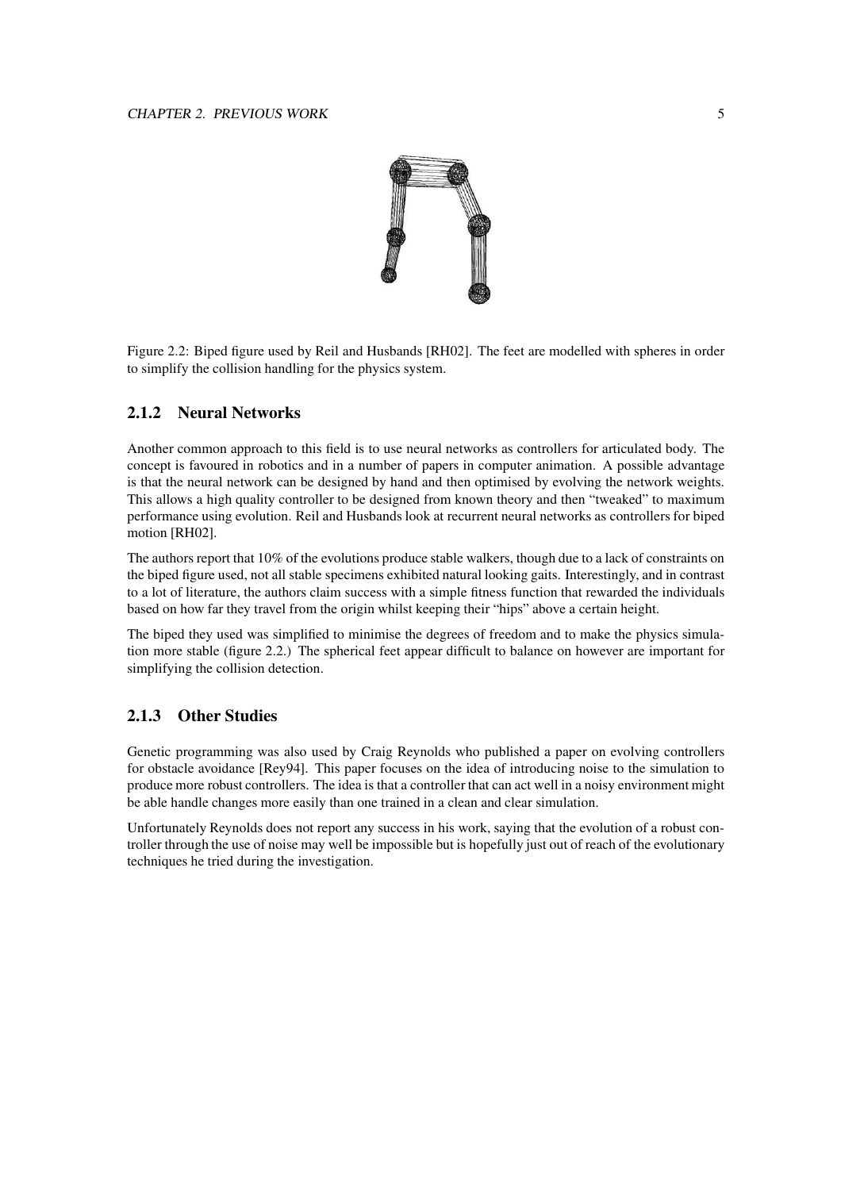Figure 2.2: Biped figure used by Reil and Husbands [RH02]. The feet are modelled with spheres in order to simplify the collision handling for the physics system.

### 2.1.2 Neural Networks

Another common approach to this field is to use neural networks as controllers for articulated body. The concept is favoured in robotics and in a number of papers in computer animation. A possible advantage is that the neural network can be designed by hand and then optimised by evolving the network weights. This allows a high quality controller to be designed from known theory and then "tweaked" to maximum performance using evolution. Reil and Husbands look at recurrent neural networks as controllers for biped motion [RH02].

The authors report that 10% of the evolutions produce stable walkers, though due to a lack of constraints on the biped figure used, not all stable specimens exhibited natural looking gaits. Interestingly, and in contrast to a lot of literature, the authors claim success with a simple fitness function that rewarded the individuals based on how far they travel from the origin whilst keeping their "hips" above a certain height.

The biped they used was simplified to minimise the degrees of freedom and to make the physics simulation more stable (figure 2.2.) The spherical feet appear difficult to balance on however are important for simplifying the collision detection.

### 2.1.3 Other Studies

Genetic programming was also used by Craig Reynolds who published a paper on evolving controllers for obstacle avoidance [Rey94]. This paper focuses on the idea of introducing noise to the simulation to produce more robust controllers. The idea is that a controller that can act well in a noisy environment might be able handle changes more easily than one trained in a clean and clear simulation.

Unfortunately Reynolds does not report any success in his work, saying that the evolution of a robust controller through the use of noise may well be impossible but is hopefully just out of reach of the evolutionary techniques he tried during the investigation.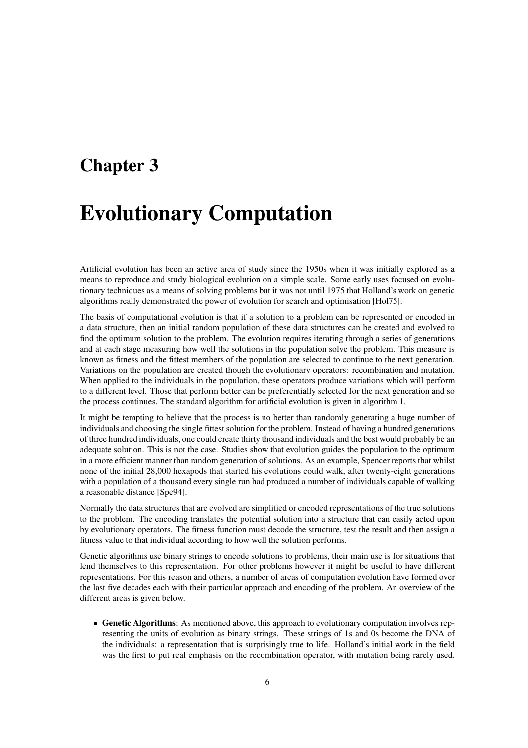# Chapter 3

# Evolutionary Computation

Artificial evolution has been an active area of study since the 1950s when it was initially explored as a means to reproduce and study biological evolution on a simple scale. Some early uses focused on evolutionary techniques as a means of solving problems but it was not until 1975 that Holland's work on genetic algorithms really demonstrated the power of evolution for search and optimisation [Hol75].

The basis of computational evolution is that if a solution to a problem can be represented or encoded in a data structure, then an initial random population of these data structures can be created and evolved to find the optimum solution to the problem. The evolution requires iterating through a series of generations and at each stage measuring how well the solutions in the population solve the problem. This measure is known as fitness and the fittest members of the population are selected to continue to the next generation. Variations on the population are created though the evolutionary operators: recombination and mutation. When applied to the individuals in the population, these operators produce variations which will perform to a different level. Those that perform better can be preferentially selected for the next generation and so the process continues. The standard algorithm for artificial evolution is given in algorithm 1.

It might be tempting to believe that the process is no better than randomly generating a huge number of individuals and choosing the single fittest solution for the problem. Instead of having a hundred generations of three hundred individuals, one could create thirty thousand individuals and the best would probably be an adequate solution. This is not the case. Studies show that evolution guides the population to the optimum in a more efficient manner than random generation of solutions. As an example, Spencer reports that whilst none of the initial 28,000 hexapods that started his evolutions could walk, after twenty-eight generations with a population of a thousand every single run had produced a number of individuals capable of walking a reasonable distance [Spe94].

Normally the data structures that are evolved are simplified or encoded representations of the true solutions to the problem. The encoding translates the potential solution into a structure that can easily acted upon by evolutionary operators. The fitness function must decode the structure, test the result and then assign a fitness value to that individual according to how well the solution performs.

Genetic algorithms use binary strings to encode solutions to problems, their main use is for situations that lend themselves to this representation. For other problems however it might be useful to have different representations. For this reason and others, a number of areas of computation evolution have formed over the last five decades each with their particular approach and encoding of the problem. An overview of the different areas is given below.

- **Genetic Algorithms**: As mentioned above, this approach to evolutionary computation involves representing the units of evolution as binary strings. These strings of 1s and 0s become the DNA of the individuals: a representation that is surprisingly true to life. Holland's initial work in the field was the first to put real emphasis on the recombination operator, with mutation being rarely used.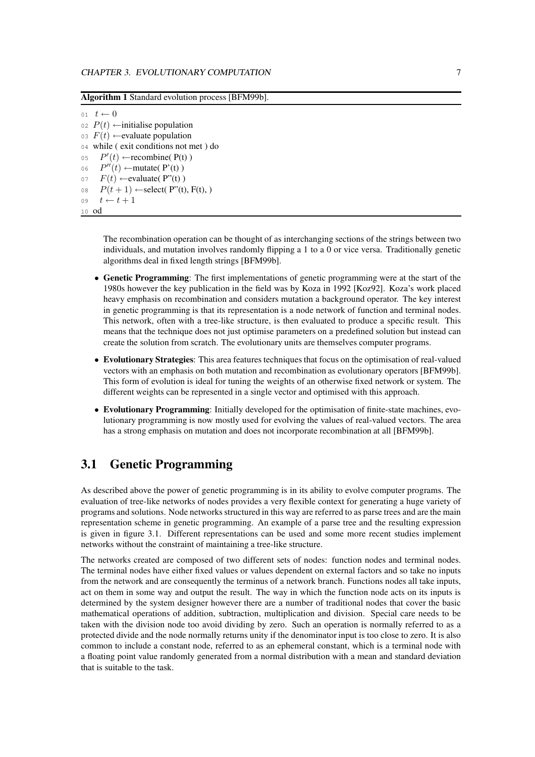**Algorithm 1** Standard evolution process [BFM99b].

```
01  t ← 0
02  P(t) ←initialise population
03  F(t) ←evaluate population
04  while ( exit conditions not met ) do
05    P'(t) ←recombine( P(t) )
06    P''(t) ←mutate( P'(t) )
07    F(t) ←evaluate( P''(t) )
08    P(t + 1) ←select( P''(t), F(t), )
09    t ← t + 1
10  od
```

The recombination operation can be thought of as interchanging sections of the strings between two individuals, and mutation involves randomly flipping a 1 to a 0 or vice versa. Traditionally genetic algorithms deal in fixed length strings [BFM99b].

- **Genetic Programming**: The first implementations of genetic programming were at the start of the 1980s however the key publication in the field was by Koza in 1992 [Koz92]. Koza's work placed heavy emphasis on recombination and considers mutation a background operator. The key interest in genetic programming is that its representation is a node network of function and terminal nodes. This network, often with a tree-like structure, is then evaluated to produce a specific result. This means that the technique does not just optimise parameters on a predefined solution but instead can create the solution from scratch. The evolutionary units are themselves computer programs.
- **Evolutionary Strategies**: This area features techniques that focus on the optimisation of real-valued vectors with an emphasis on both mutation and recombination as evolutionary operators [BFM99b]. This form of evolution is ideal for tuning the weights of an otherwise fixed network or system. The different weights can be represented in a single vector and optimised with this approach.
- **Evolutionary Programming**: Initially developed for the optimisation of finite-state machines, evolutionary programming is now mostly used for evolving the values of real-valued vectors. The area has a strong emphasis on mutation and does not incorporate recombination at all [BFM99b].

## 3.1 Genetic Programming

As described above the power of genetic programming is in its ability to evolve computer programs. The evaluation of tree-like networks of nodes provides a very flexible context for generating a huge variety of programs and solutions. Node networks structured in this way are referred to as parse trees and are the main representation scheme in genetic programming. An example of a parse tree and the resulting expression is given in figure 3.1. Different representations can be used and some more recent studies implement networks without the constraint of maintaining a tree-like structure.

The networks created are composed of two different sets of nodes: function nodes and terminal nodes. The terminal nodes have either fixed values or values dependent on external factors and so take no inputs from the network and are consequently the terminus of a network branch. Functions nodes all take inputs, act on them in some way and output the result. The way in which the function node acts on its inputs is determined by the system designer however there are a number of traditional nodes that cover the basic mathematical operations of addition, subtraction, multiplication and division. Special care needs to be taken with the division node too avoid dividing by zero. Such an operation is normally referred to as a protected divide and the node normally returns unity if the denominator input is too close to zero. It is also common to include a constant node, referred to as an ephemeral constant, which is a terminal node with a floating point value randomly generated from a normal distribution with a mean and standard deviation that is suitable to the task.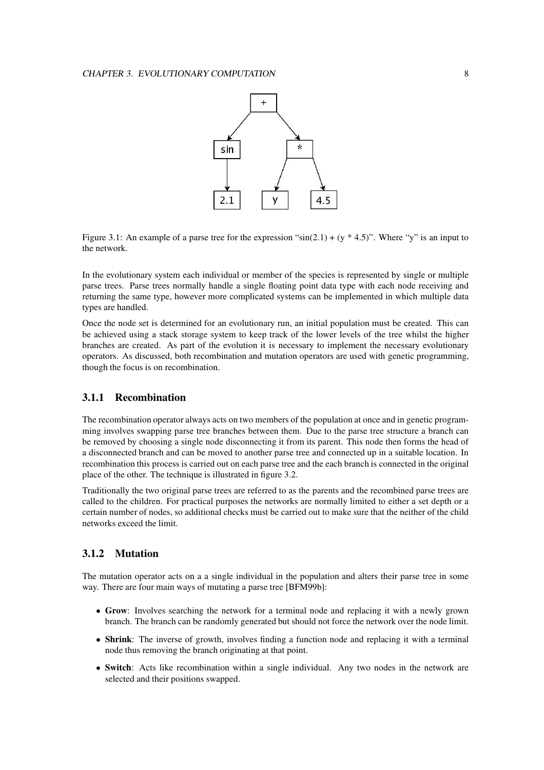Figure 3.1: An example of a parse tree for the expression "sin(2.1) + (y * 4.5)". Where "y" is an input to the network.

In the evolutionary system each individual or member of the species is represented by single or multiple parse trees. Parse trees normally handle a single floating point data type with each node receiving and returning the same type, however more complicated systems can be implemented in which multiple data types are handled.

Once the node set is determined for an evolutionary run, an initial population must be created. This can be achieved using a stack storage system to keep track of the lower levels of the tree whilst the higher branches are created. As part of the evolution it is necessary to implement the necessary evolutionary operators. As discussed, both recombination and mutation operators are used with genetic programming, though the focus is on recombination.

### 3.1.1 Recombination

The recombination operator always acts on two members of the population at once and in genetic programming involves swapping parse tree branches between them. Due to the parse tree structure a branch can be removed by choosing a single node disconnecting it from its parent. This node then forms the head of a disconnected branch and can be moved to another parse tree and connected up in a suitable location. In recombination this process is carried out on each parse tree and the each branch is connected in the original place of the other. The technique is illustrated in figure 3.2.

Traditionally the two original parse trees are referred to as the parents and the recombined parse trees are called to the children. For practical purposes the networks are normally limited to either a set depth or a certain number of nodes, so additional checks must be carried out to make sure that the neither of the child networks exceed the limit.

### 3.1.2 Mutation

The mutation operator acts on a a single individual in the population and alters their parse tree in some way. There are four main ways of mutating a parse tree [BFM99b]:

- **Grow**: Involves searching the network for a terminal node and replacing it with a newly grown branch. The branch can be randomly generated but should not force the network over the node limit.
- **Shrink**: The inverse of growth, involves finding a function node and replacing it with a terminal node thus removing the branch originating at that point.
- **Switch**: Acts like recombination within a single individual. Any two nodes in the network are selected and their positions swapped.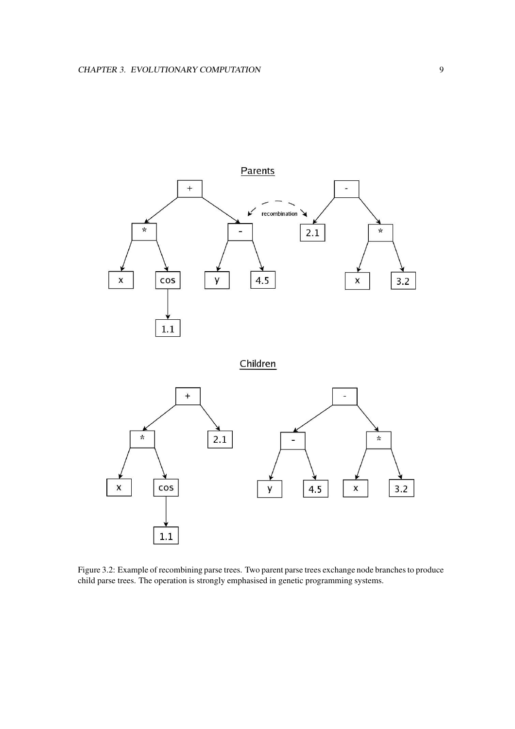Figure 3.2: Example of recombining parse trees. Two parent parse trees exchange node branches to produce child parse trees. The operation is strongly emphasised in genetic programming systems.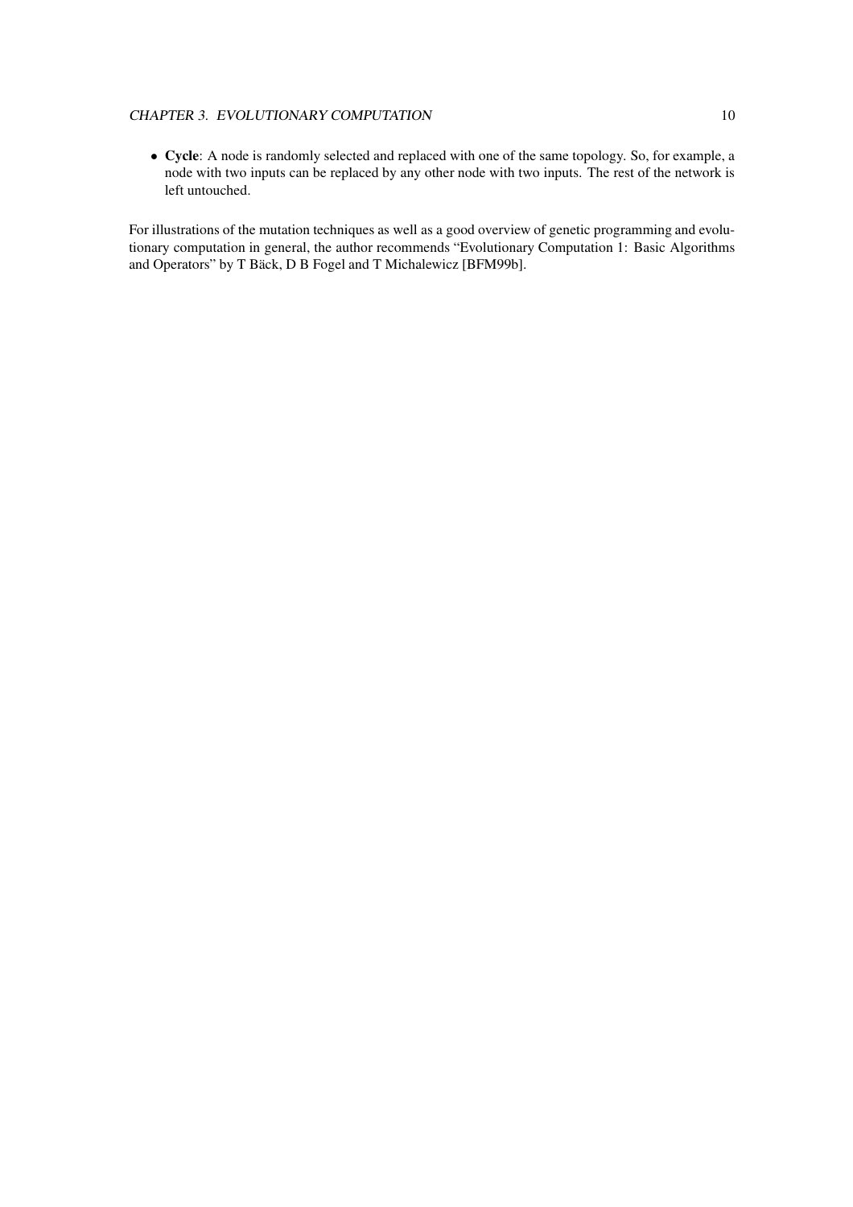- **Cycle**: A node is randomly selected and replaced with one of the same topology. So, for example, a node with two inputs can be replaced by any other node with two inputs. The rest of the network is left untouched.

For illustrations of the mutation techniques as well as a good overview of genetic programming and evolutionary computation in general, the author recommends "Evolutionary Computation 1: Basic Algorithms and Operators" by T Bäck, D B Fogel and T Michalewicz [BFM99b].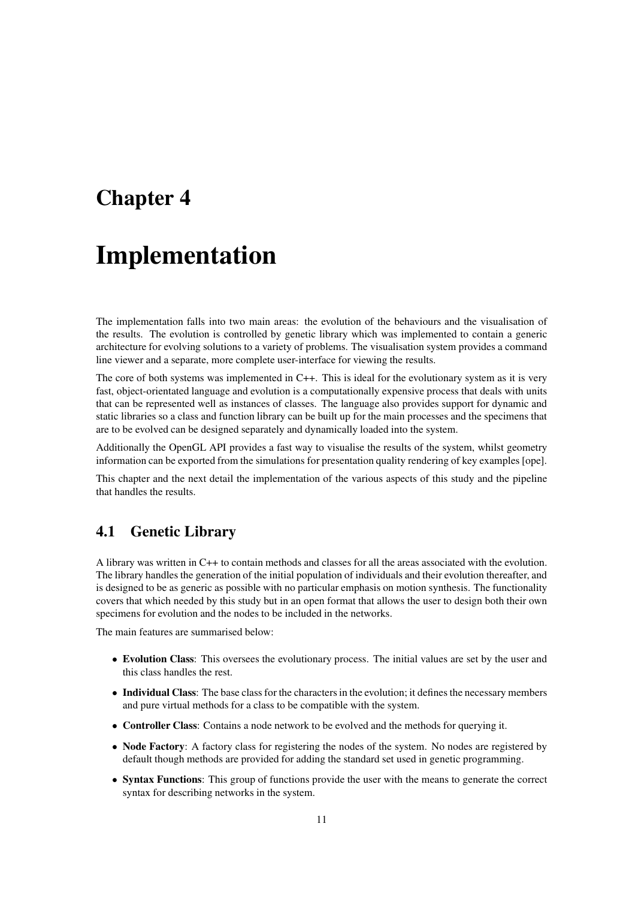# Chapter 4

# Implementation

The implementation falls into two main areas: the evolution of the behaviours and the visualisation of the results. The evolution is controlled by genetic library which was implemented to contain a generic architecture for evolving solutions to a variety of problems. The visualisation system provides a command line viewer and a separate, more complete user-interface for viewing the results.

The core of both systems was implemented in C++. This is ideal for the evolutionary system as it is very fast, object-orientated language and evolution is a computationally expensive process that deals with units that can be represented well as instances of classes. The language also provides support for dynamic and static libraries so a class and function library can be built up for the main processes and the specimens that are to be evolved can be designed separately and dynamically loaded into the system.

Additionally the OpenGL API provides a fast way to visualise the results of the system, whilst geometry information can be exported from the simulations for presentation quality rendering of key examples [ope].

This chapter and the next detail the implementation of the various aspects of this study and the pipeline that handles the results.

## 4.1 Genetic Library

A library was written in C++ to contain methods and classes for all the areas associated with the evolution. The library handles the generation of the initial population of individuals and their evolution thereafter, and is designed to be as generic as possible with no particular emphasis on motion synthesis. The functionality covers that which needed by this study but in an open format that allows the user to design both their own specimens for evolution and the nodes to be included in the networks.

The main features are summarised below:

- **Evolution Class**: This oversees the evolutionary process. The initial values are set by the user and this class handles the rest.
- **Individual Class**: The base class for the characters in the evolution; it defines the necessary members and pure virtual methods for a class to be compatible with the system.
- **Controller Class**: Contains a node network to be evolved and the methods for querying it.
- **Node Factory**: A factory class for registering the nodes of the system. No nodes are registered by default though methods are provided for adding the standard set used in genetic programming.
- **Syntax Functions**: This group of functions provide the user with the means to generate the correct syntax for describing networks in the system.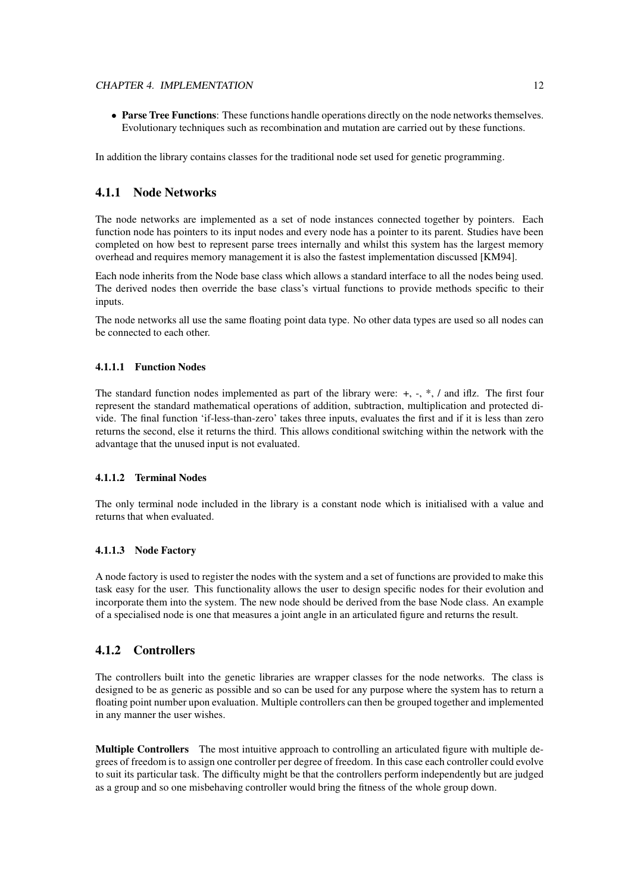- **Parse Tree Functions**: These functions handle operations directly on the node networks themselves. Evolutionary techniques such as recombination and mutation are carried out by these functions.

In addition the library contains classes for the traditional node set used for genetic programming.

### 4.1.1 Node Networks

The node networks are implemented as a set of node instances connected together by pointers. Each function node has pointers to its input nodes and every node has a pointer to its parent. Studies have been completed on how best to represent parse trees internally and whilst this system has the largest memory overhead and requires memory management it is also the fastest implementation discussed [KM94].

Each node inherits from the Node base class which allows a standard interface to all the nodes being used. The derived nodes then override the base class's virtual functions to provide methods specific to their inputs.

The node networks all use the same floating point data type. No other data types are used so all nodes can be connected to each other.

#### 4.1.1.1 Function Nodes

The standard function nodes implemented as part of the library were: +, -, *, / and iflz. The first four represent the standard mathematical operations of addition, subtraction, multiplication and protected divide. The final function 'if-less-than-zero' takes three inputs, evaluates the first and if it is less than zero returns the second, else it returns the third. This allows conditional switching within the network with the advantage that the unused input is not evaluated.

#### 4.1.1.2 Terminal Nodes

The only terminal node included in the library is a constant node which is initialised with a value and returns that when evaluated.

#### 4.1.1.3 Node Factory

A node factory is used to register the nodes with the system and a set of functions are provided to make this task easy for the user. This functionality allows the user to design specific nodes for their evolution and incorporate them into the system. The new node should be derived from the base Node class. An example of a specialised node is one that measures a joint angle in an articulated figure and returns the result.

### 4.1.2 Controllers

The controllers built into the genetic libraries are wrapper classes for the node networks. The class is designed to be as generic as possible and so can be used for any purpose where the system has to return a floating point number upon evaluation. Multiple controllers can then be grouped together and implemented in any manner the user wishes.

**Multiple Controllers** The most intuitive approach to controlling an articulated figure with multiple degrees of freedom is to assign one controller per degree of freedom. In this case each controller could evolve to suit its particular task. The difficulty might be that the controllers perform independently but are judged as a group and so one misbehaving controller would bring the fitness of the whole group down.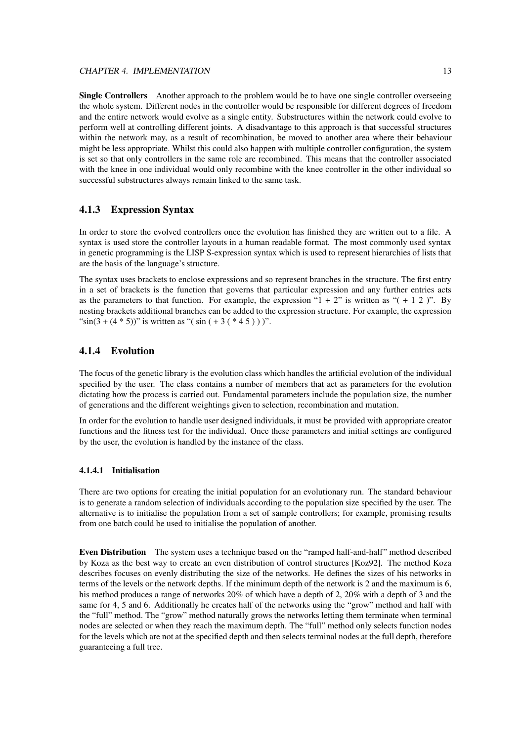**Single Controllers** Another approach to the problem would be to have one single controller overseeing the whole system. Different nodes in the controller would be responsible for different degrees of freedom and the entire network would evolve as a single entity. Substructures within the network could evolve to perform well at controlling different joints. A disadvantage to this approach is that successful structures within the network may, as a result of recombination, be moved to another area where their behaviour might be less appropriate. Whilst this could also happen with multiple controller configuration, the system is set so that only controllers in the same role are recombined. This means that the controller associated with the knee in one individual would only recombine with the knee controller in the other individual so successful substructures always remain linked to the same task.

### 4.1.3 Expression Syntax

In order to store the evolved controllers once the evolution has finished they are written out to a file. A syntax is used store the controller layouts in a human readable format. The most commonly used syntax in genetic programming is the LISP S-expression syntax which is used to represent hierarchies of lists that are the basis of the language's structure.

The syntax uses brackets to enclose expressions and so represent branches in the structure. The first entry in a set of brackets is the function that governs that particular expression and any further entries acts as the parameters to that function. For example, the expression "1 + 2" is written as "( + 1 2 )". By nesting brackets additional branches can be added to the expression structure. For example, the expression "sin(3 + (4 * 5))" is written as "( sin ( + 3 ( * 4 5 ) ) )".

### 4.1.4 Evolution

The focus of the genetic library is the evolution class which handles the artificial evolution of the individual specified by the user. The class contains a number of members that act as parameters for the evolution dictating how the process is carried out. Fundamental parameters include the population size, the number of generations and the different weightings given to selection, recombination and mutation.

In order for the evolution to handle user designed individuals, it must be provided with appropriate creator functions and the fitness test for the individual. Once these parameters and initial settings are configured by the user, the evolution is handled by the instance of the class.

#### 4.1.4.1 Initialisation

There are two options for creating the initial population for an evolutionary run. The standard behaviour is to generate a random selection of individuals according to the population size specified by the user. The alternative is to initialise the population from a set of sample controllers; for example, promising results from one batch could be used to initialise the population of another.

**Even Distribution** The system uses a technique based on the "ramped half-and-half" method described by Koza as the best way to create an even distribution of control structures [Koz92]. The method Koza describes focuses on evenly distributing the size of the networks. He defines the sizes of his networks in terms of the levels or the network depths. If the minimum depth of the network is 2 and the maximum is 6, his method produces a range of networks 20% of which have a depth of 2, 20% with a depth of 3 and the same for 4, 5 and 6. Additionally he creates half of the networks using the "grow" method and half with the "full" method. The "grow" method naturally grows the networks letting them terminate when terminal nodes are selected or when they reach the maximum depth. The "full" method only selects function nodes for the levels which are not at the specified depth and then selects terminal nodes at the full depth, therefore guaranteeing a full tree.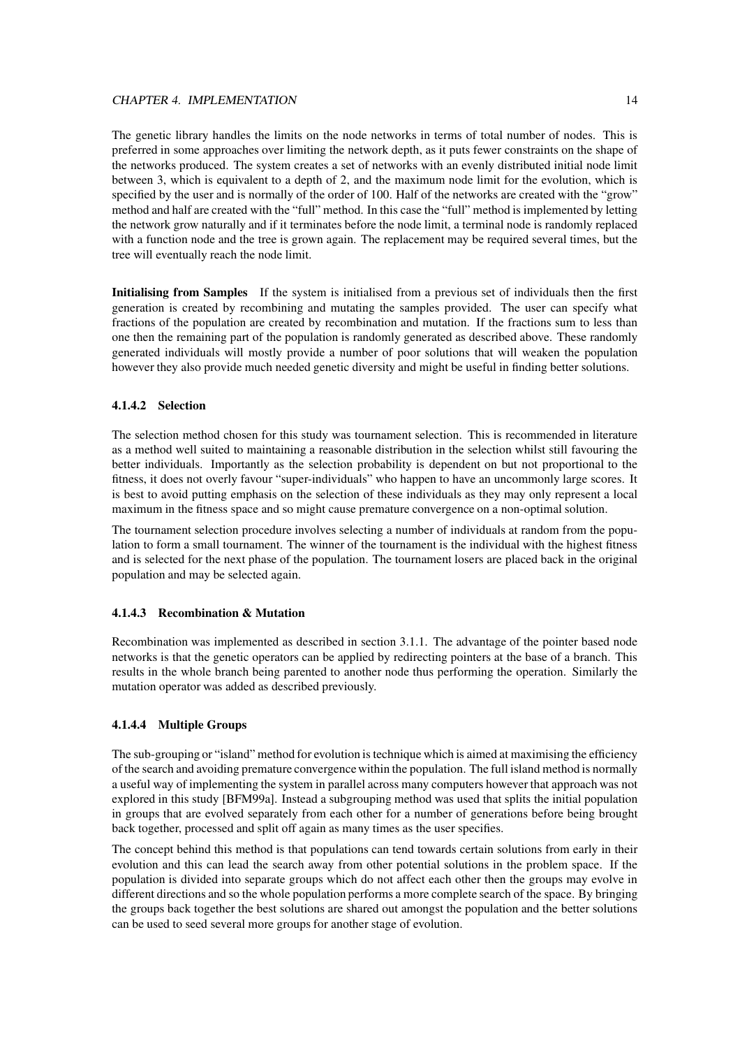The genetic library handles the limits on the node networks in terms of total number of nodes. This is preferred in some approaches over limiting the network depth, as it puts fewer constraints on the shape of the networks produced. The system creates a set of networks with an evenly distributed initial node limit between 3, which is equivalent to a depth of 2, and the maximum node limit for the evolution, which is specified by the user and is normally of the order of 100. Half of the networks are created with the "grow" method and half are created with the "full" method. In this case the "full" method is implemented by letting the network grow naturally and if it terminates before the node limit, a terminal node is randomly replaced with a function node and the tree is grown again. The replacement may be required several times, but the tree will eventually reach the node limit.

**Initialising from Samples** If the system is initialised from a previous set of individuals then the first generation is created by recombining and mutating the samples provided. The user can specify what fractions of the population are created by recombination and mutation. If the fractions sum to less than one then the remaining part of the population is randomly generated as described above. These randomly generated individuals will mostly provide a number of poor solutions that will weaken the population however they also provide much needed genetic diversity and might be useful in finding better solutions.

#### 4.1.4.2 Selection

The selection method chosen for this study was tournament selection. This is recommended in literature as a method well suited to maintaining a reasonable distribution in the selection whilst still favouring the better individuals. Importantly as the selection probability is dependent on but not proportional to the fitness, it does not overly favour "super-individuals" who happen to have an uncommonly large scores. It is best to avoid putting emphasis on the selection of these individuals as they may only represent a local maximum in the fitness space and so might cause premature convergence on a non-optimal solution.

The tournament selection procedure involves selecting a number of individuals at random from the population to form a small tournament. The winner of the tournament is the individual with the highest fitness and is selected for the next phase of the population. The tournament losers are placed back in the original population and may be selected again.

#### 4.1.4.3 Recombination & Mutation

Recombination was implemented as described in section 3.1.1. The advantage of the pointer based node networks is that the genetic operators can be applied by redirecting pointers at the base of a branch. This results in the whole branch being parented to another node thus performing the operation. Similarly the mutation operator was added as described previously.

#### 4.1.4.4 Multiple Groups

The sub-grouping or "island" method for evolution is technique which is aimed at maximising the efficiency of the search and avoiding premature convergence within the population. The full island method is normally a useful way of implementing the system in parallel across many computers however that approach was not explored in this study [BFM99a]. Instead a subgrouping method was used that splits the initial population in groups that are evolved separately from each other for a number of generations before being brought back together, processed and split off again as many times as the user specifies.

The concept behind this method is that populations can tend towards certain solutions from early in their evolution and this can lead the search away from other potential solutions in the problem space. If the population is divided into separate groups which do not affect each other then the groups may evolve in different directions and so the whole population performs a more complete search of the space. By bringing the groups back together the best solutions are shared out amongst the population and the better solutions can be used to seed several more groups for another stage of evolution.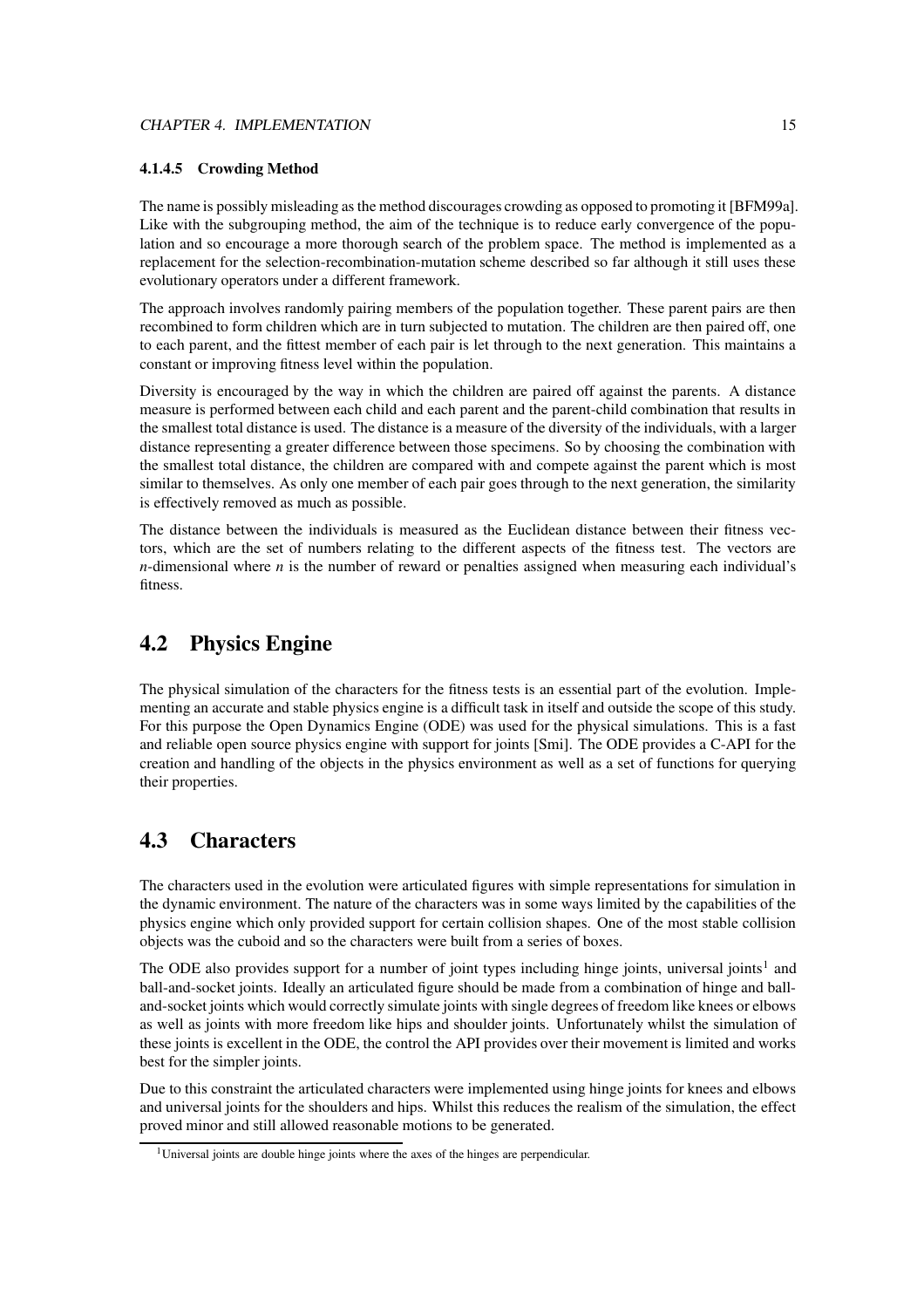#### 4.1.4.5 Crowding Method

The name is possibly misleading as the method discourages crowding as opposed to promoting it [BFM99a]. Like with the subgrouping method, the aim of the technique is to reduce early convergence of the population and so encourage a more thorough search of the problem space. The method is implemented as a replacement for the selection-recombination-mutation scheme described so far although it still uses these evolutionary operators under a different framework.

The approach involves randomly pairing members of the population together. These parent pairs are then recombined to form children which are in turn subjected to mutation. The children are then paired off, one to each parent, and the fittest member of each pair is let through to the next generation. This maintains a constant or improving fitness level within the population.

Diversity is encouraged by the way in which the children are paired off against the parents. A distance measure is performed between each child and each parent and the parent-child combination that results in the smallest total distance is used. The distance is a measure of the diversity of the individuals, with a larger distance representing a greater difference between those specimens. So by choosing the combination with the smallest total distance, the children are compared with and compete against the parent which is most similar to themselves. As only one member of each pair goes through to the next generation, the similarity is effectively removed as much as possible.

The distance between the individuals is measured as the Euclidean distance between their fitness vectors, which are the set of numbers relating to the different aspects of the fitness test. The vectors are $n$-dimensional where $n$ is the number of reward or penalties assigned when measuring each individual's fitness.

## 4.2 Physics Engine

The physical simulation of the characters for the fitness tests is an essential part of the evolution. Implementing an accurate and stable physics engine is a difficult task in itself and outside the scope of this study. For this purpose the Open Dynamics Engine (ODE) was used for the physical simulations. This is a fast and reliable open source physics engine with support for joints [Smi]. The ODE provides a C-API for the creation and handling of the objects in the physics environment as well as a set of functions for querying their properties.

## 4.3 Characters

The characters used in the evolution were articulated figures with simple representations for simulation in the dynamic environment. The nature of the characters was in some ways limited by the capabilities of the physics engine which only provided support for certain collision shapes. One of the most stable collision objects was the cuboid and so the characters were built from a series of boxes.

The ODE also provides support for a number of joint types including hinge joints, universal joints[1] and ball-and-socket joints. Ideally an articulated figure should be made from a combination of hinge and ball-and-socket joints which would correctly simulate joints with single degrees of freedom like knees or elbows as well as joints with more freedom like hips and shoulder joints. Unfortunately whilst the simulation of these joints is excellent in the ODE, the control the API provides over their movement is limited and works best for the simpler joints.

Due to this constraint the articulated characters were implemented using hinge joints for knees and elbows and universal joints for the shoulders and hips. Whilst this reduces the realism of the simulation, the effect proved minor and still allowed reasonable motions to be generated.

[1] Universal joints are double hinge joints where the axes of the hinges are perpendicular.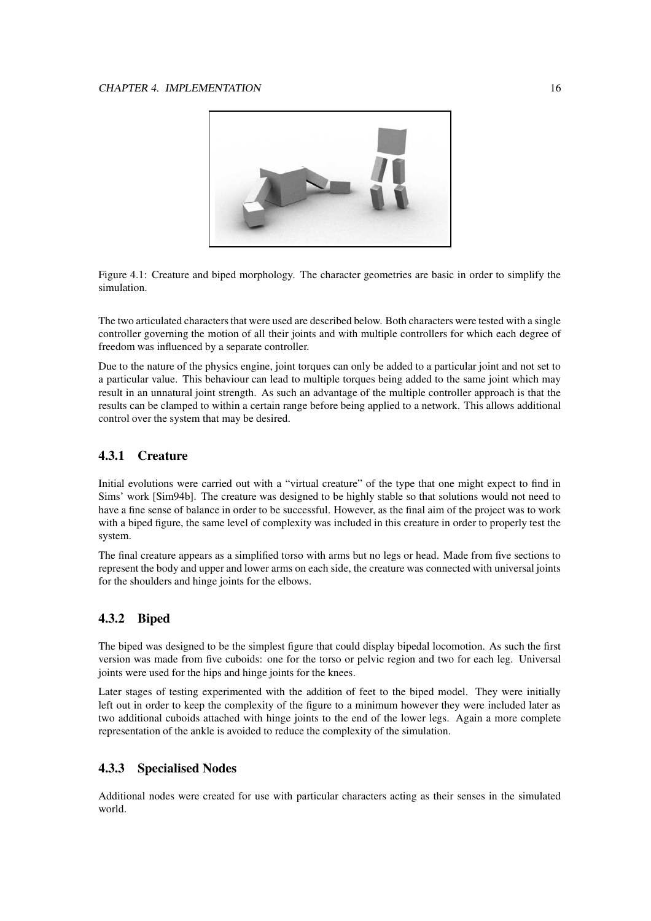Figure 4.1: Creature and biped morphology. The character geometries are basic in order to simplify the simulation.

The two articulated characters that were used are described below. Both characters were tested with a single controller governing the motion of all their joints and with multiple controllers for which each degree of freedom was influenced by a separate controller.

Due to the nature of the physics engine, joint torques can only be added to a particular joint and not set to a particular value. This behaviour can lead to multiple torques being added to the same joint which may result in an unnatural joint strength. As such an advantage of the multiple controller approach is that the results can be clamped to within a certain range before being applied to a network. This allows additional control over the system that may be desired.

### 4.3.1 Creature

Initial evolutions were carried out with a "virtual creature" of the type that one might expect to find in Sims' work [Sim94b]. The creature was designed to be highly stable so that solutions would not need to have a fine sense of balance in order to be successful. However, as the final aim of the project was to work with a biped figure, the same level of complexity was included in this creature in order to properly test the system.

The final creature appears as a simplified torso with arms but no legs or head. Made from five sections to represent the body and upper and lower arms on each side, the creature was connected with universal joints for the shoulders and hinge joints for the elbows.

### 4.3.2 Biped

The biped was designed to be the simplest figure that could display bipedal locomotion. As such the first version was made from five cuboids: one for the torso or pelvic region and two for each leg. Universal joints were used for the hips and hinge joints for the knees.

Later stages of testing experimented with the addition of feet to the biped model. They were initially left out in order to keep the complexity of the figure to a minimum however they were included later as two additional cuboids attached with hinge joints to the end of the lower legs. Again a more complete representation of the ankle is avoided to reduce the complexity of the simulation.

### 4.3.3 Specialised Nodes

Additional nodes were created for use with particular characters acting as their senses in the simulated world.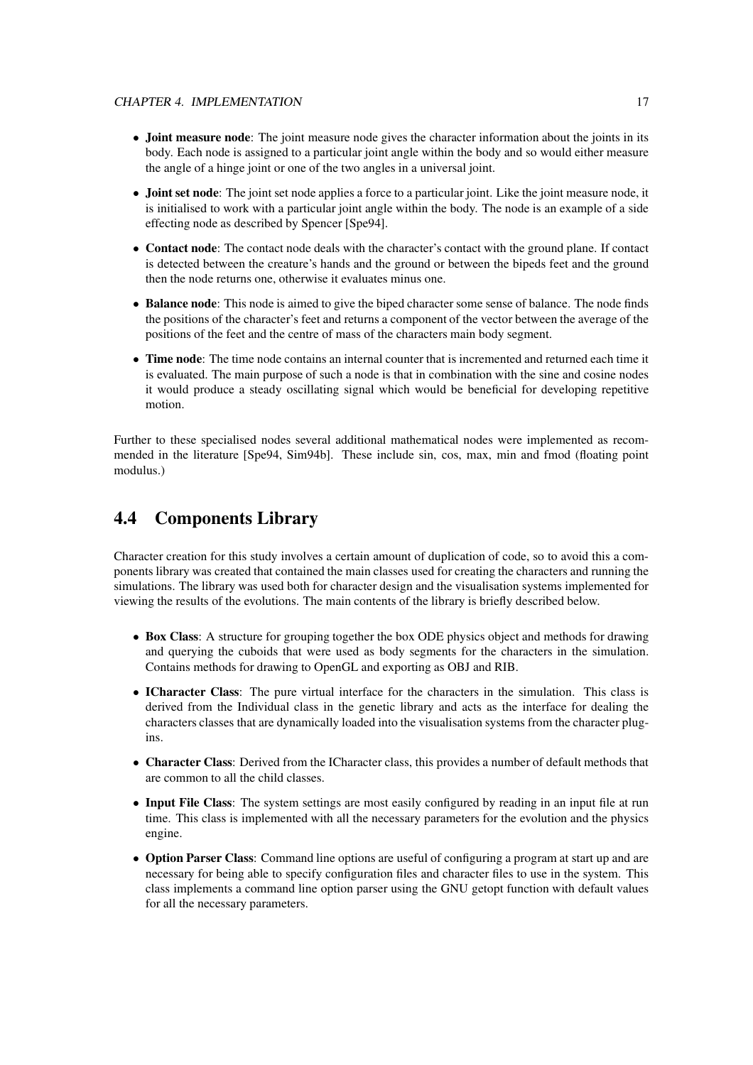- **Joint measure node**: The joint measure node gives the character information about the joints in its body. Each node is assigned to a particular joint angle within the body and so would either measure the angle of a hinge joint or one of the two angles in a universal joint.
- **Joint set node**: The joint set node applies a force to a particular joint. Like the joint measure node, it is initialised to work with a particular joint angle within the body. The node is an example of a side effecting node as described by Spencer [Spe94].
- **Contact node**: The contact node deals with the character's contact with the ground plane. If contact is detected between the creature's hands and the ground or between the bipeds feet and the ground then the node returns one, otherwise it evaluates minus one.
- **Balance node**: This node is aimed to give the biped character some sense of balance. The node finds the positions of the character's feet and returns a component of the vector between the average of the positions of the feet and the centre of mass of the characters main body segment.
- **Time node**: The time node contains an internal counter that is incremented and returned each time it is evaluated. The main purpose of such a node is that in combination with the sine and cosine nodes it would produce a steady oscillating signal which would be beneficial for developing repetitive motion.

Further to these specialised nodes several additional mathematical nodes were implemented as recommended in the literature [Spe94, Sim94b]. These include sin, cos, max, min and fmod (floating point modulus.)

## 4.4 Components Library

Character creation for this study involves a certain amount of duplication of code, so to avoid this a components library was created that contained the main classes used for creating the characters and running the simulations. The library was used both for character design and the visualisation systems implemented for viewing the results of the evolutions. The main contents of the library is briefly described below.

- **Box Class**: A structure for grouping together the box ODE physics object and methods for drawing and querying the cuboids that were used as body segments for the characters in the simulation. Contains methods for drawing to OpenGL and exporting as OBJ and RIB.
- **ICharacter Class**: The pure virtual interface for the characters in the simulation. This class is derived from the Individual class in the genetic library and acts as the interface for dealing the characters classes that are dynamically loaded into the visualisation systems from the character plug-ins.
- **Character Class**: Derived from the ICharacter class, this provides a number of default methods that are common to all the child classes.
- **Input File Class**: The system settings are most easily configured by reading in an input file at run time. This class is implemented with all the necessary parameters for the evolution and the physics engine.
- **Option Parser Class**: Command line options are useful of configuring a program at start up and are necessary for being able to specify configuration files and character files to use in the system. This class implements a command line option parser using the GNU getopt function with default values for all the necessary parameters.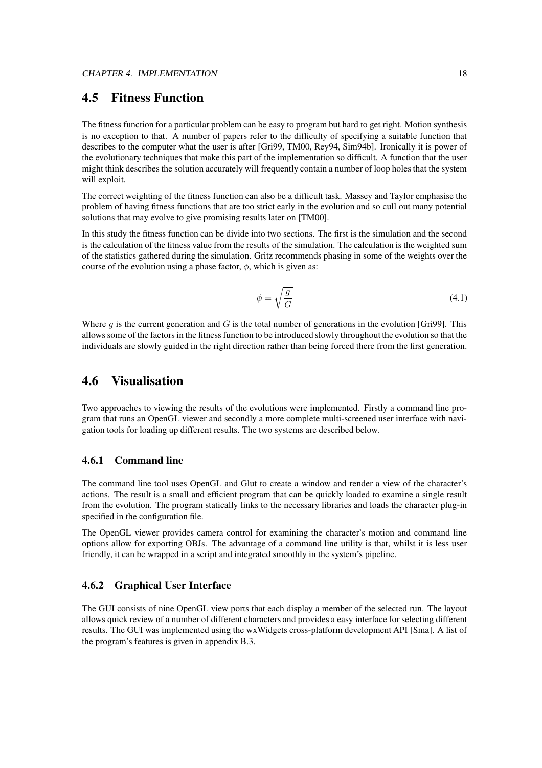## 4.5 Fitness Function

The fitness function for a particular problem can be easy to program but hard to get right. Motion synthesis is no exception to that. A number of papers refer to the difficulty of specifying a suitable function that describes to the computer what the user is after [Gri99, TM00, Rey94, Sim94b]. Ironically it is power of the evolutionary techniques that make this part of the implementation so difficult. A function that the user might think describes the solution accurately will frequently contain a number of loop holes that the system will exploit.

The correct weighting of the fitness function can also be a difficult task. Massey and Taylor emphasise the problem of having fitness functions that are too strict early in the evolution and so cull out many potential solutions that may evolve to give promising results later on [TM00].

In this study the fitness function can be divide into two sections. The first is the simulation and the second is the calculation of the fitness value from the results of the simulation. The calculation is the weighted sum of the statistics gathered during the simulation. Gritz recommends phasing in some of the weights over the course of the evolution using a phase factor, $\phi$, which is given as:

$$\phi = \sqrt{\frac{g}{G}} \tag{4.1}$$

Where $g$ is the current generation and $G$ is the total number of generations in the evolution [Gri99]. This allows some of the factors in the fitness function to be introduced slowly throughout the evolution so that the individuals are slowly guided in the right direction rather than being forced there from the first generation.

## 4.6 Visualisation

Two approaches to viewing the results of the evolutions were implemented. Firstly a command line program that runs an OpenGL viewer and secondly a more complete multi-screened user interface with navigation tools for loading up different results. The two systems are described below.

### 4.6.1 Command line

The command line tool uses OpenGL and Glut to create a window and render a view of the character's actions. The result is a small and efficient program that can be quickly loaded to examine a single result from the evolution. The program statically links to the necessary libraries and loads the character plug-in specified in the configuration file.

The OpenGL viewer provides camera control for examining the character's motion and command line options allow for exporting OBJs. The advantage of a command line utility is that, whilst it is less user friendly, it can be wrapped in a script and integrated smoothly in the system's pipeline.

### 4.6.2 Graphical User Interface

The GUI consists of nine OpenGL view ports that each display a member of the selected run. The layout allows quick review of a number of different characters and provides a easy interface for selecting different results. The GUI was implemented using the wxWidgets cross-platform development API [Sma]. A list of the program's features is given in appendix B.3.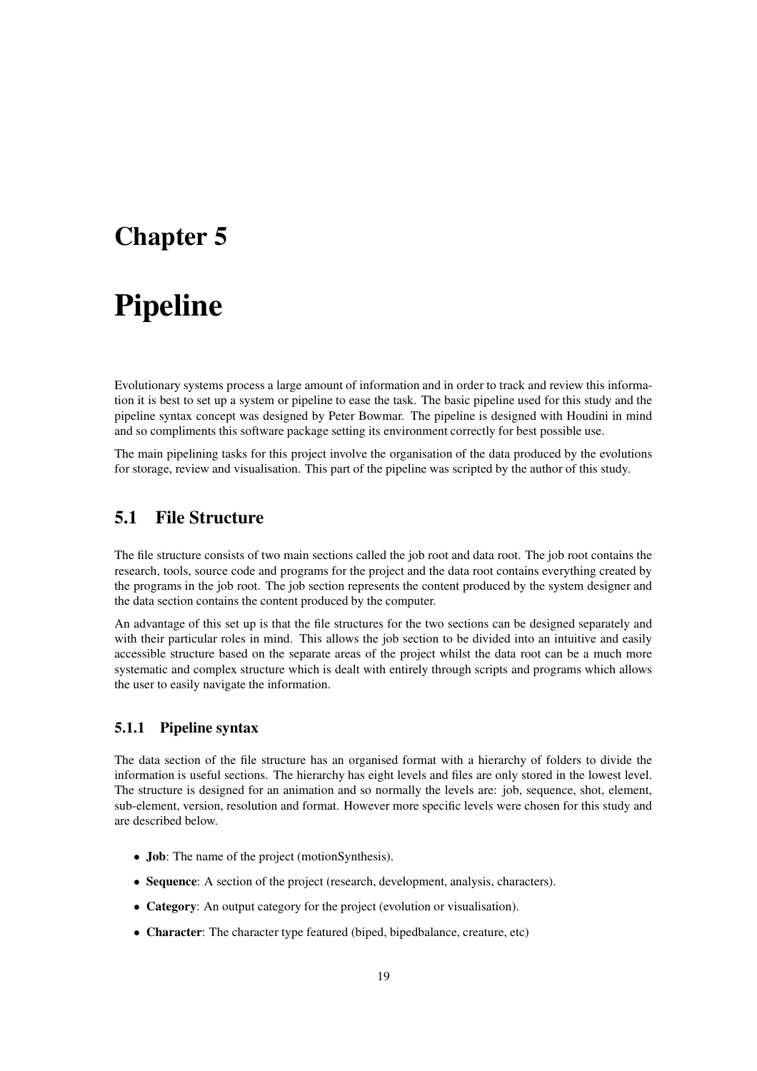# Chapter 5

# Pipeline

Evolutionary systems process a large amount of information and in order to track and review this information it is best to set up a system or pipeline to ease the task. The basic pipeline used for this study and the pipeline syntax concept was designed by Peter Bowmar. The pipeline is designed with Houdini in mind and so compliments this software package setting its environment correctly for best possible use.

The main pipelining tasks for this project involve the organisation of the data produced by the evolutions for storage, review and visualisation. This part of the pipeline was scripted by the author of this study.

## 5.1 File Structure

The file structure consists of two main sections called the job root and data root. The job root contains the research, tools, source code and programs for the project and the data root contains everything created by the programs in the job root. The job section represents the content produced by the system designer and the data section contains the content produced by the computer.

An advantage of this set up is that the file structures for the two sections can be designed separately and with their particular roles in mind. This allows the job section to be divided into an intuitive and easily accessible structure based on the separate areas of the project whilst the data root can be a much more systematic and complex structure which is dealt with entirely through scripts and programs which allows the user to easily navigate the information.

### 5.1.1 Pipeline syntax

The data section of the file structure has an organised format with a hierarchy of folders to divide the information is useful sections. The hierarchy has eight levels and files are only stored in the lowest level. The structure is designed for an animation and so normally the levels are: job, sequence, shot, element, sub-element, version, resolution and format. However more specific levels were chosen for this study and are described below.

- **Job**: The name of the project (motionSynthesis).
- **Sequence**: A section of the project (research, development, analysis, characters).
- **Category**: An output category for the project (evolution or visualisation).
- **Character**: The character type featured (biped, bipedbalance, creature, etc)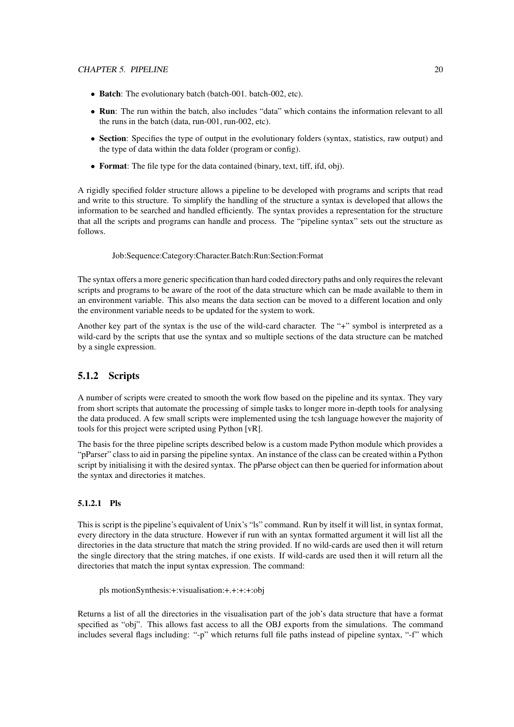- **Batch**: The evolutionary batch (batch-001. batch-002, etc).
- **Run**: The run within the batch, also includes "data" which contains the information relevant to all the runs in the batch (data, run-001, run-002, etc).
- **Section**: Specifies the type of output in the evolutionary folders (syntax, statistics, raw output) and the type of data within the data folder (program or config).
- **Format**: The file type for the data contained (binary, text, tiff, ifd, obj).

A rigidly specified folder structure allows a pipeline to be developed with programs and scripts that read and write to this structure. To simplify the handling of the structure a syntax is developed that allows the information to be searched and handled efficiently. The syntax provides a representation for the structure that all the scripts and programs can handle and process. The "pipeline syntax" sets out the structure as follows.

```
Job:Sequence:Category:Character.Batch:Run:Section:Format
```

The syntax offers a more generic specification than hard coded directory paths and only requires the relevant scripts and programs to be aware of the root of the data structure which can be made available to them in an environment variable. This also means the data section can be moved to a different location and only the environment variable needs to be updated for the system to work.

Another key part of the syntax is the use of the wild-card character. The "+" symbol is interpreted as a wild-card by the scripts that use the syntax and so multiple sections of the data structure can be matched by a single expression.

### 5.1.2 Scripts

A number of scripts were created to smooth the work flow based on the pipeline and its syntax. They vary from short scripts that automate the processing of simple tasks to longer more in-depth tools for analysing the data produced. A few small scripts were implemented using the tcsh language however the majority of tools for this project were scripted using Python [vR].

The basis for the three pipeline scripts described below is a custom made Python module which provides a "pParser" class to aid in parsing the pipeline syntax. An instance of the class can be created within a Python script by initialising it with the desired syntax. The pParse object can then be queried for information about the syntax and directories it matches.

#### 5.1.2.1 Pls

This is script is the pipeline's equivalent of Unix's "ls" command. Run by itself it will list, in syntax format, every directory in the data structure. However if run with an syntax formatted argument it will list all the directories in the data structure that match the string provided. If no wild-cards are used then it will return the single directory that the string matches, if one exists. If wild-cards are used then it will return all the directories that match the input syntax expression. The command:

```
pls motionSynthesis:+:visualisation:+.+:+:+:obj
```

Returns a list of all the directories in the visualisation part of the job's data structure that have a format specified as "obj". This allows fast access to all the OBJ exports from the simulations. The command includes several flags including: "-p" which returns full file paths instead of pipeline syntax, "-f" which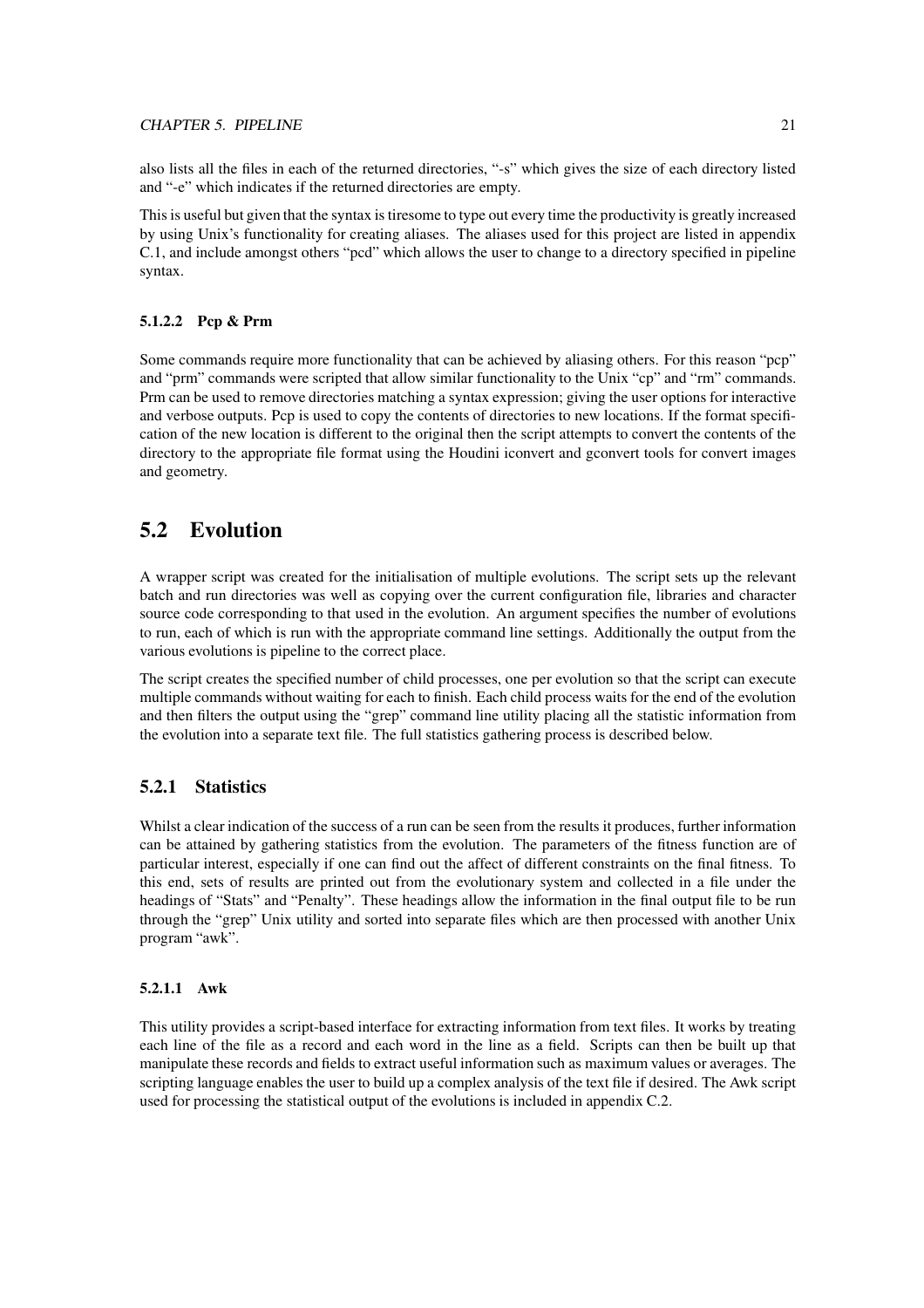also lists all the files in each of the returned directories, "-s" which gives the size of each directory listed and "-e" which indicates if the returned directories are empty.

This is useful but given that the syntax is tiresome to type out every time the productivity is greatly increased by using Unix's functionality for creating aliases. The aliases used for this project are listed in appendix C.1, and include amongst others "pcd" which allows the user to change to a directory specified in pipeline syntax.

#### 5.1.2.2 Pcp & Prm

Some commands require more functionality that can be achieved by aliasing others. For this reason "pcp" and "prm" commands were scripted that allow similar functionality to the Unix "cp" and "rm" commands. Prm can be used to remove directories matching a syntax expression; giving the user options for interactive and verbose outputs. Pcp is used to copy the contents of directories to new locations. If the format specification of the new location is different to the original then the script attempts to convert the contents of the directory to the appropriate file format using the Houdini iconvert and gconvert tools for convert images and geometry.

## 5.2 Evolution

A wrapper script was created for the initialisation of multiple evolutions. The script sets up the relevant batch and run directories was well as copying over the current configuration file, libraries and character source code corresponding to that used in the evolution. An argument specifies the number of evolutions to run, each of which is run with the appropriate command line settings. Additionally the output from the various evolutions is pipeline to the correct place.

The script creates the specified number of child processes, one per evolution so that the script can execute multiple commands without waiting for each to finish. Each child process waits for the end of the evolution and then filters the output using the "grep" command line utility placing all the statistic information from the evolution into a separate text file. The full statistics gathering process is described below.

### 5.2.1 Statistics

Whilst a clear indication of the success of a run can be seen from the results it produces, further information can be attained by gathering statistics from the evolution. The parameters of the fitness function are of particular interest, especially if one can find out the affect of different constraints on the final fitness. To this end, sets of results are printed out from the evolutionary system and collected in a file under the headings of "Stats" and "Penalty". These headings allow the information in the final output file to be run through the "grep" Unix utility and sorted into separate files which are then processed with another Unix program "awk".

#### 5.2.1.1 Awk

This utility provides a script-based interface for extracting information from text files. It works by treating each line of the file as a record and each word in the line as a field. Scripts can then be built up that manipulate these records and fields to extract useful information such as maximum values or averages. The scripting language enables the user to build up a complex analysis of the text file if desired. The Awk script used for processing the statistical output of the evolutions is included in appendix C.2.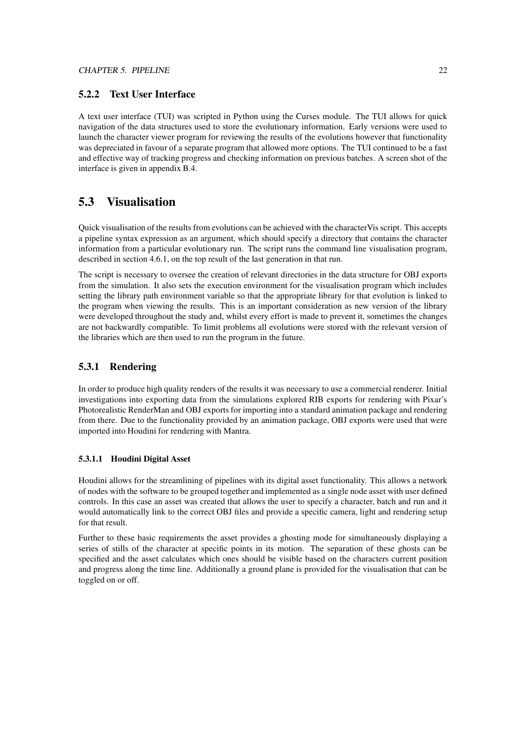### 5.2.2 Text User Interface

A text user interface (TUI) was scripted in Python using the Curses module. The TUI allows for quick navigation of the data structures used to store the evolutionary information. Early versions were used to launch the character viewer program for reviewing the results of the evolutions however that functionality was depreciated in favour of a separate program that allowed more options. The TUI continued to be a fast and effective way of tracking progress and checking information on previous batches. A screen shot of the interface is given in appendix B.4.

## 5.3 Visualisation

Quick visualisation of the results from evolutions can be achieved with the characterVis script. This accepts a pipeline syntax expression as an argument, which should specify a directory that contains the character information from a particular evolutionary run. The script runs the command line visualisation program, described in section 4.6.1, on the top result of the last generation in that run.

The script is necessary to oversee the creation of relevant directories in the data structure for OBJ exports from the simulation. It also sets the execution environment for the visualisation program which includes setting the library path environment variable so that the appropriate library for that evolution is linked to the program when viewing the results. This is an important consideration as new version of the library were developed throughout the study and, whilst every effort is made to prevent it, sometimes the changes are not backwardly compatible. To limit problems all evolutions were stored with the relevant version of the libraries which are then used to run the program in the future.

### 5.3.1 Rendering

In order to produce high quality renders of the results it was necessary to use a commercial renderer. Initial investigations into exporting data from the simulations explored RIB exports for rendering with Pixar's Photorealistic RenderMan and OBJ exports for importing into a standard animation package and rendering from there. Due to the functionality provided by an animation package, OBJ exports were used that were imported into Houdini for rendering with Mantra.

#### 5.3.1.1 Houdini Digital Asset

Houdini allows for the streamlining of pipelines with its digital asset functionality. This allows a network of nodes with the software to be grouped together and implemented as a single node asset with user defined controls. In this case an asset was created that allows the user to specify a character, batch and run and it would automatically link to the correct OBJ files and provide a specific camera, light and rendering setup for that result.

Further to these basic requirements the asset provides a ghosting mode for simultaneously displaying a series of stills of the character at specific points in its motion. The separation of these ghosts can be specified and the asset calculates which ones should be visible based on the characters current position and progress along the time line. Additionally a ground plane is provided for the visualisation that can be toggled on or off.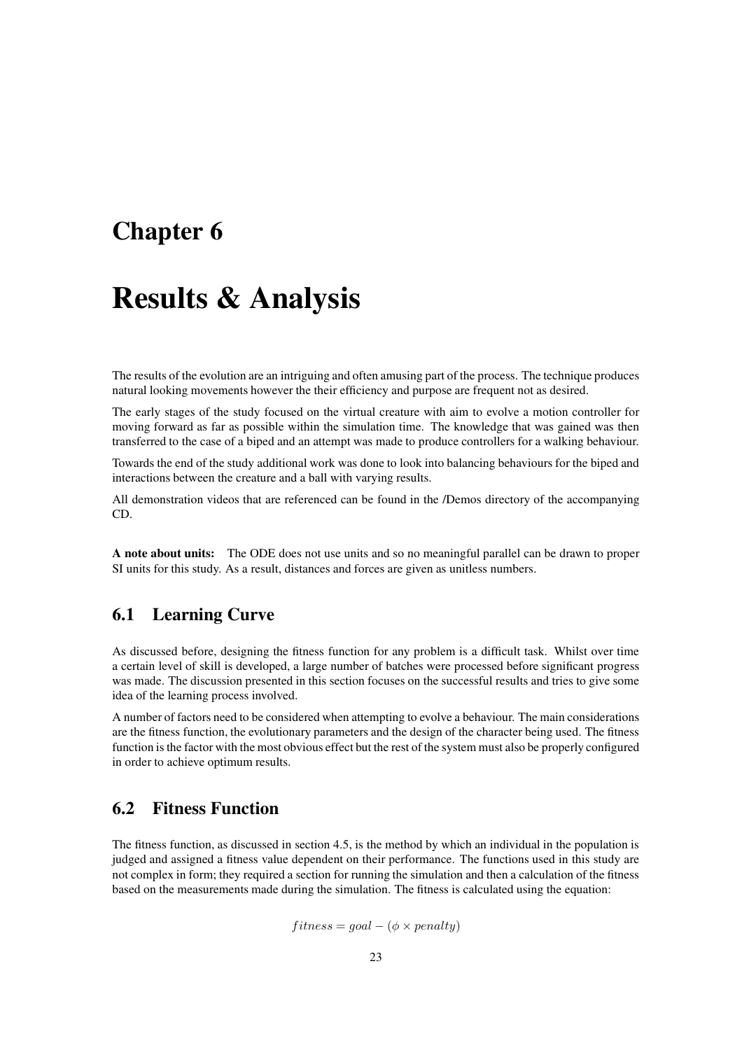# Chapter 6

# Results & Analysis

The results of the evolution are an intriguing and often amusing part of the process. The technique produces natural looking movements however the their efficiency and purpose are frequent not as desired.

The early stages of the study focused on the virtual creature with aim to evolve a motion controller for moving forward as far as possible within the simulation time. The knowledge that was gained was then transferred to the case of a biped and an attempt was made to produce controllers for a walking behaviour.

Towards the end of the study additional work was done to look into balancing behaviours for the biped and interactions between the creature and a ball with varying results.

All demonstration videos that are referenced can be found in the /Demos directory of the accompanying CD.

**A note about units:** The ODE does not use units and so no meaningful parallel can be drawn to proper SI units for this study. As a result, distances and forces are given as unitless numbers.

## 6.1 Learning Curve

As discussed before, designing the fitness function for any problem is a difficult task. Whilst over time a certain level of skill is developed, a large number of batches were processed before significant progress was made. The discussion presented in this section focuses on the successful results and tries to give some idea of the learning process involved.

A number of factors need to be considered when attempting to evolve a behaviour. The main considerations are the fitness function, the evolutionary parameters and the design of the character being used. The fitness function is the factor with the most obvious effect but the rest of the system must also be properly configured in order to achieve optimum results.

## 6.2 Fitness Function

The fitness function, as discussed in section 4.5, is the method by which an individual in the population is judged and assigned a fitness value dependent on their performance. The functions used in this study are not complex in form; they required a section for running the simulation and then a calculation of the fitness based on the measurements made during the simulation. The fitness is calculated using the equation:

$$fitness = goal - (\phi \times penalty)$$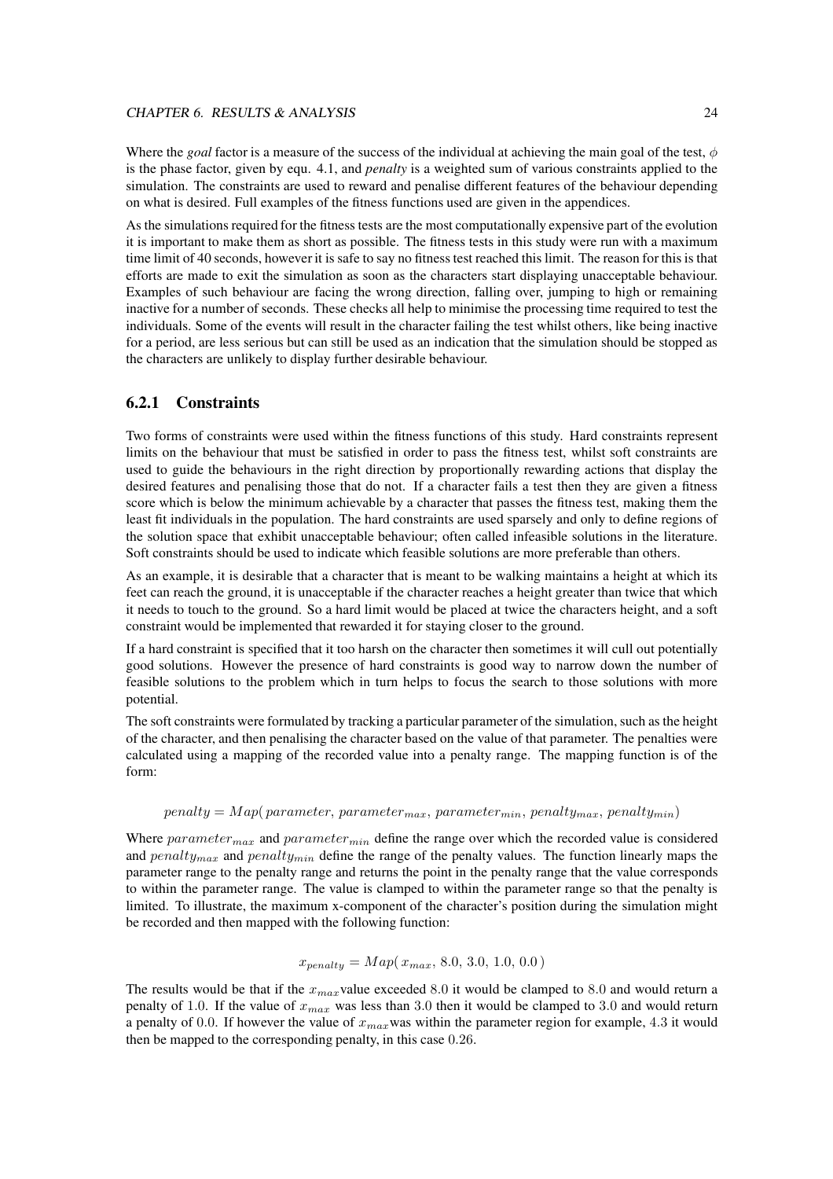Where the *goal* factor is a measure of the success of the individual at achieving the main goal of the test, $\phi$ is the phase factor, given by equ. 4.1, and *penalty* is a weighted sum of various constraints applied to the simulation. The constraints are used to reward and penalise different features of the behaviour depending on what is desired. Full examples of the fitness functions used are given in the appendices.

As the simulations required for the fitness tests are the most computationally expensive part of the evolution it is important to make them as short as possible. The fitness tests in this study were run with a maximum time limit of 40 seconds, however it is safe to say no fitness test reached this limit. The reason for this is that efforts are made to exit the simulation as soon as the characters start displaying unacceptable behaviour. Examples of such behaviour are facing the wrong direction, falling over, jumping to high or remaining inactive for a number of seconds. These checks all help to minimise the processing time required to test the individuals. Some of the events will result in the character failing the test whilst others, like being inactive for a period, are less serious but can still be used as an indication that the simulation should be stopped as the characters are unlikely to display further desirable behaviour.

### 6.2.1 Constraints

Two forms of constraints were used within the fitness functions of this study. Hard constraints represent limits on the behaviour that must be satisfied in order to pass the fitness test, whilst soft constraints are used to guide the behaviours in the right direction by proportionally rewarding actions that display the desired features and penalising those that do not. If a character fails a test then they are given a fitness score which is below the minimum achievable by a character that passes the fitness test, making them the least fit individuals in the population. The hard constraints are used sparsely and only to define regions of the solution space that exhibit unacceptable behaviour; often called infeasible solutions in the literature. Soft constraints should be used to indicate which feasible solutions are more preferable than others.

As an example, it is desirable that a character that is meant to be walking maintains a height at which its feet can reach the ground, it is unacceptable if the character reaches a height greater than twice that which it needs to touch to the ground. So a hard limit would be placed at twice the characters height, and a soft constraint would be implemented that rewarded it for staying closer to the ground.

If a hard constraint is specified that it too harsh on the character then sometimes it will cull out potentially good solutions. However the presence of hard constraints is good way to narrow down the number of feasible solutions to the problem which in turn helps to focus the search to those solutions with more potential.

The soft constraints were formulated by tracking a particular parameter of the simulation, such as the height of the character, and then penalising the character based on the value of that parameter. The penalties were calculated using a mapping of the recorded value into a penalty range. The mapping function is of the form:

$$penalty = Map(\,parameter,\, parameter_{max},\, parameter_{min},\, penalty_{max},\, penalty_{min})$$

Where $parameter_{max}$ and $parameter_{min}$ define the range over which the recorded value is considered and $penalty_{max}$ and $penalty_{min}$ define the range of the penalty values. The function linearly maps the parameter range to the penalty range and returns the point in the penalty range that the value corresponds to within the parameter range. The value is clamped to within the parameter range so that the penalty is limited. To illustrate, the maximum x-component of the character's position during the simulation might be recorded and then mapped with the following function:

$$x_{penalty} = Map(\,x_{max},\, 8.0,\, 3.0,\, 1.0,\, 0.0\,)$$

The results would be that if the $x_{max}$ value exceeded $8.0$ it would be clamped to $8.0$ and would return a penalty of $1.0$. If the value of $x_{max}$ was less than $3.0$ then it would be clamped to $3.0$ and would return a penalty of $0.0$. If however the value of $x_{max}$ was within the parameter region for example, $4.3$ it would then be mapped to the corresponding penalty, in this case $0.26$.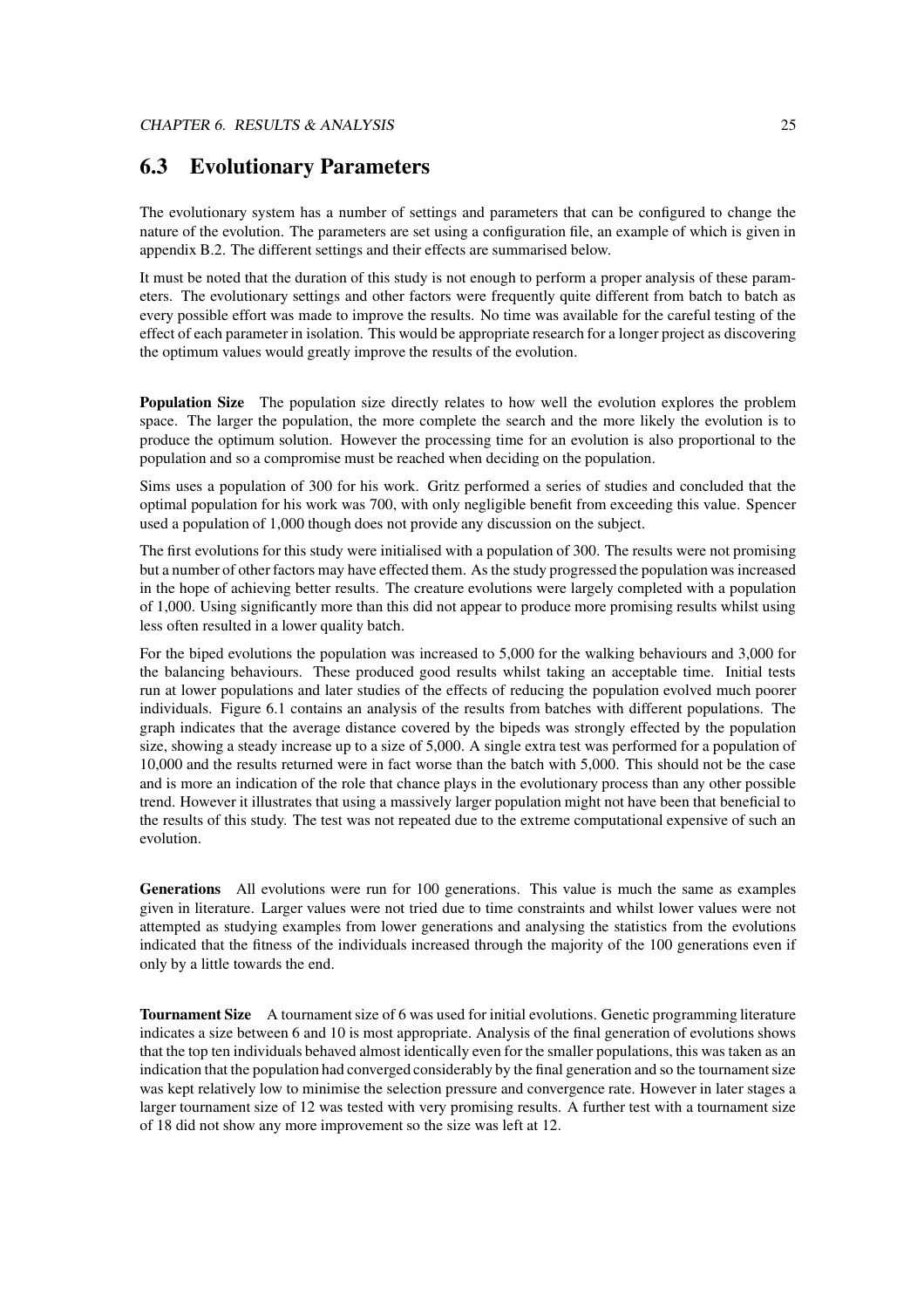## 6.3 Evolutionary Parameters

The evolutionary system has a number of settings and parameters that can be configured to change the nature of the evolution. The parameters are set using a configuration file, an example of which is given in appendix B.2. The different settings and their effects are summarised below.

It must be noted that the duration of this study is not enough to perform a proper analysis of these parameters. The evolutionary settings and other factors were frequently quite different from batch to batch as every possible effort was made to improve the results. No time was available for the careful testing of the effect of each parameter in isolation. This would be appropriate research for a longer project as discovering the optimum values would greatly improve the results of the evolution.

**Population Size** The population size directly relates to how well the evolution explores the problem space. The larger the population, the more complete the search and the more likely the evolution is to produce the optimum solution. However the processing time for an evolution is also proportional to the population and so a compromise must be reached when deciding on the population.

Sims uses a population of 300 for his work. Gritz performed a series of studies and concluded that the optimal population for his work was 700, with only negligible benefit from exceeding this value. Spencer used a population of 1,000 though does not provide any discussion on the subject.

The first evolutions for this study were initialised with a population of 300. The results were not promising but a number of other factors may have effected them. As the study progressed the population was increased in the hope of achieving better results. The creature evolutions were largely completed with a population of 1,000. Using significantly more than this did not appear to produce more promising results whilst using less often resulted in a lower quality batch.

For the biped evolutions the population was increased to 5,000 for the walking behaviours and 3,000 for the balancing behaviours. These produced good results whilst taking an acceptable time. Initial tests run at lower populations and later studies of the effects of reducing the population evolved much poorer individuals. Figure 6.1 contains an analysis of the results from batches with different populations. The graph indicates that the average distance covered by the bipeds was strongly effected by the population size, showing a steady increase up to a size of 5,000. A single extra test was performed for a population of 10,000 and the results returned were in fact worse than the batch with 5,000. This should not be the case and is more an indication of the role that chance plays in the evolutionary process than any other possible trend. However it illustrates that using a massively larger population might not have been that beneficial to the results of this study. The test was not repeated due to the extreme computational expensive of such an evolution.

**Generations** All evolutions were run for 100 generations. This value is much the same as examples given in literature. Larger values were not tried due to time constraints and whilst lower values were not attempted as studying examples from lower generations and analysing the statistics from the evolutions indicated that the fitness of the individuals increased through the majority of the 100 generations even if only by a little towards the end.

**Tournament Size** A tournament size of 6 was used for initial evolutions. Genetic programming literature indicates a size between 6 and 10 is most appropriate. Analysis of the final generation of evolutions shows that the top ten individuals behaved almost identically even for the smaller populations, this was taken as an indication that the population had converged considerably by the final generation and so the tournament size was kept relatively low to minimise the selection pressure and convergence rate. However in later stages a larger tournament size of 12 was tested with very promising results. A further test with a tournament size of 18 did not show any more improvement so the size was left at 12.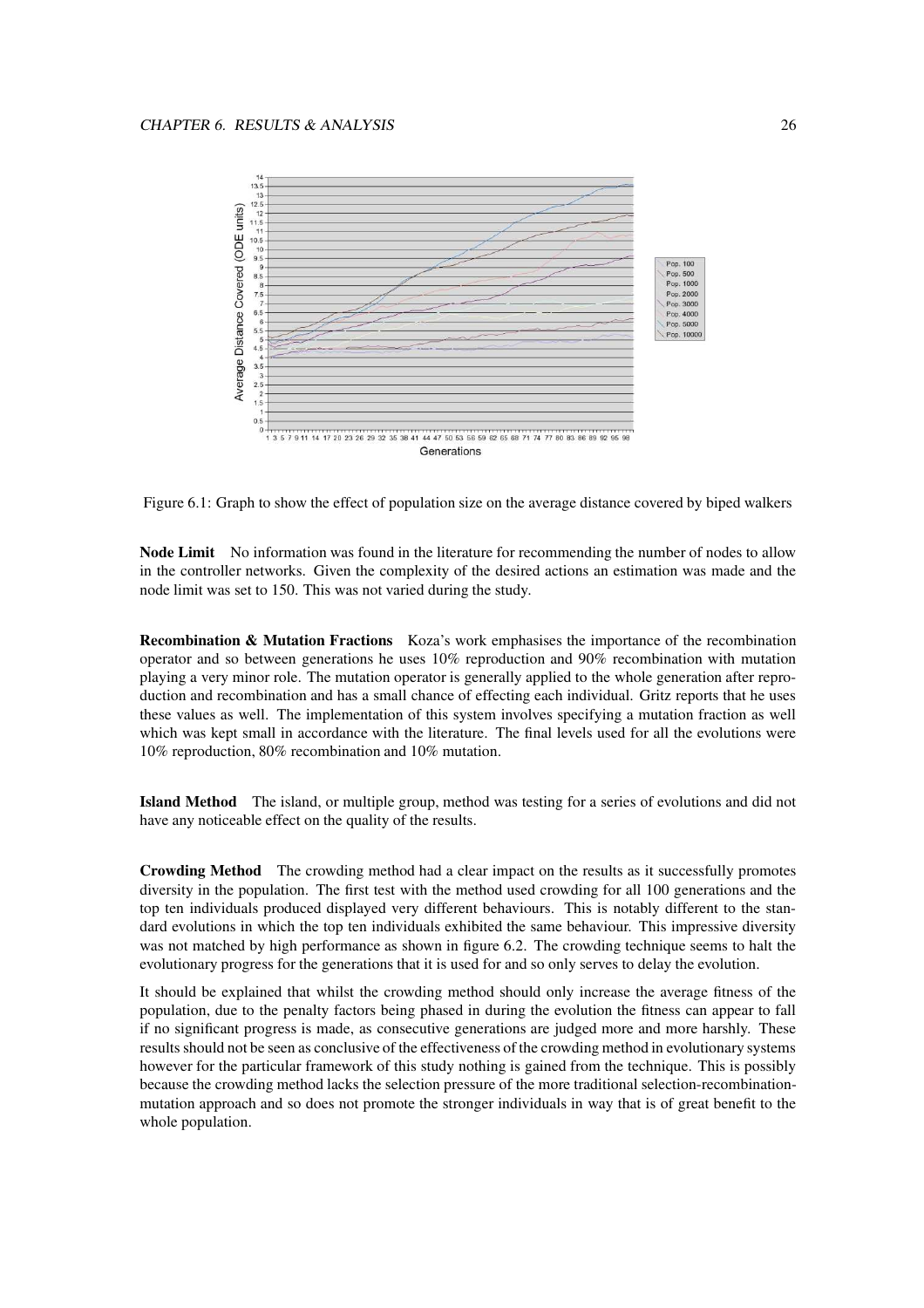Figure 6.1: Graph to show the effect of population size on the average distance covered by biped walkers

**Node Limit** No information was found in the literature for recommending the number of nodes to allow in the controller networks. Given the complexity of the desired actions an estimation was made and the node limit was set to 150. This was not varied during the study.

**Recombination & Mutation Fractions** Koza's work emphasises the importance of the recombination operator and so between generations he uses 10% reproduction and 90% recombination with mutation playing a very minor role. The mutation operator is generally applied to the whole generation after reproduction and recombination and has a small chance of effecting each individual. Gritz reports that he uses these values as well. The implementation of this system involves specifying a mutation fraction as well which was kept small in accordance with the literature. The final levels used for all the evolutions were 10% reproduction, 80% recombination and 10% mutation.

**Island Method** The island, or multiple group, method was testing for a series of evolutions and did not have any noticeable effect on the quality of the results.

**Crowding Method** The crowding method had a clear impact on the results as it successfully promotes diversity in the population. The first test with the method used crowding for all 100 generations and the top ten individuals produced displayed very different behaviours. This is notably different to the standard evolutions in which the top ten individuals exhibited the same behaviour. This impressive diversity was not matched by high performance as shown in figure 6.2. The crowding technique seems to halt the evolutionary progress for the generations that it is used for and so only serves to delay the evolution.

It should be explained that whilst the crowding method should only increase the average fitness of the population, due to the penalty factors being phased in during the evolution the fitness can appear to fall if no significant progress is made, as consecutive generations are judged more and more harshly. These results should not be seen as conclusive of the effectiveness of the crowding method in evolutionary systems however for the particular framework of this study nothing is gained from the technique. This is possibly because the crowding method lacks the selection pressure of the more traditional selection-recombination-mutation approach and so does not promote the stronger individuals in way that is of great benefit to the whole population.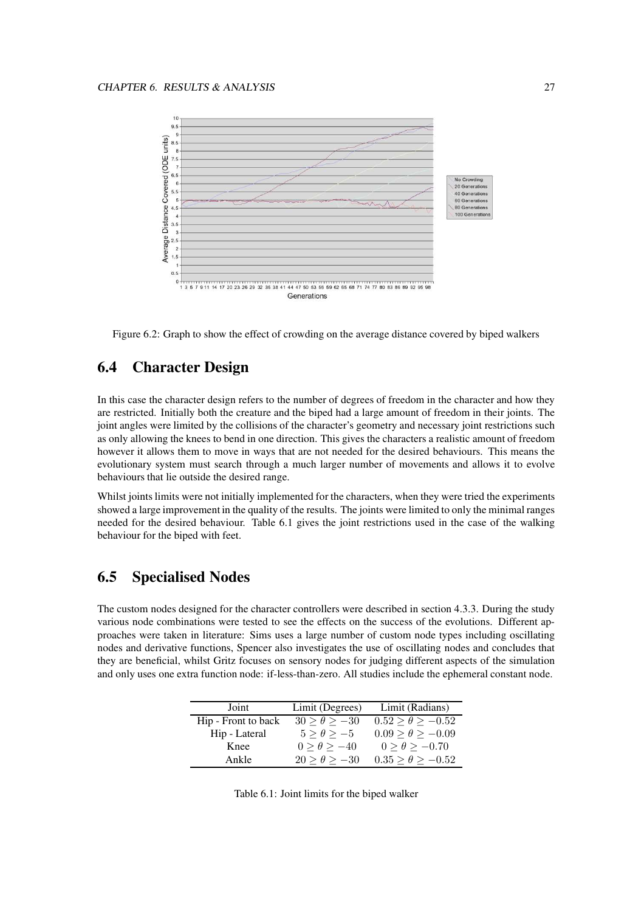Figure 6.2: Graph to show the effect of crowding on the average distance covered by biped walkers

## 6.4 Character Design

In this case the character design refers to the number of degrees of freedom in the character and how they are restricted. Initially both the creature and the biped had a large amount of freedom in their joints. The joint angles were limited by the collisions of the character's geometry and necessary joint restrictions such as only allowing the knees to bend in one direction. This gives the characters a realistic amount of freedom however it allows them to move in ways that are not needed for the desired behaviours. This means the evolutionary system must search through a much larger number of movements and allows it to evolve behaviours that lie outside the desired range.

Whilst joints limits were not initially implemented for the characters, when they were tried the experiments showed a large improvement in the quality of the results. The joints were limited to only the minimal ranges needed for the desired behaviour. Table 6.1 gives the joint restrictions used in the case of the walking behaviour for the biped with feet.

## 6.5 Specialised Nodes

The custom nodes designed for the character controllers were described in section 4.3.3. During the study various node combinations were tested to see the effects on the success of the evolutions. Different approaches were taken in literature: Sims uses a large number of custom node types including oscillating nodes and derivative functions, Spencer also investigates the use of oscillating nodes and concludes that they are beneficial, whilst Gritz focuses on sensory nodes for judging different aspects of the simulation and only uses one extra function node: if-less-than-zero. All studies include the ephemeral constant node.

| Joint | Limit (Degrees) | Limit (Radians) |
| --- | --- | --- |
| Hip - Front to back | $30 \geq \theta \geq -30$ | $0.52 \geq \theta \geq -0.52$ |
| Hip - Lateral | $5 \geq \theta \geq -5$ | $0.09 \geq \theta \geq -0.09$ |
| Knee | $0 \geq \theta \geq -40$ | $0 \geq \theta \geq -0.70$ |
| Ankle | $20 \geq \theta \geq -30$ | $0.35 \geq \theta \geq -0.52$ |

Table 6.1: Joint limits for the biped walker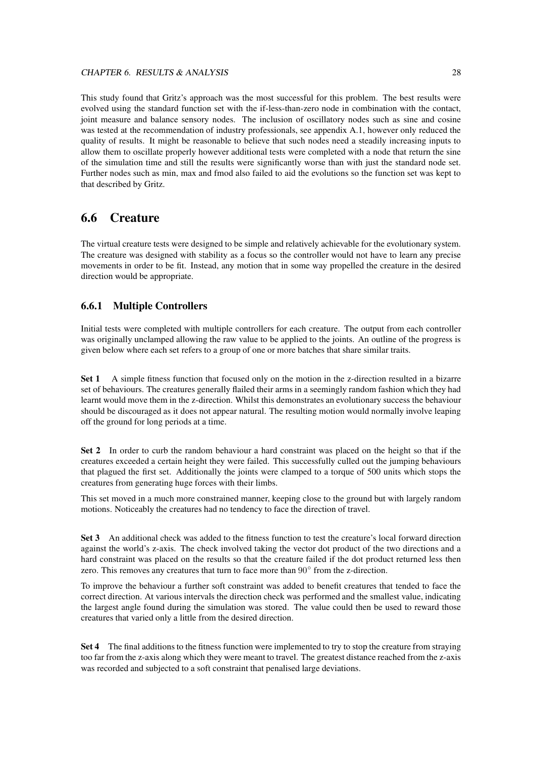This study found that Gritz's approach was the most successful for this problem. The best results were evolved using the standard function set with the if-less-than-zero node in combination with the contact, joint measure and balance sensory nodes. The inclusion of oscillatory nodes such as sine and cosine was tested at the recommendation of industry professionals, see appendix A.1, however only reduced the quality of results. It might be reasonable to believe that such nodes need a steadily increasing inputs to allow them to oscillate properly however additional tests were completed with a node that return the sine of the simulation time and still the results were significantly worse than with just the standard node set. Further nodes such as min, max and fmod also failed to aid the evolutions so the function set was kept to that described by Gritz.

## 6.6 Creature

The virtual creature tests were designed to be simple and relatively achievable for the evolutionary system. The creature was designed with stability as a focus so the controller would not have to learn any precise movements in order to be fit. Instead, any motion that in some way propelled the creature in the desired direction would be appropriate.

### 6.6.1 Multiple Controllers

Initial tests were completed with multiple controllers for each creature. The output from each controller was originally unclamped allowing the raw value to be applied to the joints. An outline of the progress is given below where each set refers to a group of one or more batches that share similar traits.

**Set 1** A simple fitness function that focused only on the motion in the z-direction resulted in a bizarre set of behaviours. The creatures generally flailed their arms in a seemingly random fashion which they had learnt would move them in the z-direction. Whilst this demonstrates an evolutionary success the behaviour should be discouraged as it does not appear natural. The resulting motion would normally involve leaping off the ground for long periods at a time.

**Set 2** In order to curb the random behaviour a hard constraint was placed on the height so that if the creatures exceeded a certain height they were failed. This successfully culled out the jumping behaviours that plagued the first set. Additionally the joints were clamped to a torque of 500 units which stops the creatures from generating huge forces with their limbs.

This set moved in a much more constrained manner, keeping close to the ground but with largely random motions. Noticeably the creatures had no tendency to face the direction of travel.

**Set 3** An additional check was added to the fitness function to test the creature's local forward direction against the world's z-axis. The check involved taking the vector dot product of the two directions and a hard constraint was placed on the results so that the creature failed if the dot product returned less then zero. This removes any creatures that turn to face more than $90^\circ$ from the z-direction.

To improve the behaviour a further soft constraint was added to benefit creatures that tended to face the correct direction. At various intervals the direction check was performed and the smallest value, indicating the largest angle found during the simulation was stored. The value could then be used to reward those creatures that varied only a little from the desired direction.

**Set 4** The final additions to the fitness function were implemented to try to stop the creature from straying too far from the z-axis along which they were meant to travel. The greatest distance reached from the z-axis was recorded and subjected to a soft constraint that penalised large deviations.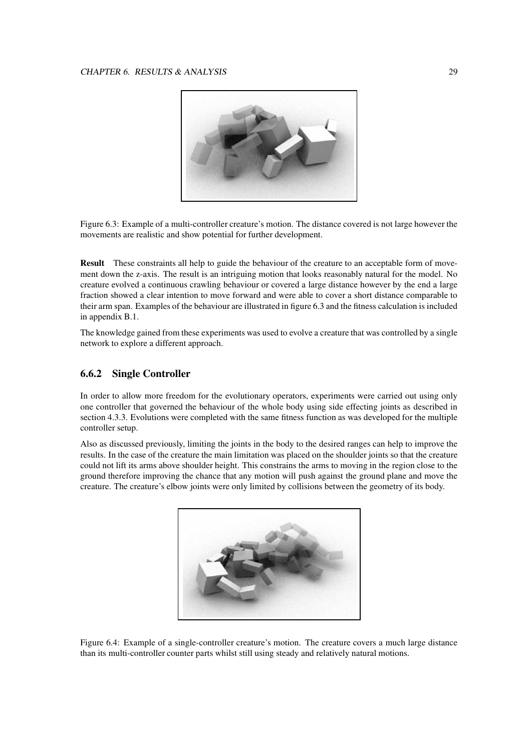Figure 6.3: Example of a multi-controller creature's motion. The distance covered is not large however the movements are realistic and show potential for further development.

**Result** These constraints all help to guide the behaviour of the creature to an acceptable form of movement down the z-axis. The result is an intriguing motion that looks reasonably natural for the model. No creature evolved a continuous crawling behaviour or covered a large distance however by the end a large fraction showed a clear intention to move forward and were able to cover a short distance comparable to their arm span. Examples of the behaviour are illustrated in figure 6.3 and the fitness calculation is included in appendix B.1.

The knowledge gained from these experiments was used to evolve a creature that was controlled by a single network to explore a different approach.

### 6.6.2 Single Controller

In order to allow more freedom for the evolutionary operators, experiments were carried out using only one controller that governed the behaviour of the whole body using side effecting joints as described in section 4.3.3. Evolutions were completed with the same fitness function as was developed for the multiple controller setup.

Also as discussed previously, limiting the joints in the body to the desired ranges can help to improve the results. In the case of the creature the main limitation was placed on the shoulder joints so that the creature could not lift its arms above shoulder height. This constrains the arms to moving in the region close to the ground therefore improving the chance that any motion will push against the ground plane and move the creature. The creature's elbow joints were only limited by collisions between the geometry of its body.

Figure 6.4: Example of a single-controller creature's motion. The creature covers a much large distance than its multi-controller counter parts whilst still using steady and relatively natural motions.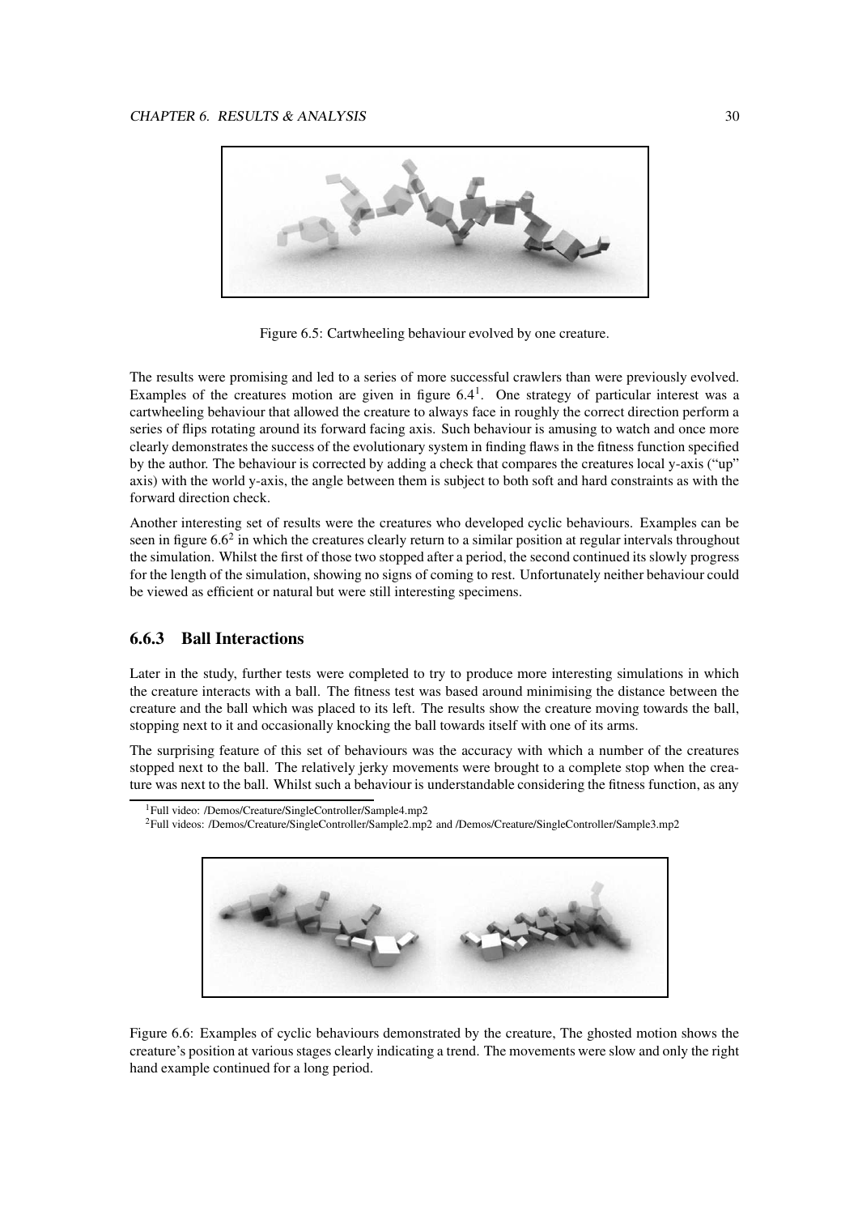Figure 6.5: Cartwheeling behaviour evolved by one creature.

The results were promising and led to a series of more successful crawlers than were previously evolved. Examples of the creatures motion are given in figure 6.4[1]. One strategy of particular interest was a cartwheeling behaviour that allowed the creature to always face in roughly the correct direction perform a series of flips rotating around its forward facing axis. Such behaviour is amusing to watch and once more clearly demonstrates the success of the evolutionary system in finding flaws in the fitness function specified by the author. The behaviour is corrected by adding a check that compares the creatures local y-axis ("up" axis) with the world y-axis, the angle between them is subject to both soft and hard constraints as with the forward direction check.

Another interesting set of results were the creatures who developed cyclic behaviours. Examples can be seen in figure 6.6[2] in which the creatures clearly return to a similar position at regular intervals throughout the simulation. Whilst the first of those two stopped after a period, the second continued its slowly progress for the length of the simulation, showing no signs of coming to rest. Unfortunately neither behaviour could be viewed as efficient or natural but were still interesting specimens.

### 6.6.3 Ball Interactions

Later in the study, further tests were completed to try to produce more interesting simulations in which the creature interacts with a ball. The fitness test was based around minimising the distance between the creature and the ball which was placed to its left. The results show the creature moving towards the ball, stopping next to it and occasionally knocking the ball towards itself with one of its arms.

The surprising feature of this set of behaviours was the accuracy with which a number of the creatures stopped next to the ball. The relatively jerky movements were brought to a complete stop when the creature was next to the ball. Whilst such a behaviour is understandable considering the fitness function, as any

[1] Full video: /Demos/Creature/SingleController/Sample4.mp2

[2] Full videos: /Demos/Creature/SingleController/Sample2.mp2 and /Demos/Creature/SingleController/Sample3.mp2

Figure 6.6: Examples of cyclic behaviours demonstrated by the creature, The ghosted motion shows the creature's position at various stages clearly indicating a trend. The movements were slow and only the right hand example continued for a long period.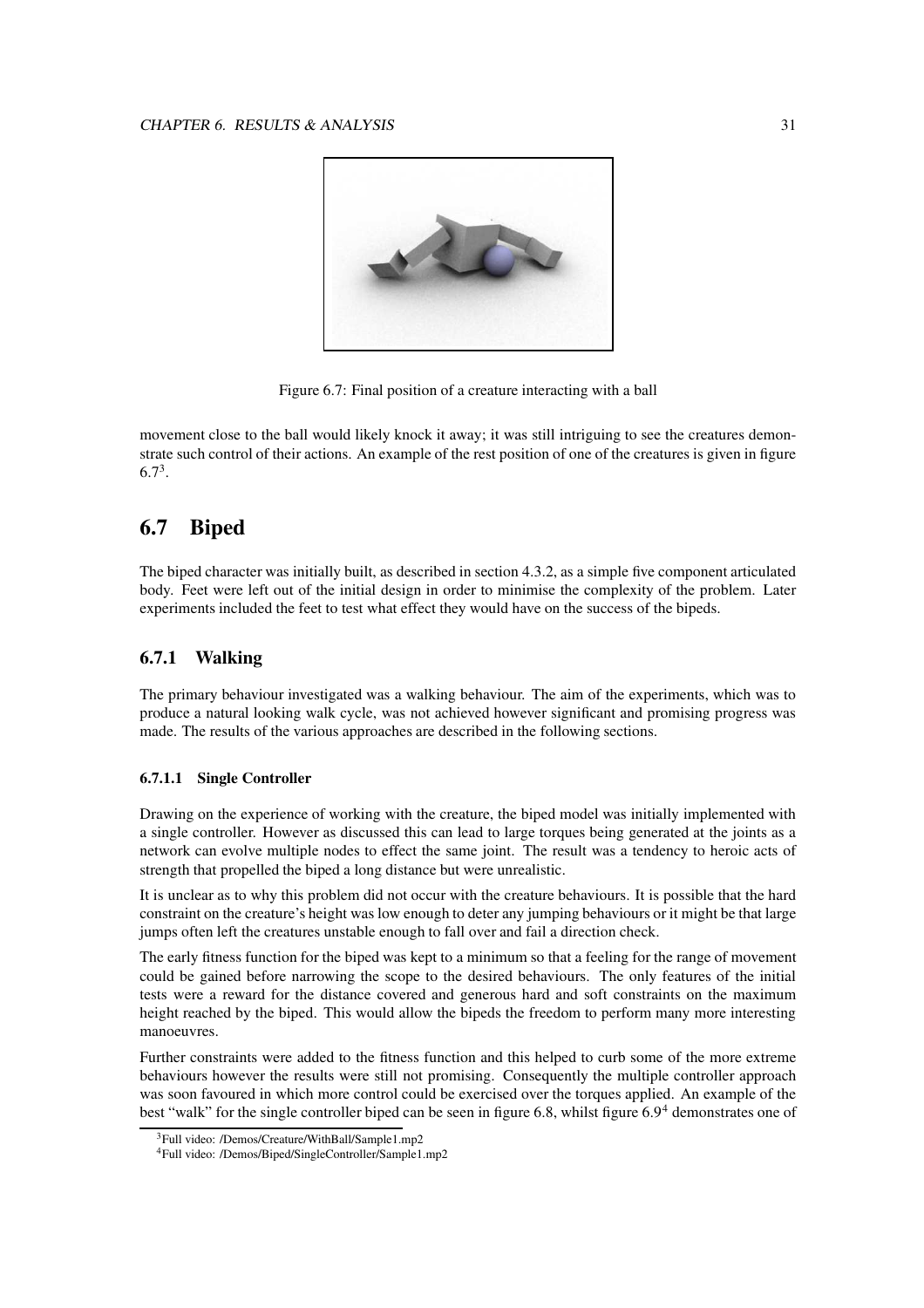Figure 6.7: Final position of a creature interacting with a ball

movement close to the ball would likely knock it away; it was still intriguing to see the creatures demonstrate such control of their actions. An example of the rest position of one of the creatures is given in figure 6.7[3].

## 6.7 Biped

The biped character was initially built, as described in section 4.3.2, as a simple five component articulated body. Feet were left out of the initial design in order to minimise the complexity of the problem. Later experiments included the feet to test what effect they would have on the success of the bipeds.

### 6.7.1 Walking

The primary behaviour investigated was a walking behaviour. The aim of the experiments, which was to produce a natural looking walk cycle, was not achieved however significant and promising progress was made. The results of the various approaches are described in the following sections.

#### 6.7.1.1 Single Controller

Drawing on the experience of working with the creature, the biped model was initially implemented with a single controller. However as discussed this can lead to large torques being generated at the joints as a network can evolve multiple nodes to effect the same joint. The result was a tendency to heroic acts of strength that propelled the biped a long distance but were unrealistic.

It is unclear as to why this problem did not occur with the creature behaviours. It is possible that the hard constraint on the creature's height was low enough to deter any jumping behaviours or it might be that large jumps often left the creatures unstable enough to fall over and fail a direction check.

The early fitness function for the biped was kept to a minimum so that a feeling for the range of movement could be gained before narrowing the scope to the desired behaviours. The only features of the initial tests were a reward for the distance covered and generous hard and soft constraints on the maximum height reached by the biped. This would allow the bipeds the freedom to perform many more interesting manoeuvres.

Further constraints were added to the fitness function and this helped to curb some of the more extreme behaviours however the results were still not promising. Consequently the multiple controller approach was soon favoured in which more control could be exercised over the torques applied. An example of the best "walk" for the single controller biped can be seen in figure 6.8, whilst figure 6.9[4] demonstrates one of

[3]Full video: /Demos/Creature/WithBall/Sample1.mp2

[4]Full video: /Demos/Biped/SingleController/Sample1.mp2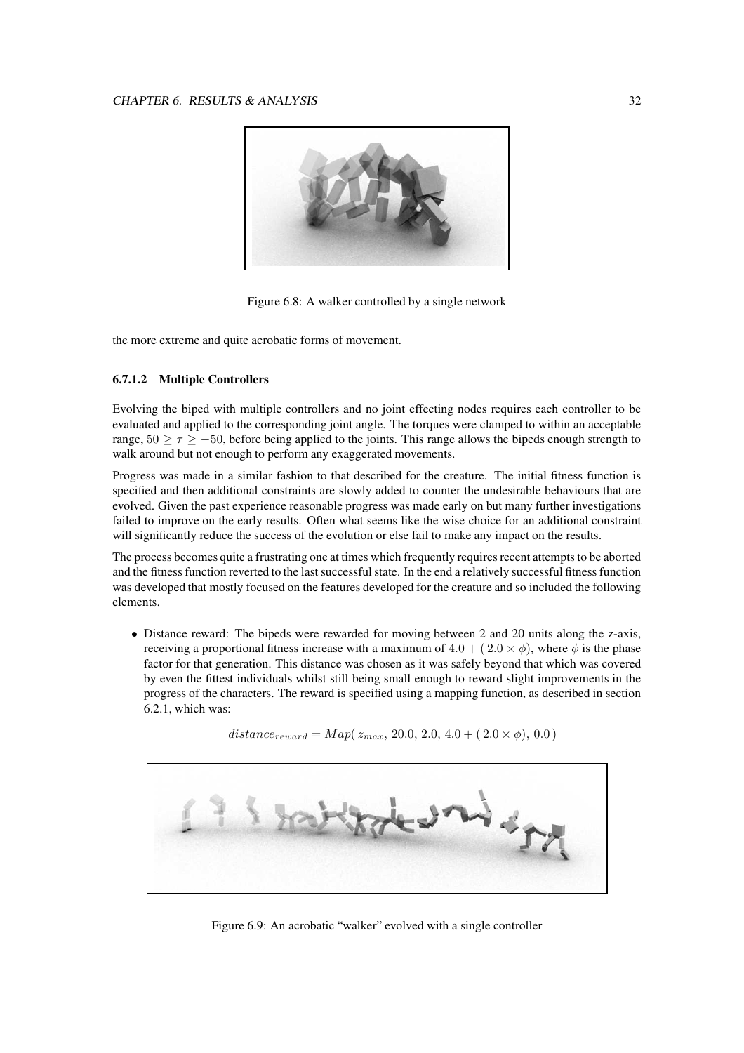Figure 6.8: A walker controlled by a single network

the more extreme and quite acrobatic forms of movement.

#### 6.7.1.2 Multiple Controllers

Evolving the biped with multiple controllers and no joint effecting nodes requires each controller to be evaluated and applied to the corresponding joint angle. The torques were clamped to within an acceptable range, $50 \geq \tau \geq -50$, before being applied to the joints. This range allows the bipeds enough strength to walk around but not enough to perform any exaggerated movements.

Progress was made in a similar fashion to that described for the creature. The initial fitness function is specified and then additional constraints are slowly added to counter the undesirable behaviours that are evolved. Given the past experience reasonable progress was made early on but many further investigations failed to improve on the early results. Often what seems like the wise choice for an additional constraint will significantly reduce the success of the evolution or else fail to make any impact on the results.

The process becomes quite a frustrating one at times which frequently requires recent attempts to be aborted and the fitness function reverted to the last successful state. In the end a relatively successful fitness function was developed that mostly focused on the features developed for the creature and so included the following elements.

- Distance reward: The bipeds were rewarded for moving between 2 and 20 units along the z-axis, receiving a proportional fitness increase with a maximum of $4.0 + (2.0 \times \phi)$, where $\phi$ is the phase factor for that generation. This distance was chosen as it was safely beyond that which was covered by even the fittest individuals whilst still being small enough to reward slight improvements in the progress of the characters. The reward is specified using a mapping function, as described in section 6.2.1, which was:

$$distance_{reward} = Map(\, z_{max},\, 20.0,\, 2.0,\, 4.0 + (\, 2.0 \times \phi),\, 0.0\,)$$

Figure 6.9: An acrobatic "walker" evolved with a single controller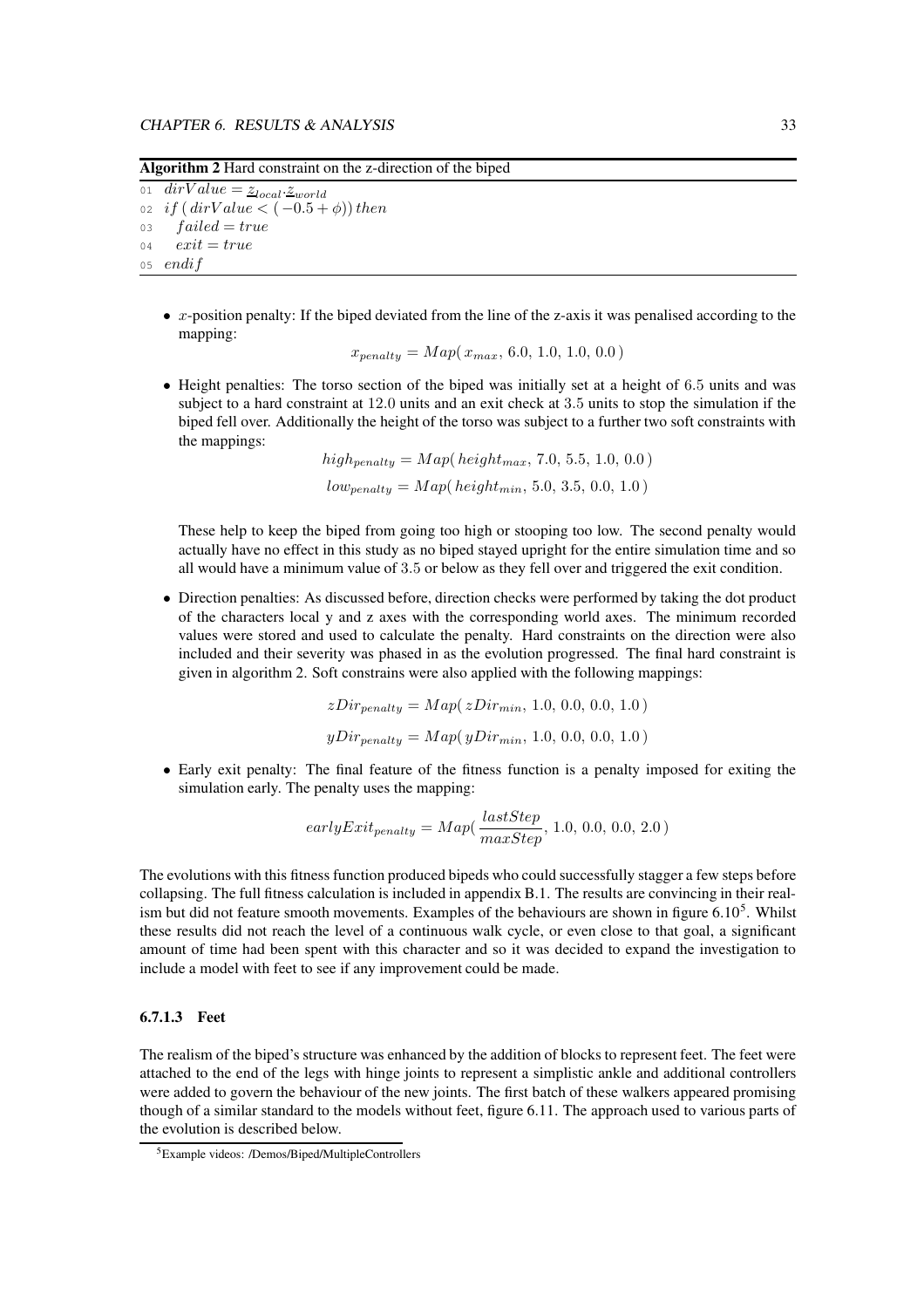**Algorithm 2** Hard constraint on the z-direction of the biped

```
01  dirValue = z_local · z_world
02  if (dirValue < (−0.5 + φ)) then
03    failed = true
04    exit = true
05  endif
```

- $x$-position penalty: If the biped deviated from the line of the z-axis it was penalised according to the mapping:

$$x_{penalty} = Map(\, x_{max},\, 6.0,\, 1.0,\, 1.0,\, 0.0\,)$$

- Height penalties: The torso section of the biped was initially set at a height of 6.5 units and was subject to a hard constraint at 12.0 units and an exit check at 3.5 units to stop the simulation if the biped fell over. Additionally the height of the torso was subject to a further two soft constraints with the mappings:

$$high_{penalty} = Map(\, height_{max},\, 7.0,\, 5.5,\, 1.0,\, 0.0\,)$$

$$low_{penalty} = Map(\, height_{min},\, 5.0,\, 3.5,\, 0.0,\, 1.0\,)$$

  These help to keep the biped from going too high or stooping too low. The second penalty would actually have no effect in this study as no biped stayed upright for the entire simulation time and so all would have a minimum value of 3.5 or below as they fell over and triggered the exit condition.

- Direction penalties: As discussed before, direction checks were performed by taking the dot product of the characters local y and z axes with the corresponding world axes. The minimum recorded values were stored and used to calculate the penalty. Hard constraints on the direction were also included and their severity was phased in as the evolution progressed. The final hard constraint is given in algorithm 2. Soft constrains were also applied with the following mappings:

$$zDir_{penalty} = Map(\, zDir_{min},\, 1.0,\, 0.0,\, 0.0,\, 1.0\,)$$

$$yDir_{penalty} = Map(\, yDir_{min},\, 1.0,\, 0.0,\, 0.0,\, 1.0\,)$$

- Early exit penalty: The final feature of the fitness function is a penalty imposed for exiting the simulation early. The penalty uses the mapping:

$$earlyExit_{penalty} = Map(\, \frac{lastStep}{maxStep},\, 1.0,\, 0.0,\, 0.0,\, 2.0\,)$$

The evolutions with this fitness function produced bipeds who could successfully stagger a few steps before collapsing. The full fitness calculation is included in appendix B.1. The results are convincing in their realism but did not feature smooth movements. Examples of the behaviours are shown in figure 6.10[5]. Whilst these results did not reach the level of a continuous walk cycle, or even close to that goal, a significant amount of time had been spent with this character and so it was decided to expand the investigation to include a model with feet to see if any improvement could be made.

#### 6.7.1.3 Feet

The realism of the biped's structure was enhanced by the addition of blocks to represent feet. The feet were attached to the end of the legs with hinge joints to represent a simplistic ankle and additional controllers were added to govern the behaviour of the new joints. The first batch of these walkers appeared promising though of a similar standard to the models without feet, figure 6.11. The approach used to various parts of the evolution is described below.

[5] Example videos: /Demos/Biped/MultipleControllers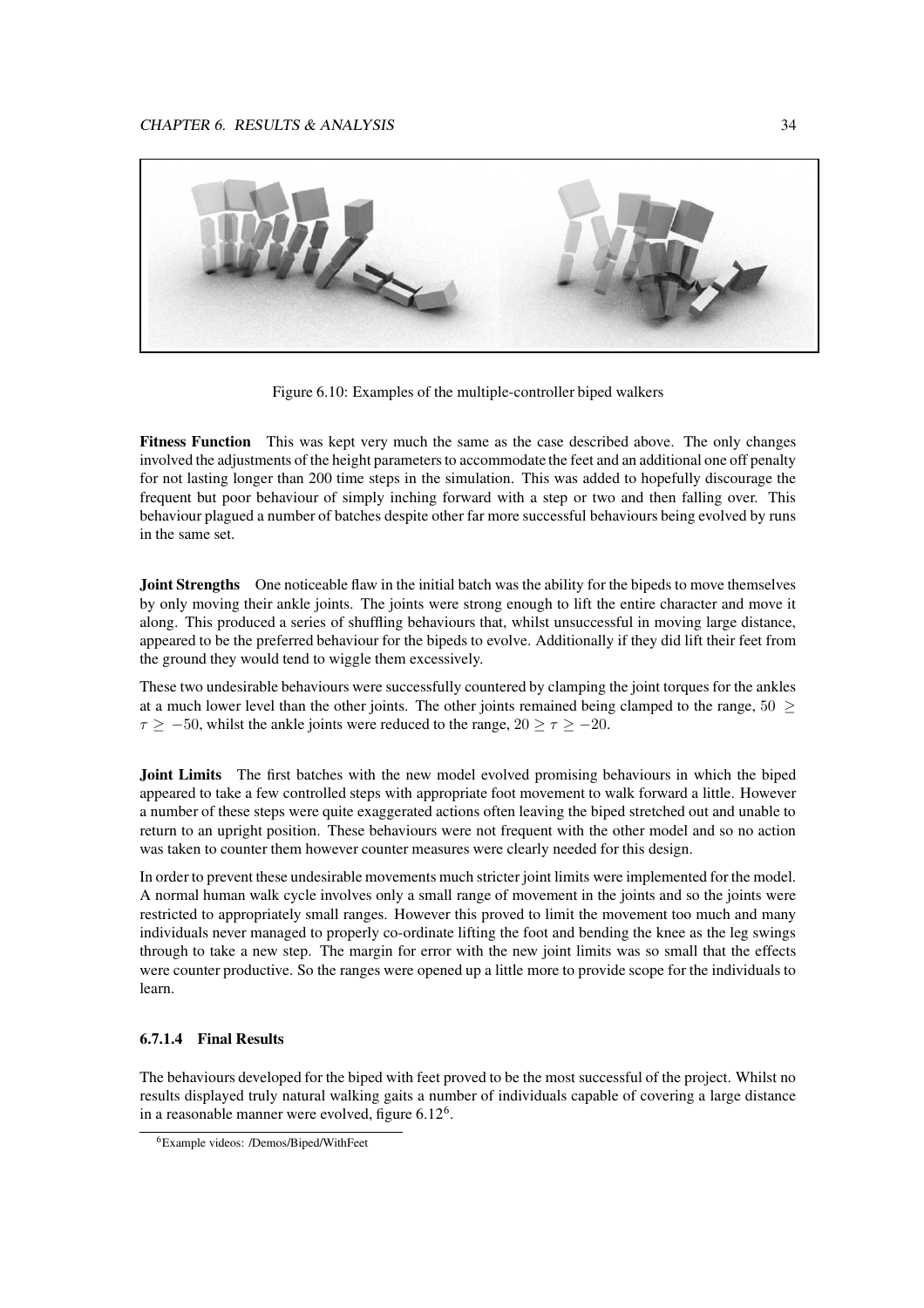Figure 6.10: Examples of the multiple-controller biped walkers

**Fitness Function** This was kept very much the same as the case described above. The only changes involved the adjustments of the height parameters to accommodate the feet and an additional one off penalty for not lasting longer than 200 time steps in the simulation. This was added to hopefully discourage the frequent but poor behaviour of simply inching forward with a step or two and then falling over. This behaviour plagued a number of batches despite other far more successful behaviours being evolved by runs in the same set.

**Joint Strengths** One noticeable flaw in the initial batch was the ability for the bipeds to move themselves by only moving their ankle joints. The joints were strong enough to lift the entire character and move it along. This produced a series of shuffling behaviours that, whilst unsuccessful in moving large distance, appeared to be the preferred behaviour for the bipeds to evolve. Additionally if they did lift their feet from the ground they would tend to wiggle them excessively.

These two undesirable behaviours were successfully countered by clamping the joint torques for the ankles at a much lower level than the other joints. The other joints remained being clamped to the range, $50 \geq \tau \geq -50$, whilst the ankle joints were reduced to the range, $20 \geq \tau \geq -20$.

**Joint Limits** The first batches with the new model evolved promising behaviours in which the biped appeared to take a few controlled steps with appropriate foot movement to walk forward a little. However a number of these steps were quite exaggerated actions often leaving the biped stretched out and unable to return to an upright position. These behaviours were not frequent with the other model and so no action was taken to counter them however counter measures were clearly needed for this design.

In order to prevent these undesirable movements much stricter joint limits were implemented for the model. A normal human walk cycle involves only a small range of movement in the joints and so the joints were restricted to appropriately small ranges. However this proved to limit the movement too much and many individuals never managed to properly co-ordinate lifting the foot and bending the knee as the leg swings through to take a new step. The margin for error with the new joint limits was so small that the effects were counter productive. So the ranges were opened up a little more to provide scope for the individuals to learn.

#### 6.7.1.4 Final Results

The behaviours developed for the biped with feet proved to be the most successful of the project. Whilst no results displayed truly natural walking gaits a number of individuals capable of covering a large distance in a reasonable manner were evolved, figure 6.12[6].

[6]Example videos: /Demos/Biped/WithFeet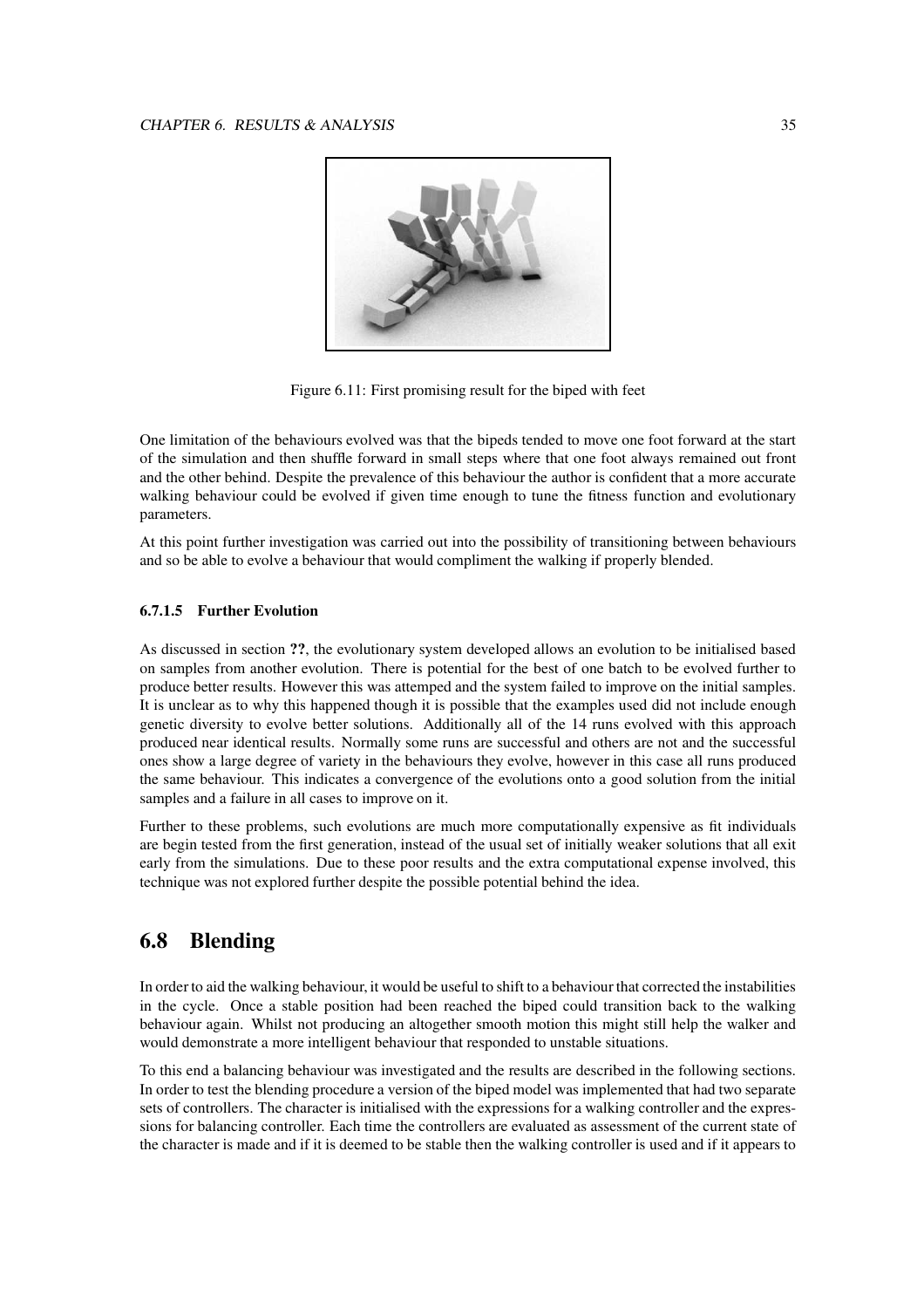Figure 6.11: First promising result for the biped with feet

One limitation of the behaviours evolved was that the bipeds tended to move one foot forward at the start of the simulation and then shuffle forward in small steps where that one foot always remained out front and the other behind. Despite the prevalence of this behaviour the author is confident that a more accurate walking behaviour could be evolved if given time enough to tune the fitness function and evolutionary parameters.

At this point further investigation was carried out into the possibility of transitioning between behaviours and so be able to evolve a behaviour that would compliment the walking if properly blended.

##### 6.7.1.5 Further Evolution

As discussed in section **??**, the evolutionary system developed allows an evolution to be initialised based on samples from another evolution. There is potential for the best of one batch to be evolved further to produce better results. However this was attemped and the system failed to improve on the initial samples. It is unclear as to why this happened though it is possible that the examples used did not include enough genetic diversity to evolve better solutions. Additionally all of the 14 runs evolved with this approach produced near identical results. Normally some runs are successful and others are not and the successful ones show a large degree of variety in the behaviours they evolve, however in this case all runs produced the same behaviour. This indicates a convergence of the evolutions onto a good solution from the initial samples and a failure in all cases to improve on it.

Further to these problems, such evolutions are much more computationally expensive as fit individuals are begin tested from the first generation, instead of the usual set of initially weaker solutions that all exit early from the simulations. Due to these poor results and the extra computational expense involved, this technique was not explored further despite the possible potential behind the idea.

## 6.8 Blending

In order to aid the walking behaviour, it would be useful to shift to a behaviour that corrected the instabilities in the cycle. Once a stable position had been reached the biped could transition back to the walking behaviour again. Whilst not producing an altogether smooth motion this might still help the walker and would demonstrate a more intelligent behaviour that responded to unstable situations.

To this end a balancing behaviour was investigated and the results are described in the following sections. In order to test the blending procedure a version of the biped model was implemented that had two separate sets of controllers. The character is initialised with the expressions for a walking controller and the expressions for balancing controller. Each time the controllers are evaluated as assessment of the current state of the character is made and if it is deemed to be stable then the walking controller is used and if it appears to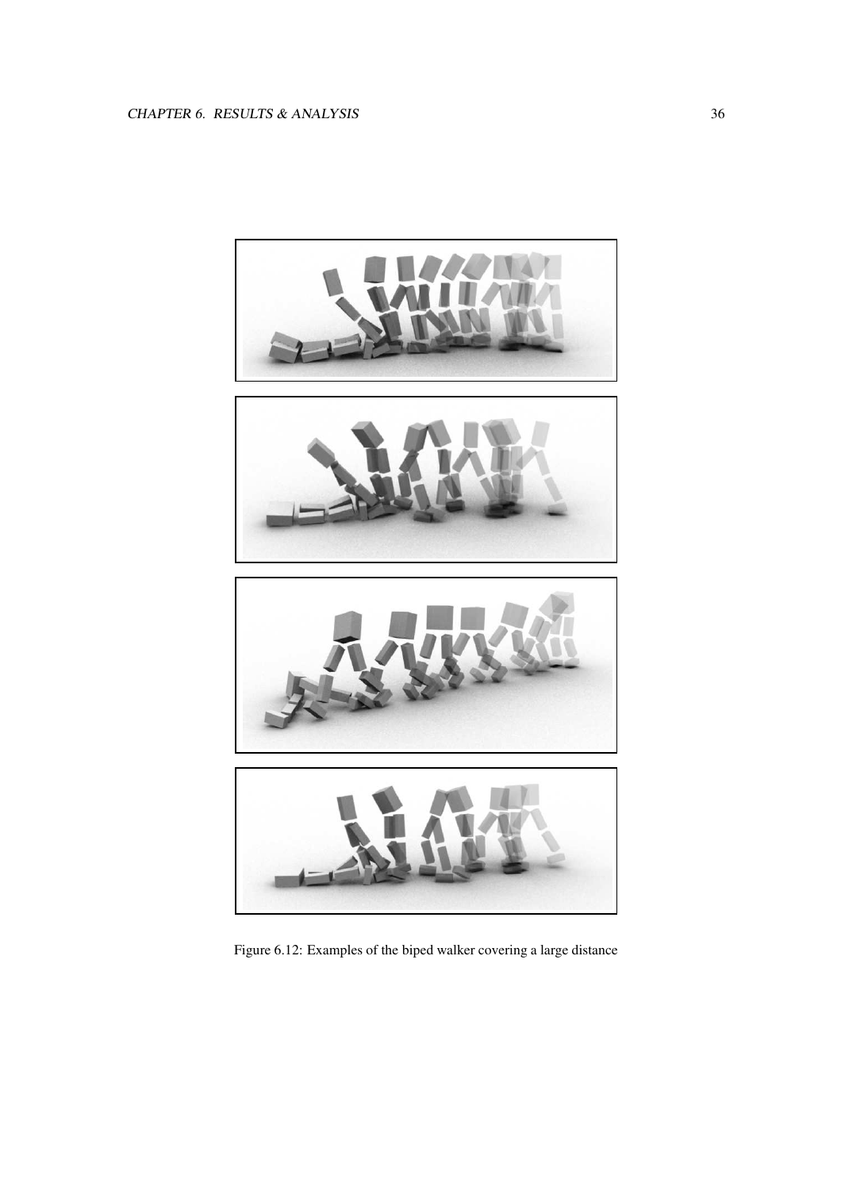Figure 6.12: Examples of the biped walker covering a large distance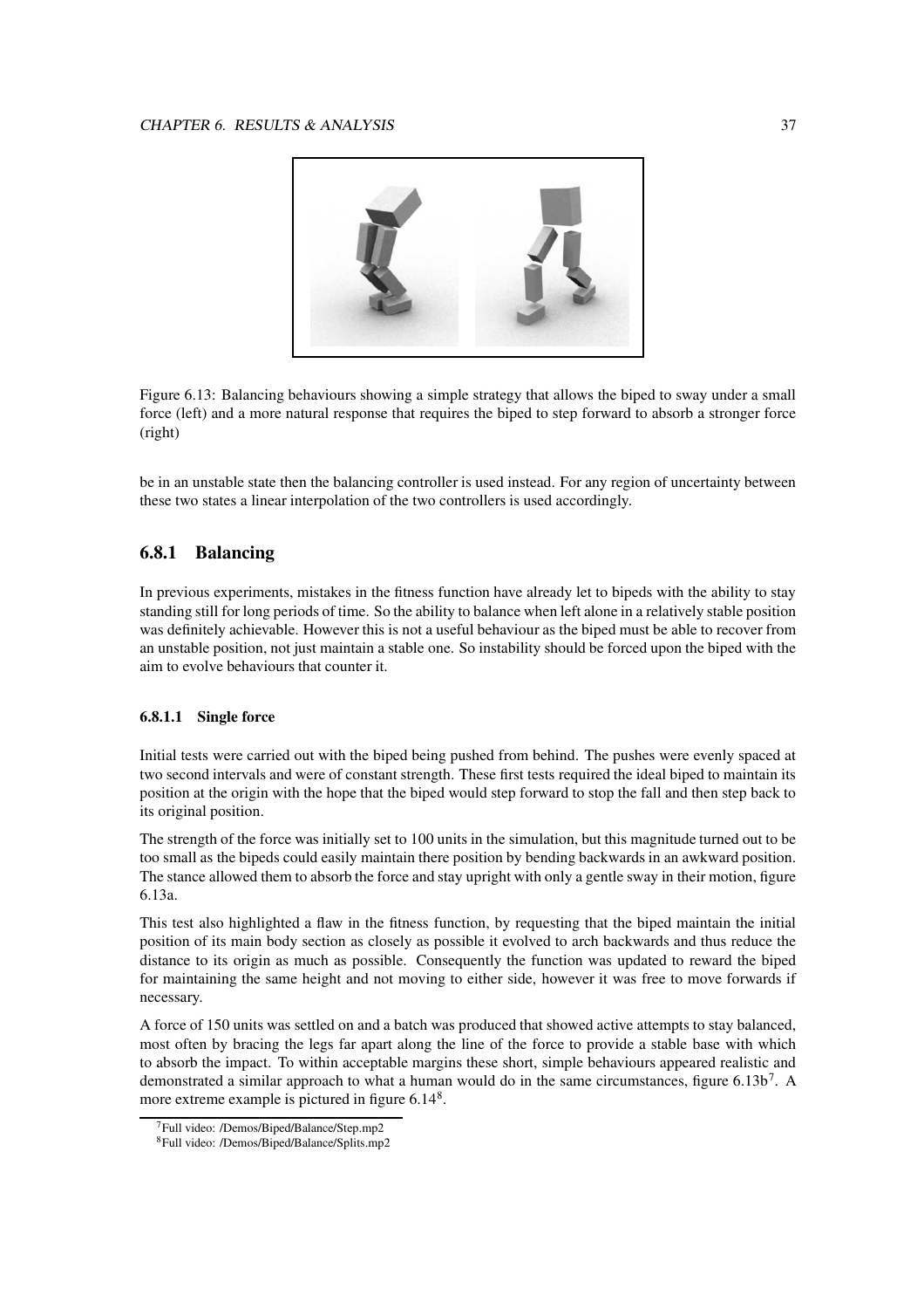Figure 6.13: Balancing behaviours showing a simple strategy that allows the biped to sway under a small force (left) and a more natural response that requires the biped to step forward to absorb a stronger force (right)

be in an unstable state then the balancing controller is used instead. For any region of uncertainty between these two states a linear interpolation of the two controllers is used accordingly.

### 6.8.1 Balancing

In previous experiments, mistakes in the fitness function have already let to bipeds with the ability to stay standing still for long periods of time. So the ability to balance when left alone in a relatively stable position was definitely achievable. However this is not a useful behaviour as the biped must be able to recover from an unstable position, not just maintain a stable one. So instability should be forced upon the biped with the aim to evolve behaviours that counter it.

#### 6.8.1.1 Single force

Initial tests were carried out with the biped being pushed from behind. The pushes were evenly spaced at two second intervals and were of constant strength. These first tests required the ideal biped to maintain its position at the origin with the hope that the biped would step forward to stop the fall and then step back to its original position.

The strength of the force was initially set to 100 units in the simulation, but this magnitude turned out to be too small as the bipeds could easily maintain there position by bending backwards in an awkward position. The stance allowed them to absorb the force and stay upright with only a gentle sway in their motion, figure 6.13a.

This test also highlighted a flaw in the fitness function, by requesting that the biped maintain the initial position of its main body section as closely as possible it evolved to arch backwards and thus reduce the distance to its origin as much as possible. Consequently the function was updated to reward the biped for maintaining the same height and not moving to either side, however it was free to move forwards if necessary.

A force of 150 units was settled on and a batch was produced that showed active attempts to stay balanced, most often by bracing the legs far apart along the line of the force to provide a stable base with which to absorb the impact. To within acceptable margins these short, simple behaviours appeared realistic and demonstrated a similar approach to what a human would do in the same circumstances, figure 6.13b[7]. A more extreme example is pictured in figure 6.14[8].

[7] Full video: /Demos/Biped/Balance/Step.mp2

[8] Full video: /Demos/Biped/Balance/Splits.mp2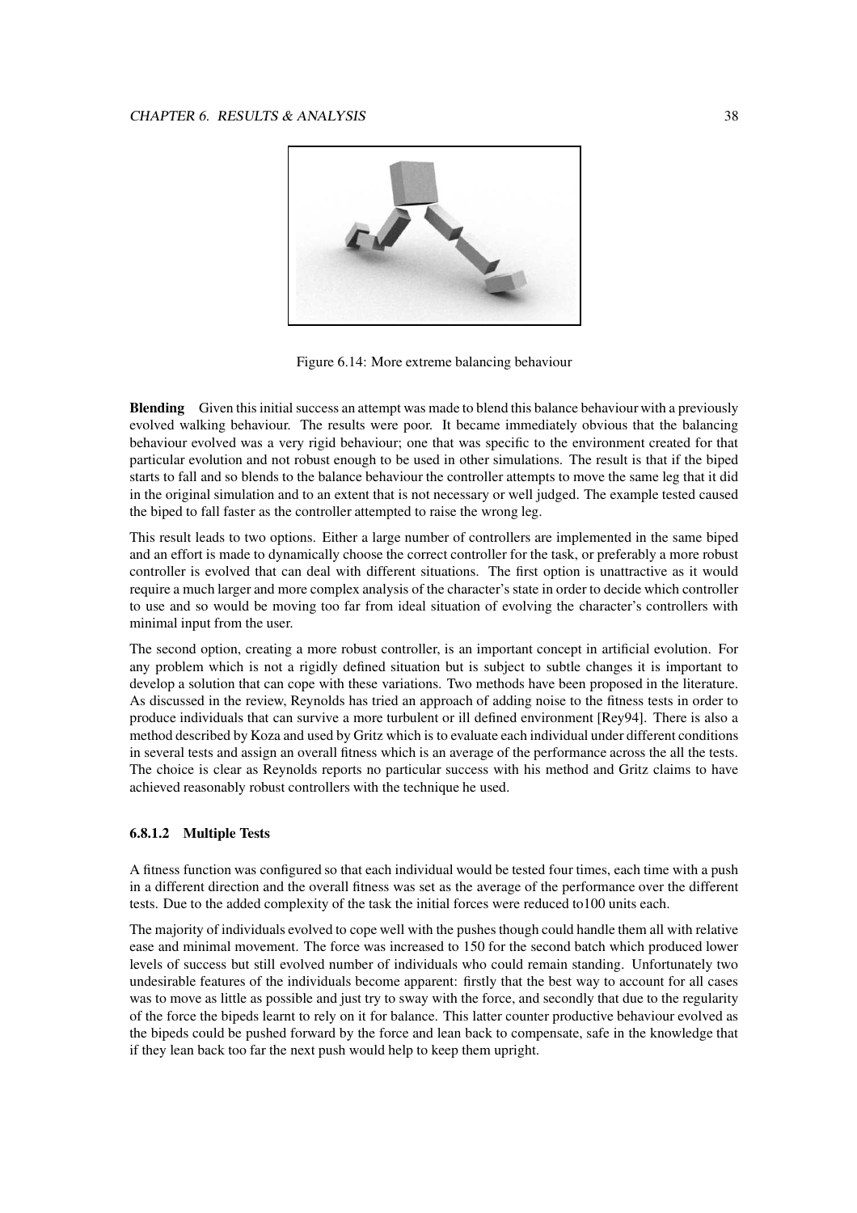Figure 6.14: More extreme balancing behaviour

**Blending** Given this initial success an attempt was made to blend this balance behaviour with a previously evolved walking behaviour. The results were poor. It became immediately obvious that the balancing behaviour evolved was a very rigid behaviour; one that was specific to the environment created for that particular evolution and not robust enough to be used in other simulations. The result is that if the biped starts to fall and so blends to the balance behaviour the controller attempts to move the same leg that it did in the original simulation and to an extent that is not necessary or well judged. The example tested caused the biped to fall faster as the controller attempted to raise the wrong leg.

This result leads to two options. Either a large number of controllers are implemented in the same biped and an effort is made to dynamically choose the correct controller for the task, or preferably a more robust controller is evolved that can deal with different situations. The first option is unattractive as it would require a much larger and more complex analysis of the character's state in order to decide which controller to use and so would be moving too far from ideal situation of evolving the character's controllers with minimal input from the user.

The second option, creating a more robust controller, is an important concept in artificial evolution. For any problem which is not a rigidly defined situation but is subject to subtle changes it is important to develop a solution that can cope with these variations. Two methods have been proposed in the literature. As discussed in the review, Reynolds has tried an approach of adding noise to the fitness tests in order to produce individuals that can survive a more turbulent or ill defined environment [Rey94]. There is also a method described by Koza and used by Gritz which is to evaluate each individual under different conditions in several tests and assign an overall fitness which is an average of the performance across the all the tests. The choice is clear as Reynolds reports no particular success with his method and Gritz claims to have achieved reasonably robust controllers with the technique he used.

#### 6.8.1.2 Multiple Tests

A fitness function was configured so that each individual would be tested four times, each time with a push in a different direction and the overall fitness was set as the average of the performance over the different tests. Due to the added complexity of the task the initial forces were reduced to100 units each.

The majority of individuals evolved to cope well with the pushes though could handle them all with relative ease and minimal movement. The force was increased to 150 for the second batch which produced lower levels of success but still evolved number of individuals who could remain standing. Unfortunately two undesirable features of the individuals become apparent: firstly that the best way to account for all cases was to move as little as possible and just try to sway with the force, and secondly that due to the regularity of the force the bipeds learnt to rely on it for balance. This latter counter productive behaviour evolved as the bipeds could be pushed forward by the force and lean back to compensate, safe in the knowledge that if they lean back too far the next push would help to keep them upright.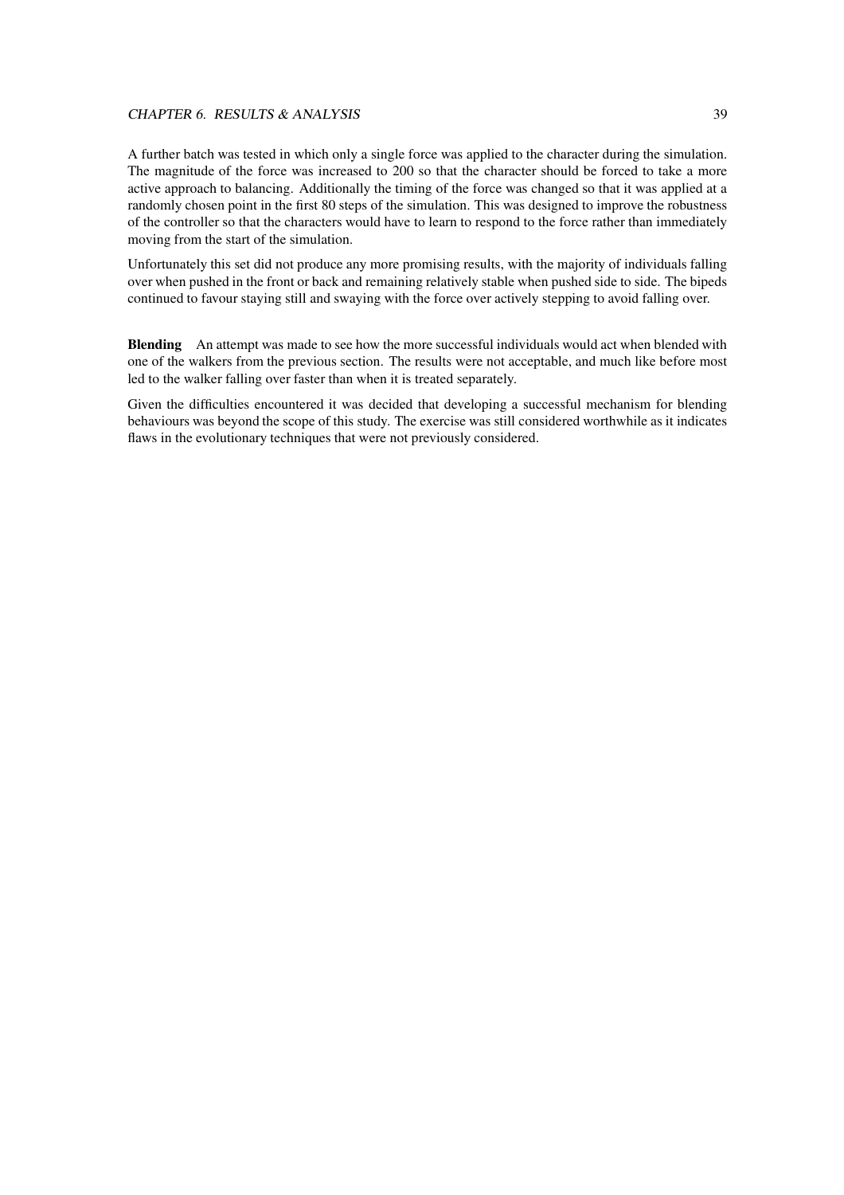A further batch was tested in which only a single force was applied to the character during the simulation. The magnitude of the force was increased to 200 so that the character should be forced to take a more active approach to balancing. Additionally the timing of the force was changed so that it was applied at a randomly chosen point in the first 80 steps of the simulation. This was designed to improve the robustness of the controller so that the characters would have to learn to respond to the force rather than immediately moving from the start of the simulation.

Unfortunately this set did not produce any more promising results, with the majority of individuals falling over when pushed in the front or back and remaining relatively stable when pushed side to side. The bipeds continued to favour staying still and swaying with the force over actively stepping to avoid falling over.

**Blending** An attempt was made to see how the more successful individuals would act when blended with one of the walkers from the previous section. The results were not acceptable, and much like before most led to the walker falling over faster than when it is treated separately.

Given the difficulties encountered it was decided that developing a successful mechanism for blending behaviours was beyond the scope of this study. The exercise was still considered worthwhile as it indicates flaws in the evolutionary techniques that were not previously considered.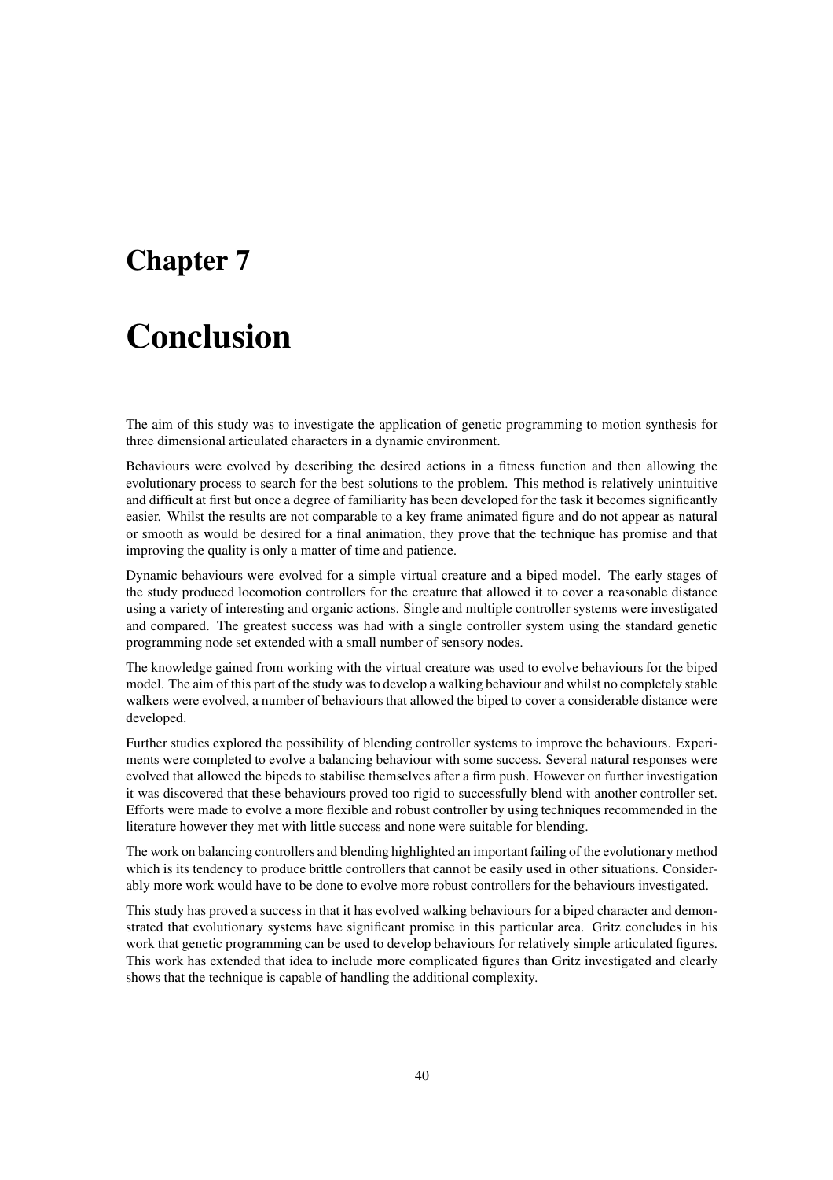# Chapter 7

# Conclusion

The aim of this study was to investigate the application of genetic programming to motion synthesis for three dimensional articulated characters in a dynamic environment.

Behaviours were evolved by describing the desired actions in a fitness function and then allowing the evolutionary process to search for the best solutions to the problem. This method is relatively unintuitive and difficult at first but once a degree of familiarity has been developed for the task it becomes significantly easier. Whilst the results are not comparable to a key frame animated figure and do not appear as natural or smooth as would be desired for a final animation, they prove that the technique has promise and that improving the quality is only a matter of time and patience.

Dynamic behaviours were evolved for a simple virtual creature and a biped model. The early stages of the study produced locomotion controllers for the creature that allowed it to cover a reasonable distance using a variety of interesting and organic actions. Single and multiple controller systems were investigated and compared. The greatest success was had with a single controller system using the standard genetic programming node set extended with a small number of sensory nodes.

The knowledge gained from working with the virtual creature was used to evolve behaviours for the biped model. The aim of this part of the study was to develop a walking behaviour and whilst no completely stable walkers were evolved, a number of behaviours that allowed the biped to cover a considerable distance were developed.

Further studies explored the possibility of blending controller systems to improve the behaviours. Experiments were completed to evolve a balancing behaviour with some success. Several natural responses were evolved that allowed the bipeds to stabilise themselves after a firm push. However on further investigation it was discovered that these behaviours proved too rigid to successfully blend with another controller set. Efforts were made to evolve a more flexible and robust controller by using techniques recommended in the literature however they met with little success and none were suitable for blending.

The work on balancing controllers and blending highlighted an important failing of the evolutionary method which is its tendency to produce brittle controllers that cannot be easily used in other situations. Considerably more work would have to be done to evolve more robust controllers for the behaviours investigated.

This study has proved a success in that it has evolved walking behaviours for a biped character and demonstrated that evolutionary systems have significant promise in this particular area. Gritz concludes in his work that genetic programming can be used to develop behaviours for relatively simple articulated figures. This work has extended that idea to include more complicated figures than Gritz investigated and clearly shows that the technique is capable of handling the additional complexity.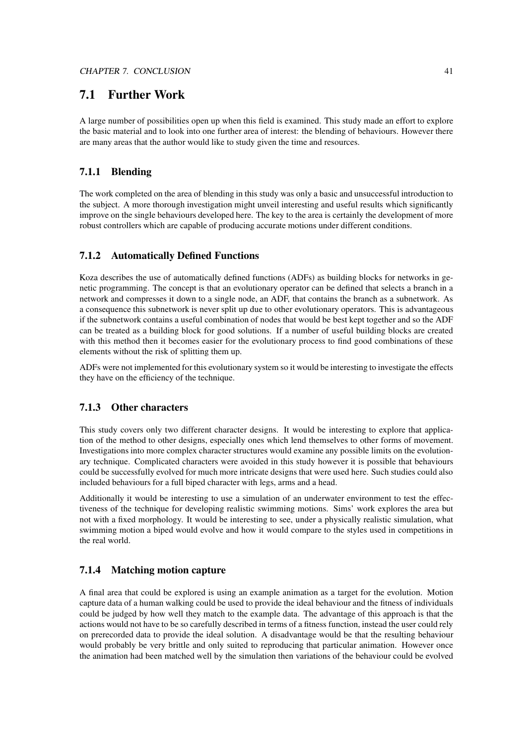## 7.1 Further Work

A large number of possibilities open up when this field is examined. This study made an effort to explore the basic material and to look into one further area of interest: the blending of behaviours. However there are many areas that the author would like to study given the time and resources.

### 7.1.1 Blending

The work completed on the area of blending in this study was only a basic and unsuccessful introduction to the subject. A more thorough investigation might unveil interesting and useful results which significantly improve on the single behaviours developed here. The key to the area is certainly the development of more robust controllers which are capable of producing accurate motions under different conditions.

### 7.1.2 Automatically Defined Functions

Koza describes the use of automatically defined functions (ADFs) as building blocks for networks in genetic programming. The concept is that an evolutionary operator can be defined that selects a branch in a network and compresses it down to a single node, an ADF, that contains the branch as a subnetwork. As a consequence this subnetwork is never split up due to other evolutionary operators. This is advantageous if the subnetwork contains a useful combination of nodes that would be best kept together and so the ADF can be treated as a building block for good solutions. If a number of useful building blocks are created with this method then it becomes easier for the evolutionary process to find good combinations of these elements without the risk of splitting them up.

ADFs were not implemented for this evolutionary system so it would be interesting to investigate the effects they have on the efficiency of the technique.

### 7.1.3 Other characters

This study covers only two different character designs. It would be interesting to explore that application of the method to other designs, especially ones which lend themselves to other forms of movement. Investigations into more complex character structures would examine any possible limits on the evolutionary technique. Complicated characters were avoided in this study however it is possible that behaviours could be successfully evolved for much more intricate designs that were used here. Such studies could also included behaviours for a full biped character with legs, arms and a head.

Additionally it would be interesting to use a simulation of an underwater environment to test the effectiveness of the technique for developing realistic swimming motions. Sims' work explores the area but not with a fixed morphology. It would be interesting to see, under a physically realistic simulation, what swimming motion a biped would evolve and how it would compare to the styles used in competitions in the real world.

### 7.1.4 Matching motion capture

A final area that could be explored is using an example animation as a target for the evolution. Motion capture data of a human walking could be used to provide the ideal behaviour and the fitness of individuals could be judged by how well they match to the example data. The advantage of this approach is that the actions would not have to be so carefully described in terms of a fitness function, instead the user could rely on prerecorded data to provide the ideal solution. A disadvantage would be that the resulting behaviour would probably be very brittle and only suited to reproducing that particular animation. However once the animation had been matched well by the simulation then variations of the behaviour could be evolved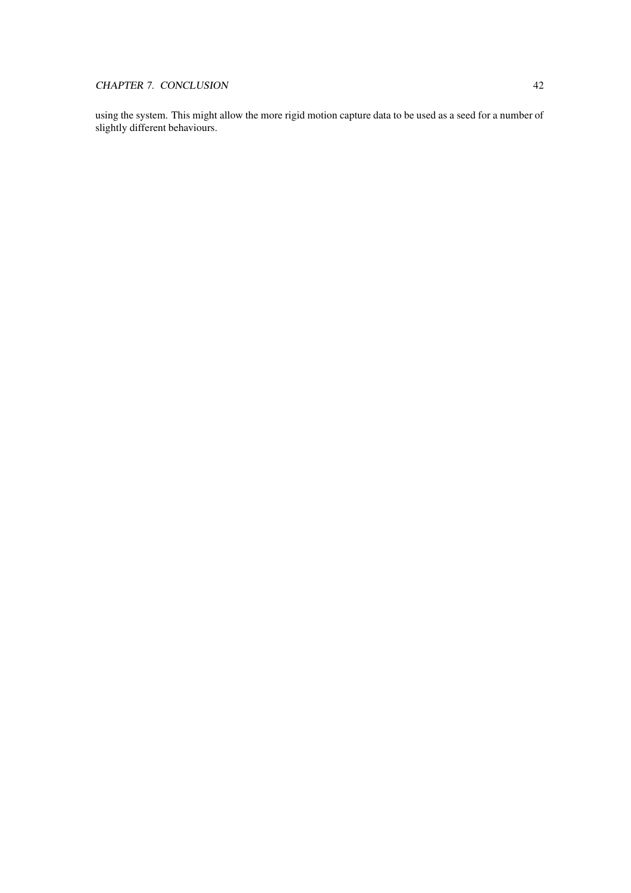using the system. This might allow the more rigid motion capture data to be used as a seed for a number of slightly different behaviours.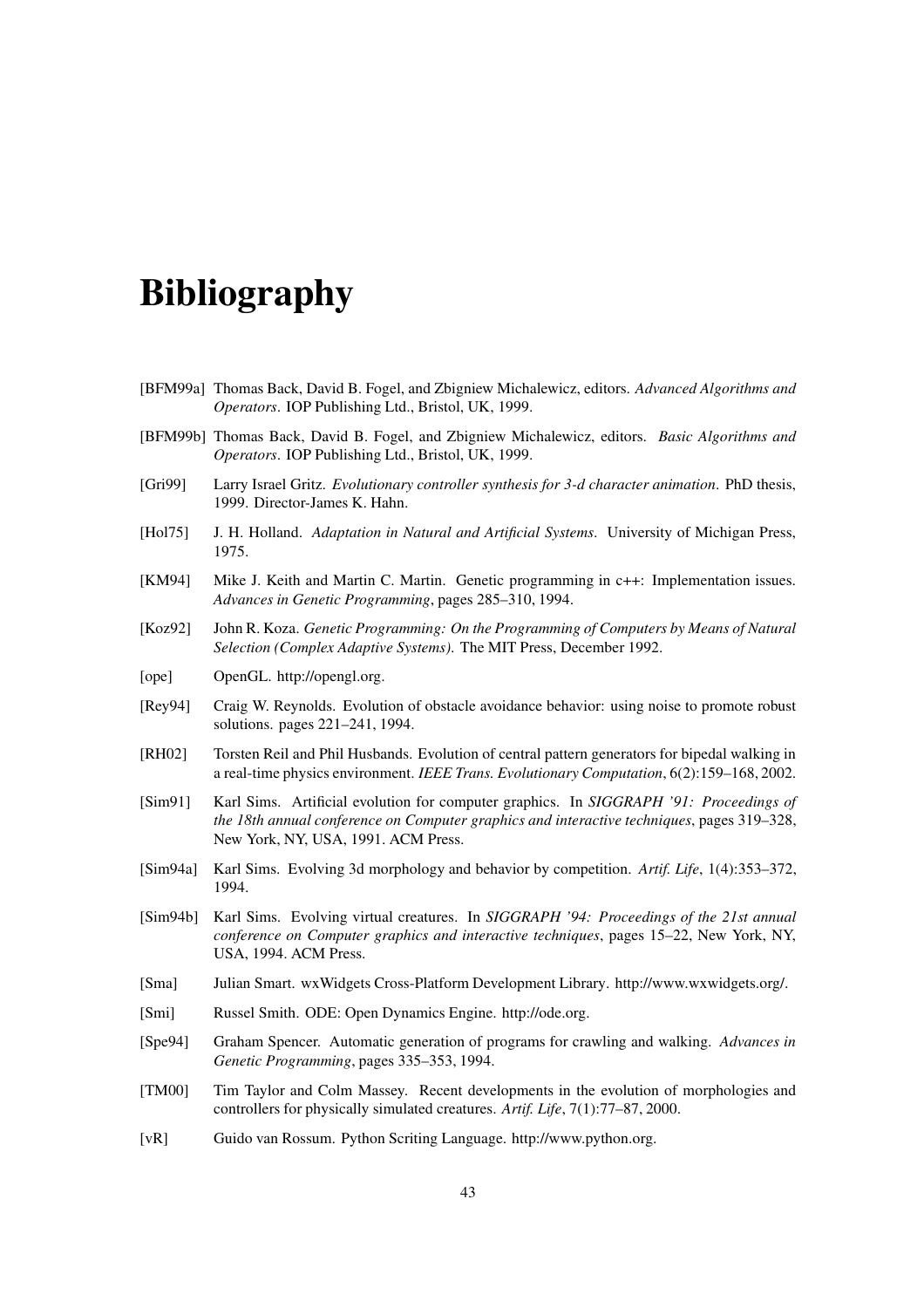# Bibliography

[BFM99a] Thomas Back, David B. Fogel, and Zbigniew Michalewicz, editors. *Advanced Algorithms and Operators*. IOP Publishing Ltd., Bristol, UK, 1999.

[BFM99b] Thomas Back, David B. Fogel, and Zbigniew Michalewicz, editors. *Basic Algorithms and Operators*. IOP Publishing Ltd., Bristol, UK, 1999.

[Gri99] Larry Israel Gritz. *Evolutionary controller synthesis for 3-d character animation*. PhD thesis, 1999. Director-James K. Hahn.

[Hol75] J. H. Holland. *Adaptation in Natural and Artificial Systems*. University of Michigan Press, 1975.

[KM94] Mike J. Keith and Martin C. Martin. Genetic programming in c++: Implementation issues. *Advances in Genetic Programming*, pages 285–310, 1994.

[Koz92] John R. Koza. *Genetic Programming: On the Programming of Computers by Means of Natural Selection (Complex Adaptive Systems)*. The MIT Press, December 1992.

[ope] OpenGL. http://opengl.org.

[Rey94] Craig W. Reynolds. Evolution of obstacle avoidance behavior: using noise to promote robust solutions. pages 221–241, 1994.

[RH02] Torsten Reil and Phil Husbands. Evolution of central pattern generators for bipedal walking in a real-time physics environment. *IEEE Trans. Evolutionary Computation*, 6(2):159–168, 2002.

[Sim91] Karl Sims. Artificial evolution for computer graphics. In *SIGGRAPH '91: Proceedings of the 18th annual conference on Computer graphics and interactive techniques*, pages 319–328, New York, NY, USA, 1991. ACM Press.

[Sim94a] Karl Sims. Evolving 3d morphology and behavior by competition. *Artif. Life*, 1(4):353–372, 1994.

[Sim94b] Karl Sims. Evolving virtual creatures. In *SIGGRAPH '94: Proceedings of the 21st annual conference on Computer graphics and interactive techniques*, pages 15–22, New York, NY, USA, 1994. ACM Press.

[Sma] Julian Smart. wxWidgets Cross-Platform Development Library. http://www.wxwidgets.org/.

[Smi] Russel Smith. ODE: Open Dynamics Engine. http://ode.org.

[Spe94] Graham Spencer. Automatic generation of programs for crawling and walking. *Advances in Genetic Programming*, pages 335–353, 1994.

[TM00] Tim Taylor and Colm Massey. Recent developments in the evolution of morphologies and controllers for physically simulated creatures. *Artif. Life*, 7(1):77–87, 2000.

[vR] Guido van Rossum. Python Scriting Language. http://www.python.org.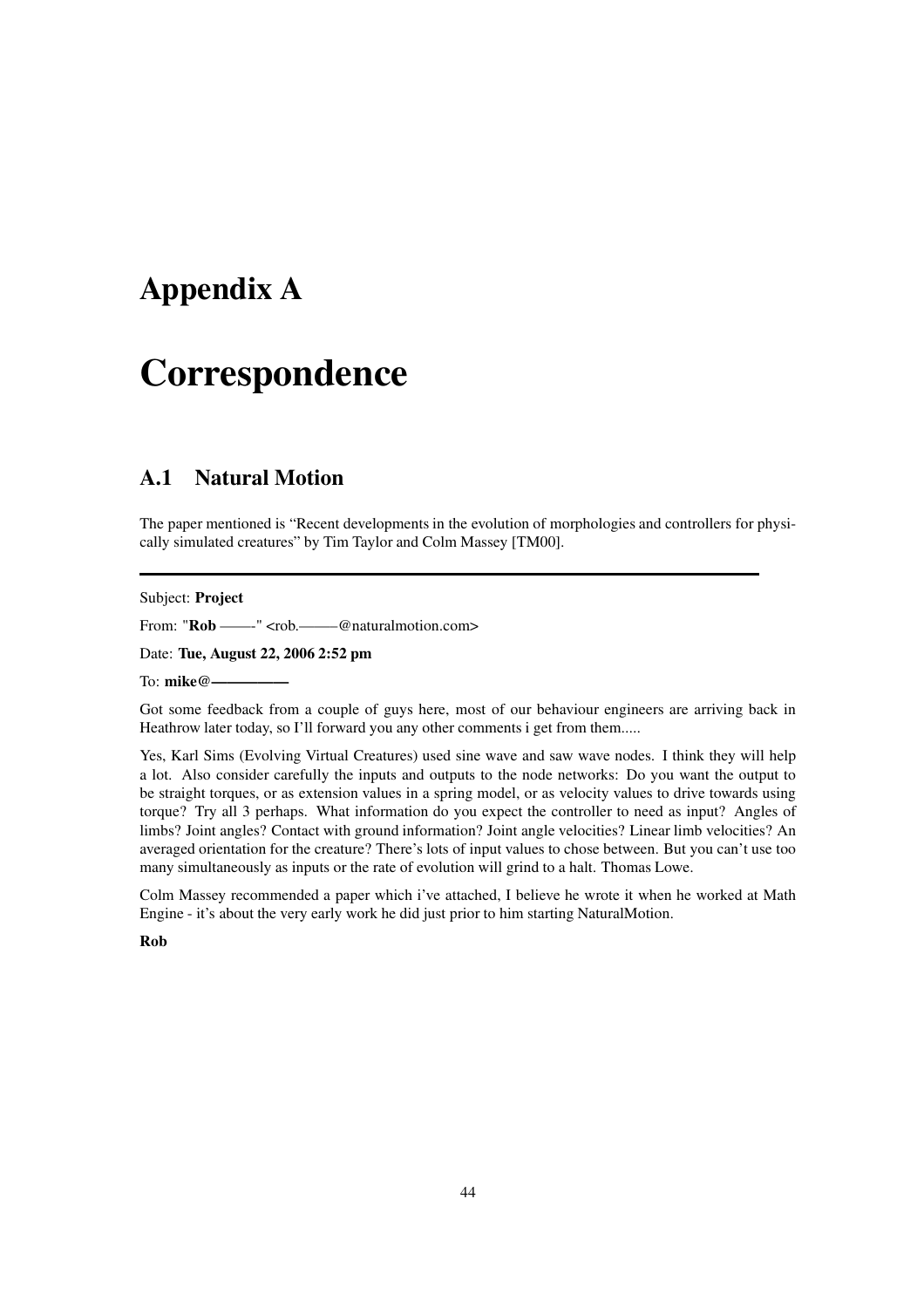# Appendix A

# Correspondence

## A.1 Natural Motion

The paper mentioned is “Recent developments in the evolution of morphologies and controllers for physically simulated creatures” by Tim Taylor and Colm Massey [TM00].

---

Subject: **Project**

From: "**Rob** ——-" <rob.———@naturalmotion.com>

Date: **Tue, August 22, 2006 2:52 pm**

To: **mike@—————**

Got some feedback from a couple of guys here, most of our behaviour engineers are arriving back in Heathrow later today, so I’ll forward you any other comments i get from them.....

Yes, Karl Sims (Evolving Virtual Creatures) used sine wave and saw wave nodes. I think they will help a lot. Also consider carefully the inputs and outputs to the node networks: Do you want the output to be straight torques, or as extension values in a spring model, or as velocity values to drive towards using torque? Try all 3 perhaps. What information do you expect the controller to need as input? Angles of limbs? Joint angles? Contact with ground information? Joint angle velocities? Linear limb velocities? An averaged orientation for the creature? There’s lots of input values to chose between. But you can’t use too many simultaneously as inputs or the rate of evolution will grind to a halt. Thomas Lowe.

Colm Massey recommended a paper which i’ve attached, I believe he wrote it when he worked at Math Engine - it’s about the very early work he did just prior to him starting NaturalMotion.

**Rob**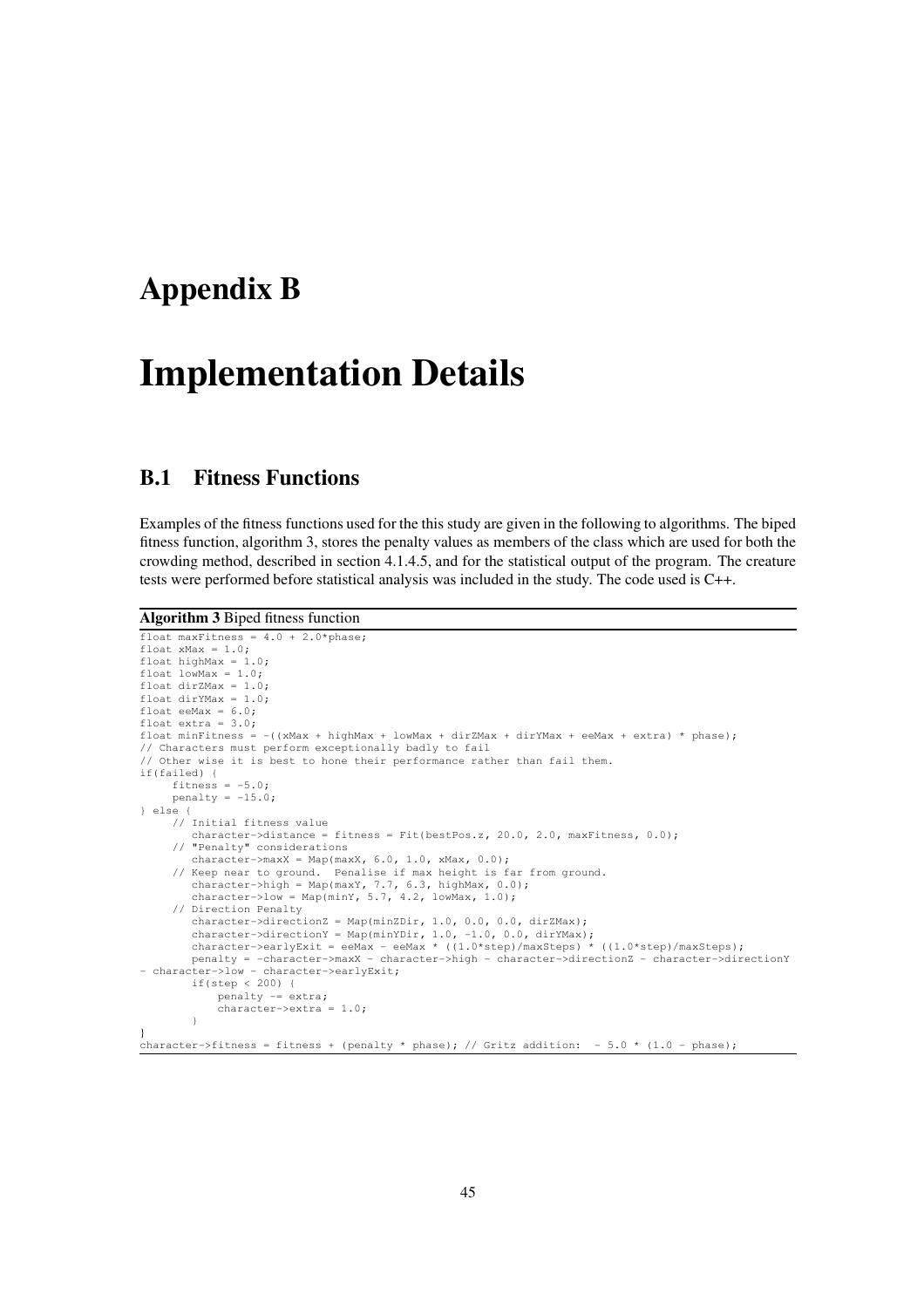# Appendix B

# Implementation Details

## B.1 Fitness Functions

Examples of the fitness functions used for the this study are given in the following to algorithms. The biped fitness function, algorithm 3, stores the penalty values as members of the class which are used for both the crowding method, described in section 4.1.4.5, and for the statistical output of the program. The creature tests were performed before statistical analysis was included in the study. The code used is C++.

**Algorithm 3** Biped fitness function

```
float maxFitness = 4.0 + 2.0*phase;
float xMax = 1.0;
float highMax = 1.0;
float lowMax = 1.0;
float dirZMax = 1.0;
float dirYMax = 1.0;
float eeMax = 6.0;
float extra = 3.0;
float minFitness = -((xMax + highMax + lowMax + dirZMax + dirYMax + eeMax + extra) * phase);
// Characters must perform exceptionally badly to fail
// Other wise it is best to hone their performance rather than fail them.
if(failed) {
     fitness = -5.0;
     penalty = -15.0;
} else {
     // Initial fitness value
        character->distance = fitness = Fit(bestPos.z, 20.0, 2.0, maxFitness, 0.0);
     // "Penalty" considerations
        character->maxX = Map(maxX, 6.0, 1.0, xMax, 0.0);
     // Keep near to ground.  Penalise if max height is far from ground.
        character->high = Map(maxY, 7.7, 6.3, highMax, 0.0);
        character->low = Map(minY, 5.7, 4.2, lowMax, 1.0);
     // Direction Penalty
        character->directionZ = Map(minZDir, 1.0, 0.0, 0.0, dirZMax);
        character->directionY = Map(minYDir, 1.0, -1.0, 0.0, dirYMax);
        character->earlyExit = eeMax - eeMax * ((1.0*step)/maxSteps) * ((1.0*step)/maxSteps);
        penalty = -character->maxX - character->high - character->directionZ - character->directionY
- character->low - character->earlyExit;
        if(step < 200) {
            penalty -= extra;
            character->extra = 1.0;
        }
}
character->fitness = fitness + (penalty * phase); // Gritz addition:  - 5.0 * (1.0 - phase);
```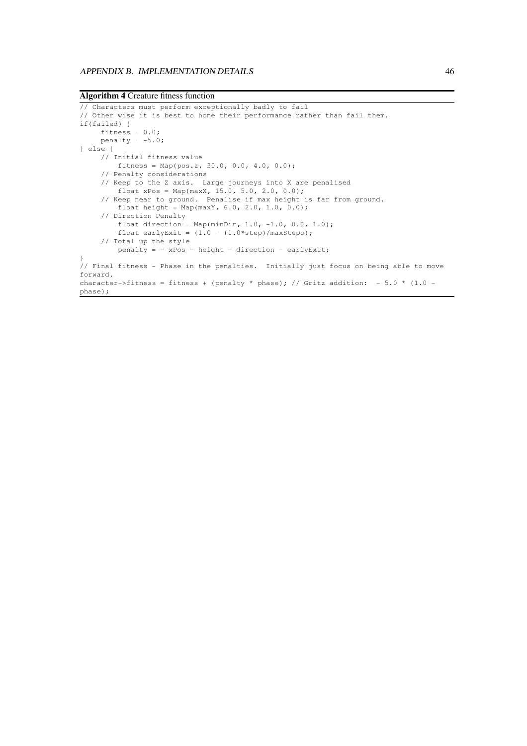**Algorithm 4** Creature fitness function

```
// Characters must perform exceptionally badly to fail
// Other wise it is best to hone their performance rather than fail them.
if(failed) {
     fitness = 0.0;
     penalty = -5.0;
} else {
     // Initial fitness value
          fitness = Map(pos.z, 30.0, 0.0, 4.0, 0.0);
     // Penalty considerations
     // Keep to the Z axis.  Large journeys into X are penalised
          float xPos = Map(maxX, 15.0, 5.0, 2.0, 0.0);
     // Keep near to ground.  Penalise if max height is far from ground.
          float height = Map(maxY, 6.0, 2.0, 1.0, 0.0);
     // Direction Penalty
          float direction = Map(minDir, 1.0, -1.0, 0.0, 1.0);
          float earlyExit = (1.0 - (1.0*step)/maxSteps);
     // Total up the style
          penalty = - xPos - height - direction - earlyExit;
}
// Final fitness - Phase in the penalties.  Initially just focus on being able to move
forward.
character->fitness = fitness + (penalty * phase); // Gritz addition:  - 5.0 * (1.0 -
phase);
```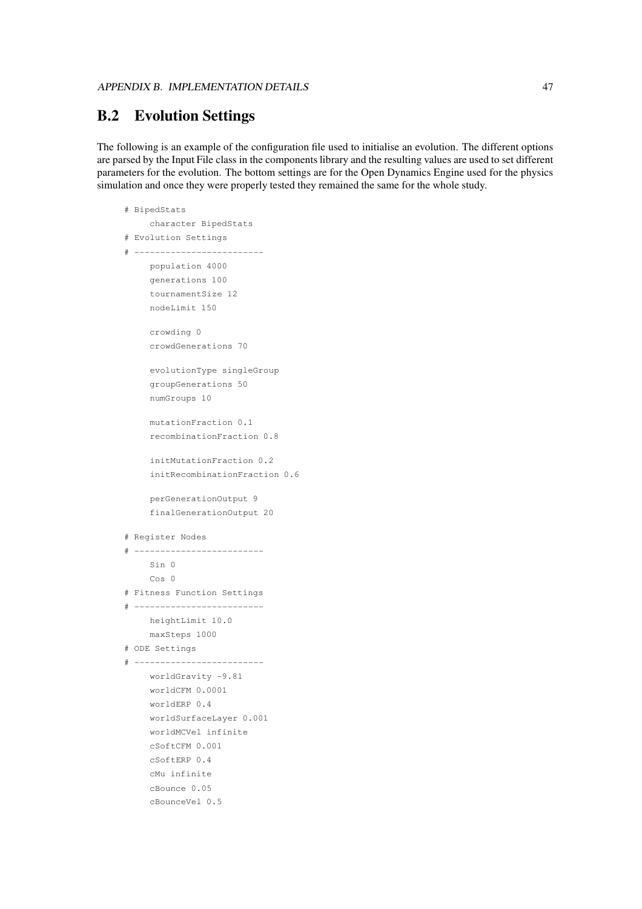## B.2 Evolution Settings

The following is an example of the configuration file used to initialise an evolution. The different options are parsed by the Input File class in the components library and the resulting values are used to set different parameters for the evolution. The bottom settings are for the Open Dynamics Engine used for the physics simulation and once they were properly tested they remained the same for the whole study.

```
# BipedStats
     character BipedStats
# Evolution Settings
# -------------------------
     population 4000
     generations 100
     tournamentSize 12
     nodeLimit 150

     crowding 0
     crowdGenerations 70

     evolutionType singleGroup
     groupGenerations 50
     numGroups 10

     mutationFraction 0.1
     recombinationFraction 0.8

     initMutationFraction 0.2
     initRecombinationFraction 0.6

     perGenerationOutput 9
     finalGenerationOutput 20

# Register Nodes
# -------------------------
     Sin 0
     Cos 0
# Fitness Function Settings
# -------------------------
     heightLimit 10.0
     maxSteps 1000
# ODE Settings
# -------------------------
     worldGravity -9.81
     worldCFM 0.0001
     worldERP 0.4
     worldSurfaceLayer 0.001
     worldMCVel infinite
     cSoftCFM 0.001
     cSoftERP 0.4
     cMu infinite
     cBounce 0.05
     cBounceVel 0.5
```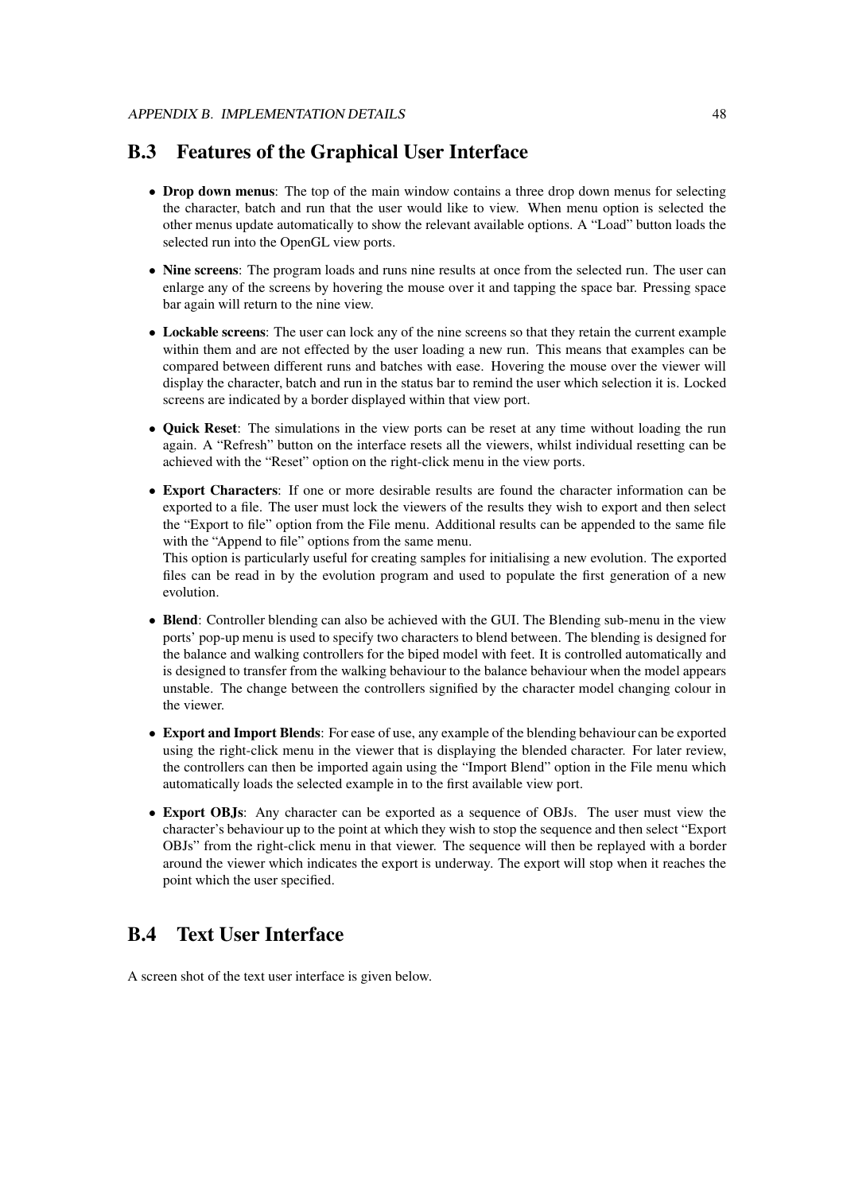## B.3 Features of the Graphical User Interface

- **Drop down menus**: The top of the main window contains a three drop down menus for selecting the character, batch and run that the user would like to view. When menu option is selected the other menus update automatically to show the relevant available options. A "Load" button loads the selected run into the OpenGL view ports.
- **Nine screens**: The program loads and runs nine results at once from the selected run. The user can enlarge any of the screens by hovering the mouse over it and tapping the space bar. Pressing space bar again will return to the nine view.
- **Lockable screens**: The user can lock any of the nine screens so that they retain the current example within them and are not effected by the user loading a new run. This means that examples can be compared between different runs and batches with ease. Hovering the mouse over the viewer will display the character, batch and run in the status bar to remind the user which selection it is. Locked screens are indicated by a border displayed within that view port.
- **Quick Reset**: The simulations in the view ports can be reset at any time without loading the run again. A "Refresh" button on the interface resets all the viewers, whilst individual resetting can be achieved with the "Reset" option on the right-click menu in the view ports.
- **Export Characters**: If one or more desirable results are found the character information can be exported to a file. The user must lock the viewers of the results they wish to export and then select the "Export to file" option from the File menu. Additional results can be appended to the same file with the "Append to file" options from the same menu.
  This option is particularly useful for creating samples for initialising a new evolution. The exported files can be read in by the evolution program and used to populate the first generation of a new evolution.
- **Blend**: Controller blending can also be achieved with the GUI. The Blending sub-menu in the view ports' pop-up menu is used to specify two characters to blend between. The blending is designed for the balance and walking controllers for the biped model with feet. It is controlled automatically and is designed to transfer from the walking behaviour to the balance behaviour when the model appears unstable. The change between the controllers signified by the character model changing colour in the viewer.
- **Export and Import Blends**: For ease of use, any example of the blending behaviour can be exported using the right-click menu in the viewer that is displaying the blended character. For later review, the controllers can then be imported again using the "Import Blend" option in the File menu which automatically loads the selected example in to the first available view port.
- **Export OBJs**: Any character can be exported as a sequence of OBJs. The user must view the character's behaviour up to the point at which they wish to stop the sequence and then select "Export OBJs" from the right-click menu in that viewer. The sequence will then be replayed with a border around the viewer which indicates the export is underway. The export will stop when it reaches the point which the user specified.

## B.4 Text User Interface

A screen shot of the text user interface is given below.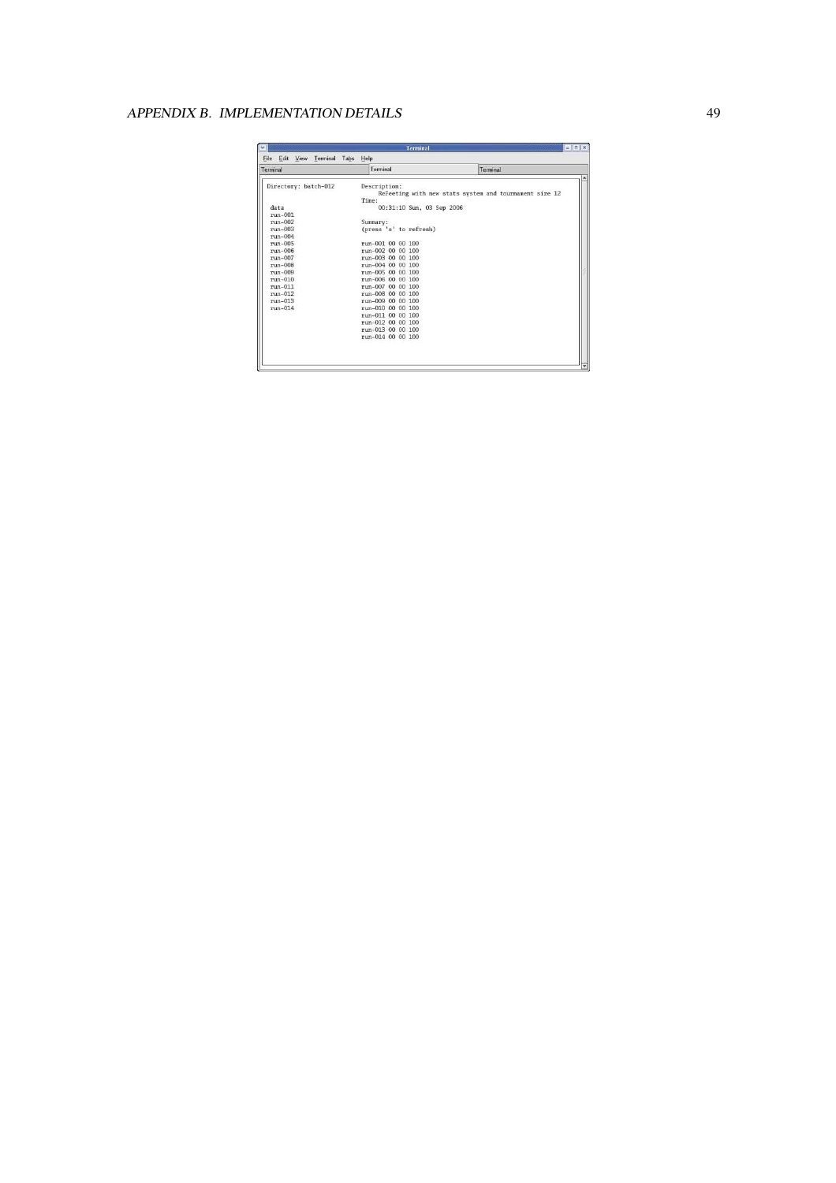```
Terminal
File  Edit  View  Terminal  Tabs  Help
Terminal                      Terminal                      Terminal

 Directory: batch-012        Description:
                                 Refeeting with new stats system and tournament size 12
                             Time:
  data                           00:31:10 Sun, 03 Sep 2006
  run-001
  run-002                    Summary:
  run-003                    (press 's' to refresh)
  run-004
  run-005                    run-001 00 00 100
  run-006                    run-002 00 00 100
  run-007                    run-003 00 00 100
  run-008                    run-004 00 00 100
  run-009                    run-005 00 00 100
  run-010                    run-006 00 00 100
  run-011                    run-007 00 00 100
  run-012                    run-008 00 00 100
  run-013                    run-009 00 00 100
  run-014                    run-010 00 00 100
                             run-011 00 00 100
                             run-012 00 00 100
                             run-013 00 00 100
                             run-014 00 00 100
```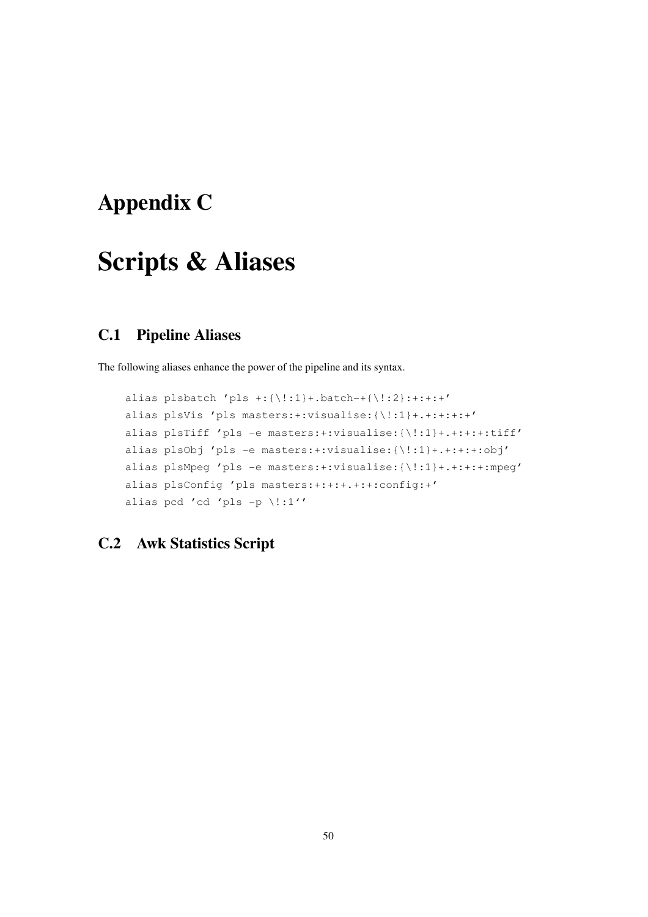# Appendix C

# Scripts & Aliases

## C.1 Pipeline Aliases

The following aliases enhance the power of the pipeline and its syntax.

```
alias plsbatch 'pls +:{\!:1}+.batch-+{\!:2}:+:+:+'
alias plsVis 'pls masters:+:visualise:{\!:1}+.+:+:+:+'
alias plsTiff 'pls -e masters:+:visualise:{\!:1}+.+:+:+:tiff'
alias plsObj 'pls -e masters:+:visualise:{\!:1}+.+:+:+:obj'
alias plsMpeg 'pls -e masters:+:visualise:{\!:1}+.+:+:+:mpeg'
alias plsConfig 'pls masters:+:+:+.+:+:config:+'
alias pcd 'cd `pls -p \!:1`'
```

## C.2 Awk Statistics Script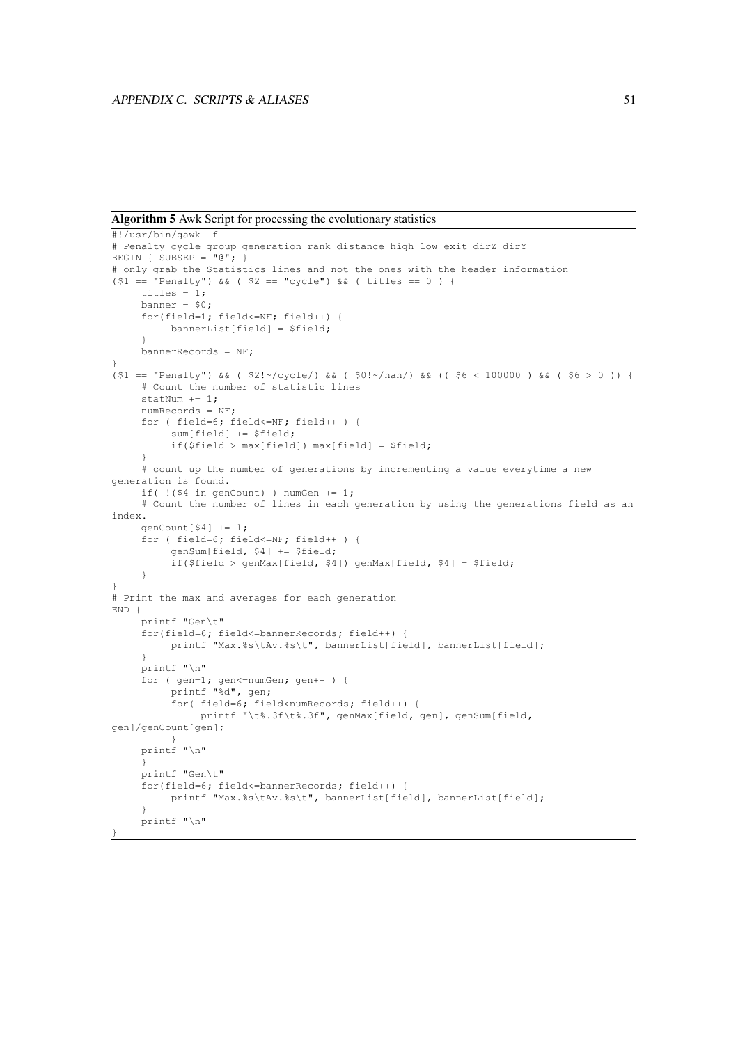**Algorithm 5** Awk Script for processing the evolutionary statistics

```
#!/usr/bin/gawk -f
# Penalty cycle group generation rank distance high low exit dirZ dirY
BEGIN { SUBSEP = "@"; }
# only grab the Statistics lines and not the ones with the header information
($1 == "Penalty") && ( $2 == "cycle") && ( titles == 0 ) {
     titles = 1;
     banner = $0;
     for(field=1; field<=NF; field++) {
          bannerList[field] = $field;
     }
     bannerRecords = NF;
}
($1 == "Penalty") && ( $2!~/cycle/) && ( $0!~/nan/) && (( $6 < 100000 ) && ( $6 > 0 )) {
     # Count the number of statistic lines
     statNum += 1;
     numRecords = NF;
     for ( field=6; field<=NF; field++ ) {
          sum[field] += $field;
          if($field > max[field]) max[field] = $field;
     }
     # count up the number of generations by incrementing a value everytime a new
generation is found.
     if( !($4 in genCount) ) numGen += 1;
     # Count the number of lines in each generation by using the generations field as an
index.
     genCount[$4] += 1;
     for ( field=6; field<=NF; field++ ) {
          genSum[field, $4] += $field;
          if($field > genMax[field, $4]) genMax[field, $4] = $field;
     }
}
# Print the max and averages for each generation
END {
     printf "Gen\t"
     for(field=6; field<=bannerRecords; field++) {
          printf "Max.%s\tAv.%s\t", bannerList[field], bannerList[field];
     }
     printf "\n"
     for ( gen=1; gen<=numGen; gen++ ) {
          printf "%d", gen;
          for( field=6; field<numRecords; field++) {
               printf "\t%.3f\t%.3f", genMax[field, gen], genSum[field,
gen]/genCount[gen];
          }
     printf "\n"
     }
     printf "Gen\t"
     for(field=6; field<=bannerRecords; field++) {
          printf "Max.%s\tAv.%s\t", bannerList[field], bannerList[field];
     }
     printf "\n"
}
```